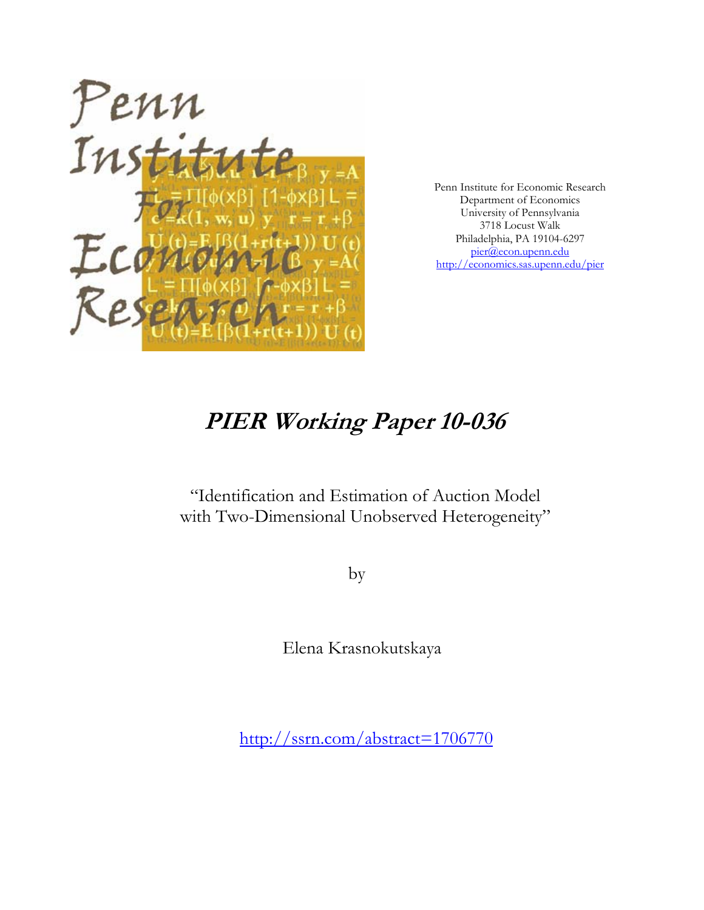Penn Institute for Economic Research
Department of Economics
University of Pennsylvania
3718 Locust Walk
Philadelphia, PA 19104-6297
pier@econ.upenn.edu
http://economics.sas.upenn.edu/pier

# *PIER Working Paper 10-036*

"Identification and Estimation of Auction Model with Two-Dimensional Unobserved Heterogeneity"

by

Elena Krasnokutskaya

http://ssrn.com/abstract=1706770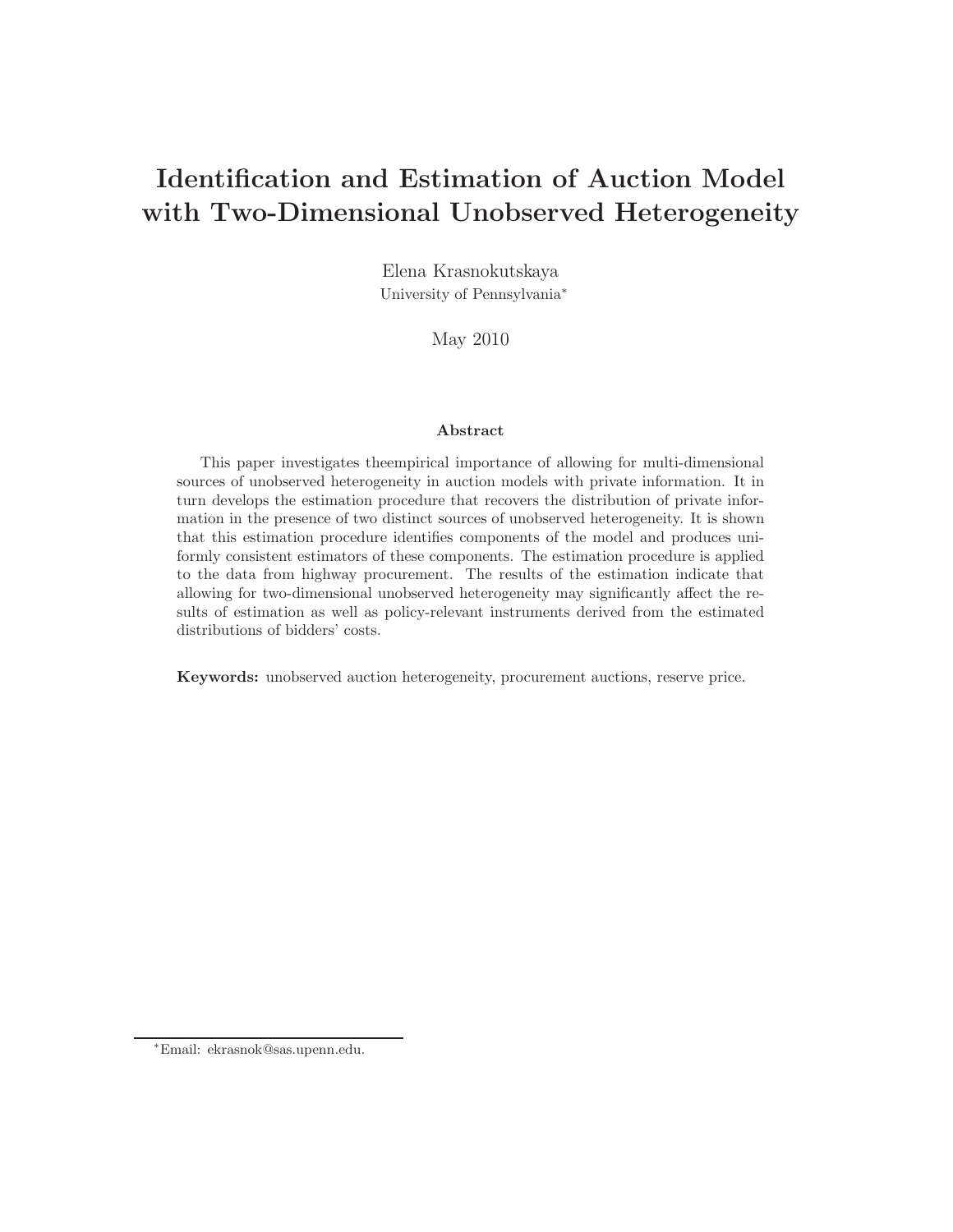# Identification and Estimation of Auction Model with Two-Dimensional Unobserved Heterogeneity

Elena Krasnokutskaya
University of Pennsylvania[*]

May 2010

### Abstract

This paper investigates theempirical importance of allowing for multi-dimensional sources of unobserved heterogeneity in auction models with private information. It in turn develops the estimation procedure that recovers the distribution of private information in the presence of two distinct sources of unobserved heterogeneity. It is shown that this estimation procedure identifies components of the model and produces uniformly consistent estimators of these components. The estimation procedure is applied to the data from highway procurement. The results of the estimation indicate that allowing for two-dimensional unobserved heterogeneity may significantly affect the results of estimation as well as policy-relevant instruments derived from the estimated distributions of bidders' costs.

**Keywords:** unobserved auction heterogeneity, procurement auctions, reserve price.

---

[*]Email: ekrasnok@sas.upenn.edu.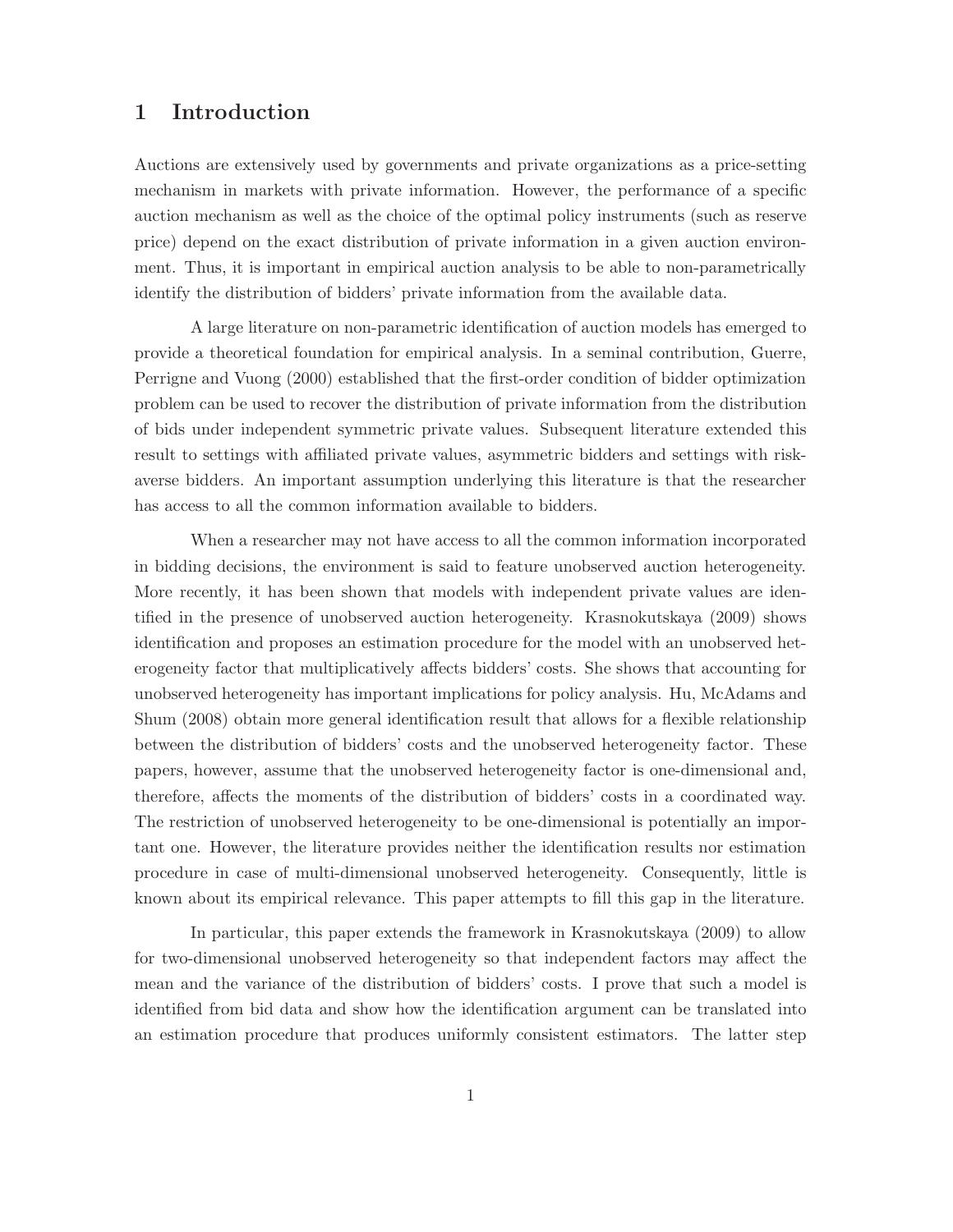# 1 Introduction

Auctions are extensively used by governments and private organizations as a price-setting mechanism in markets with private information. However, the performance of a specific auction mechanism as well as the choice of the optimal policy instruments (such as reserve price) depend on the exact distribution of private information in a given auction environment. Thus, it is important in empirical auction analysis to be able to non-parametrically identify the distribution of bidders' private information from the available data.

A large literature on non-parametric identification of auction models has emerged to provide a theoretical foundation for empirical analysis. In a seminal contribution, Guerre, Perrigne and Vuong (2000) established that the first-order condition of bidder optimization problem can be used to recover the distribution of private information from the distribution of bids under independent symmetric private values. Subsequent literature extended this result to settings with affiliated private values, asymmetric bidders and settings with risk-averse bidders. An important assumption underlying this literature is that the researcher has access to all the common information available to bidders.

When a researcher may not have access to all the common information incorporated in bidding decisions, the environment is said to feature unobserved auction heterogeneity. More recently, it has been shown that models with independent private values are identified in the presence of unobserved auction heterogeneity. Krasnokutskaya (2009) shows identification and proposes an estimation procedure for the model with an unobserved heterogeneity factor that multiplicatively affects bidders' costs. She shows that accounting for unobserved heterogeneity has important implications for policy analysis. Hu, McAdams and Shum (2008) obtain more general identification result that allows for a flexible relationship between the distribution of bidders' costs and the unobserved heterogeneity factor. These papers, however, assume that the unobserved heterogeneity factor is one-dimensional and, therefore, affects the moments of the distribution of bidders' costs in a coordinated way. The restriction of unobserved heterogeneity to be one-dimensional is potentially an important one. However, the literature provides neither the identification results nor estimation procedure in case of multi-dimensional unobserved heterogeneity. Consequently, little is known about its empirical relevance. This paper attempts to fill this gap in the literature.

In particular, this paper extends the framework in Krasnokutskaya (2009) to allow for two-dimensional unobserved heterogeneity so that independent factors may affect the mean and the variance of the distribution of bidders' costs. I prove that such a model is identified from bid data and show how the identification argument can be translated into an estimation procedure that produces uniformly consistent estimators. The latter step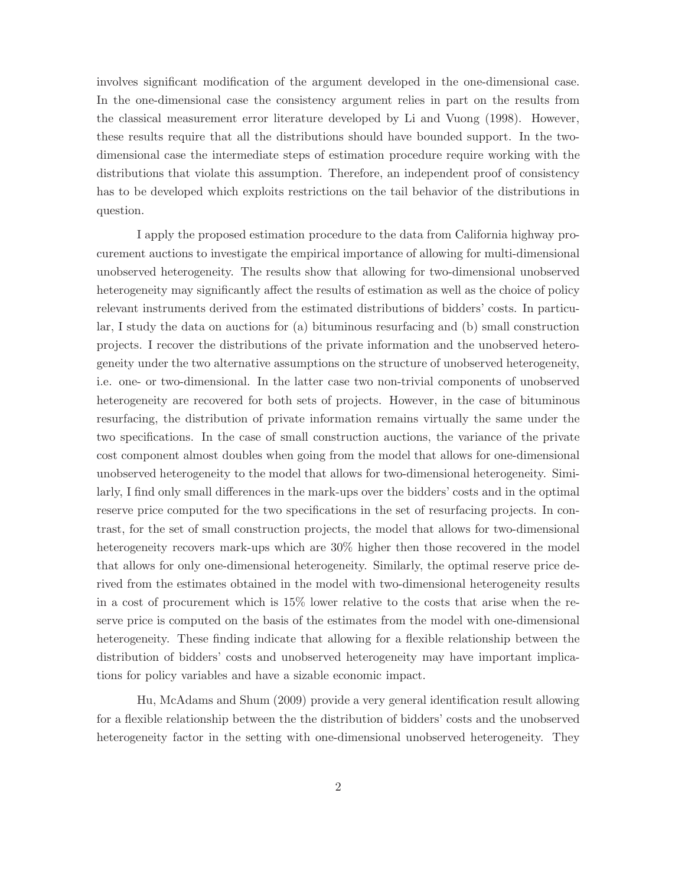involves significant modification of the argument developed in the one-dimensional case. In the one-dimensional case the consistency argument relies in part on the results from the classical measurement error literature developed by Li and Vuong (1998). However, these results require that all the distributions should have bounded support. In the two-dimensional case the intermediate steps of estimation procedure require working with the distributions that violate this assumption. Therefore, an independent proof of consistency has to be developed which exploits restrictions on the tail behavior of the distributions in question.

I apply the proposed estimation procedure to the data from California highway procurement auctions to investigate the empirical importance of allowing for multi-dimensional unobserved heterogeneity. The results show that allowing for two-dimensional unobserved heterogeneity may significantly affect the results of estimation as well as the choice of policy relevant instruments derived from the estimated distributions of bidders' costs. In particular, I study the data on auctions for (a) bituminous resurfacing and (b) small construction projects. I recover the distributions of the private information and the unobserved heterogeneity under the two alternative assumptions on the structure of unobserved heterogeneity, i.e. one- or two-dimensional. In the latter case two non-trivial components of unobserved heterogeneity are recovered for both sets of projects. However, in the case of bituminous resurfacing, the distribution of private information remains virtually the same under the two specifications. In the case of small construction auctions, the variance of the private cost component almost doubles when going from the model that allows for one-dimensional unobserved heterogeneity to the model that allows for two-dimensional heterogeneity. Similarly, I find only small differences in the mark-ups over the bidders' costs and in the optimal reserve price computed for the two specifications in the set of resurfacing projects. In contrast, for the set of small construction projects, the model that allows for two-dimensional heterogeneity recovers mark-ups which are 30% higher then those recovered in the model that allows for only one-dimensional heterogeneity. Similarly, the optimal reserve price derived from the estimates obtained in the model with two-dimensional heterogeneity results in a cost of procurement which is 15% lower relative to the costs that arise when the reserve price is computed on the basis of the estimates from the model with one-dimensional heterogeneity. These finding indicate that allowing for a flexible relationship between the distribution of bidders' costs and unobserved heterogeneity may have important implications for policy variables and have a sizable economic impact.

Hu, McAdams and Shum (2009) provide a very general identification result allowing for a flexible relationship between the the distribution of bidders' costs and the unobserved heterogeneity factor in the setting with one-dimensional unobserved heterogeneity. They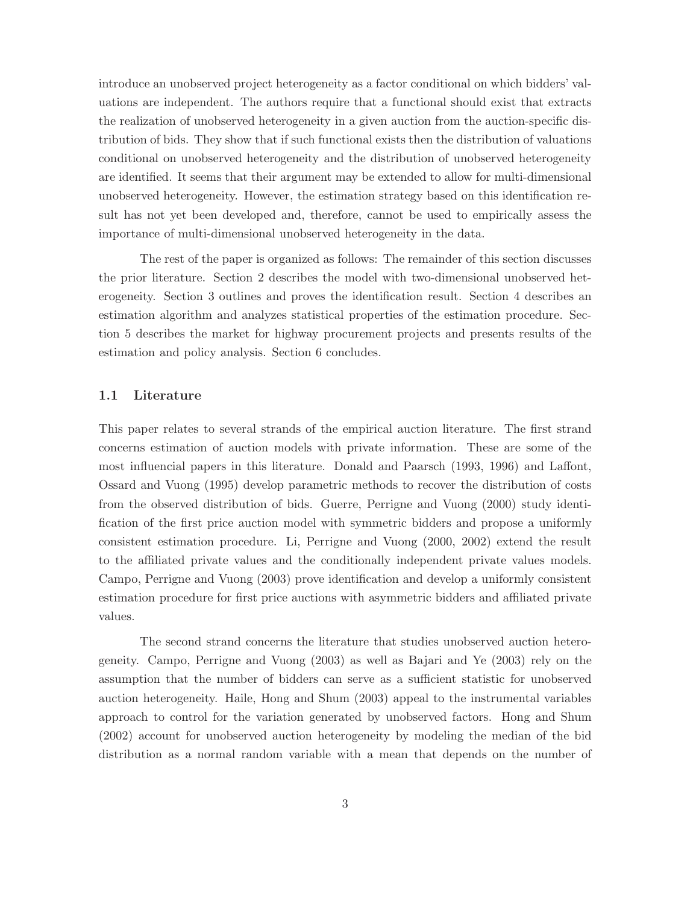introduce an unobserved project heterogeneity as a factor conditional on which bidders' valuations are independent. The authors require that a functional should exist that extracts the realization of unobserved heterogeneity in a given auction from the auction-specific distribution of bids. They show that if such functional exists then the distribution of valuations conditional on unobserved heterogeneity and the distribution of unobserved heterogeneity are identified. It seems that their argument may be extended to allow for multi-dimensional unobserved heterogeneity. However, the estimation strategy based on this identification result has not yet been developed and, therefore, cannot be used to empirically assess the importance of multi-dimensional unobserved heterogeneity in the data.

The rest of the paper is organized as follows: The remainder of this section discusses the prior literature. Section 2 describes the model with two-dimensional unobserved heterogeneity. Section 3 outlines and proves the identification result. Section 4 describes an estimation algorithm and analyzes statistical properties of the estimation procedure. Section 5 describes the market for highway procurement projects and presents results of the estimation and policy analysis. Section 6 concludes.

### 1.1 Literature

This paper relates to several strands of the empirical auction literature. The first strand concerns estimation of auction models with private information. These are some of the most influencial papers in this literature. Donald and Paarsch (1993, 1996) and Laffont, Ossard and Vuong (1995) develop parametric methods to recover the distribution of costs from the observed distribution of bids. Guerre, Perrigne and Vuong (2000) study identification of the first price auction model with symmetric bidders and propose a uniformly consistent estimation procedure. Li, Perrigne and Vuong (2000, 2002) extend the result to the affiliated private values and the conditionally independent private values models. Campo, Perrigne and Vuong (2003) prove identification and develop a uniformly consistent estimation procedure for first price auctions with asymmetric bidders and affiliated private values.

The second strand concerns the literature that studies unobserved auction heterogeneity. Campo, Perrigne and Vuong (2003) as well as Bajari and Ye (2003) rely on the assumption that the number of bidders can serve as a sufficient statistic for unobserved auction heterogeneity. Haile, Hong and Shum (2003) appeal to the instrumental variables approach to control for the variation generated by unobserved factors. Hong and Shum (2002) account for unobserved auction heterogeneity by modeling the median of the bid distribution as a normal random variable with a mean that depends on the number of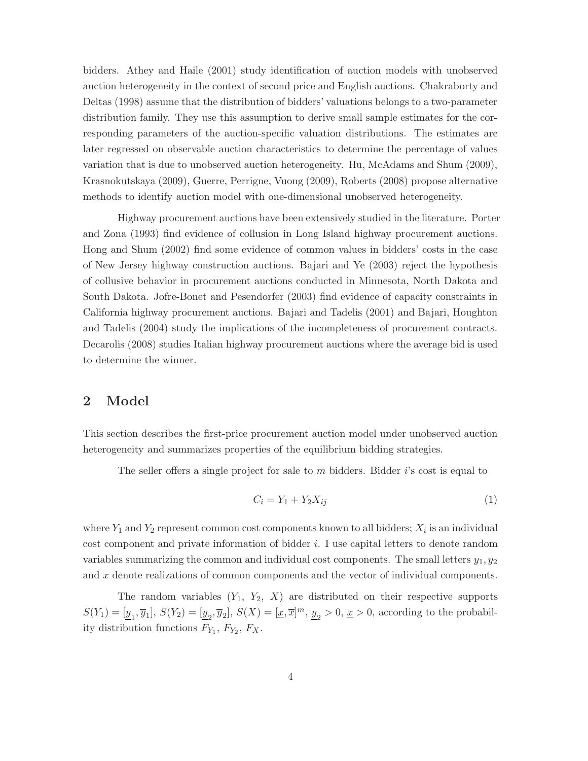bidders. Athey and Haile (2001) study identification of auction models with unobserved auction heterogeneity in the context of second price and English auctions. Chakraborty and Deltas (1998) assume that the distribution of bidders' valuations belongs to a two-parameter distribution family. They use this assumption to derive small sample estimates for the corresponding parameters of the auction-specific valuation distributions. The estimates are later regressed on observable auction characteristics to determine the percentage of values variation that is due to unobserved auction heterogeneity. Hu, McAdams and Shum (2009), Krasnokutskaya (2009), Guerre, Perrigne, Vuong (2009), Roberts (2008) propose alternative methods to identify auction model with one-dimensional unobserved heterogeneity.

Highway procurement auctions have been extensively studied in the literature. Porter and Zona (1993) find evidence of collusion in Long Island highway procurement auctions. Hong and Shum (2002) find some evidence of common values in bidders' costs in the case of New Jersey highway construction auctions. Bajari and Ye (2003) reject the hypothesis of collusive behavior in procurement auctions conducted in Minnesota, North Dakota and South Dakota. Jofre-Bonet and Pesendorfer (2003) find evidence of capacity constraints in California highway procurement auctions. Bajari and Tadelis (2001) and Bajari, Houghton and Tadelis (2004) study the implications of the incompleteness of procurement contracts. Decarolis (2008) studies Italian highway procurement auctions where the average bid is used to determine the winner.

## 2 Model

This section describes the first-price procurement auction model under unobserved auction heterogeneity and summarizes properties of the equilibrium bidding strategies.

The seller offers a single project for sale to $m$ bidders. Bidder $i$'s cost is equal to

$$C_i = Y_1 + Y_2 X_{ij} \tag{1}$$

where $Y_1$ and $Y_2$ represent common cost components known to all bidders; $X_i$ is an individual cost component and private information of bidder $i$. I use capital letters to denote random variables summarizing the common and individual cost components. The small letters $y_1, y_2$ and $x$ denote realizations of common components and the vector of individual components.

The random variables $(Y_1,\ Y_2,\ X)$ are distributed on their respective supports $S(Y_1) = [\underline{y}_1, \overline{y}_1]$, $S(Y_2) = [\underline{y}_2, \overline{y}_2]$, $S(X) = [\underline{x}, \overline{x}]^m$, $\underline{y}_2 > 0$, $\underline{x} > 0$, according to the probability distribution functions $F_{Y_1}$, $F_{Y_2}$, $F_X$.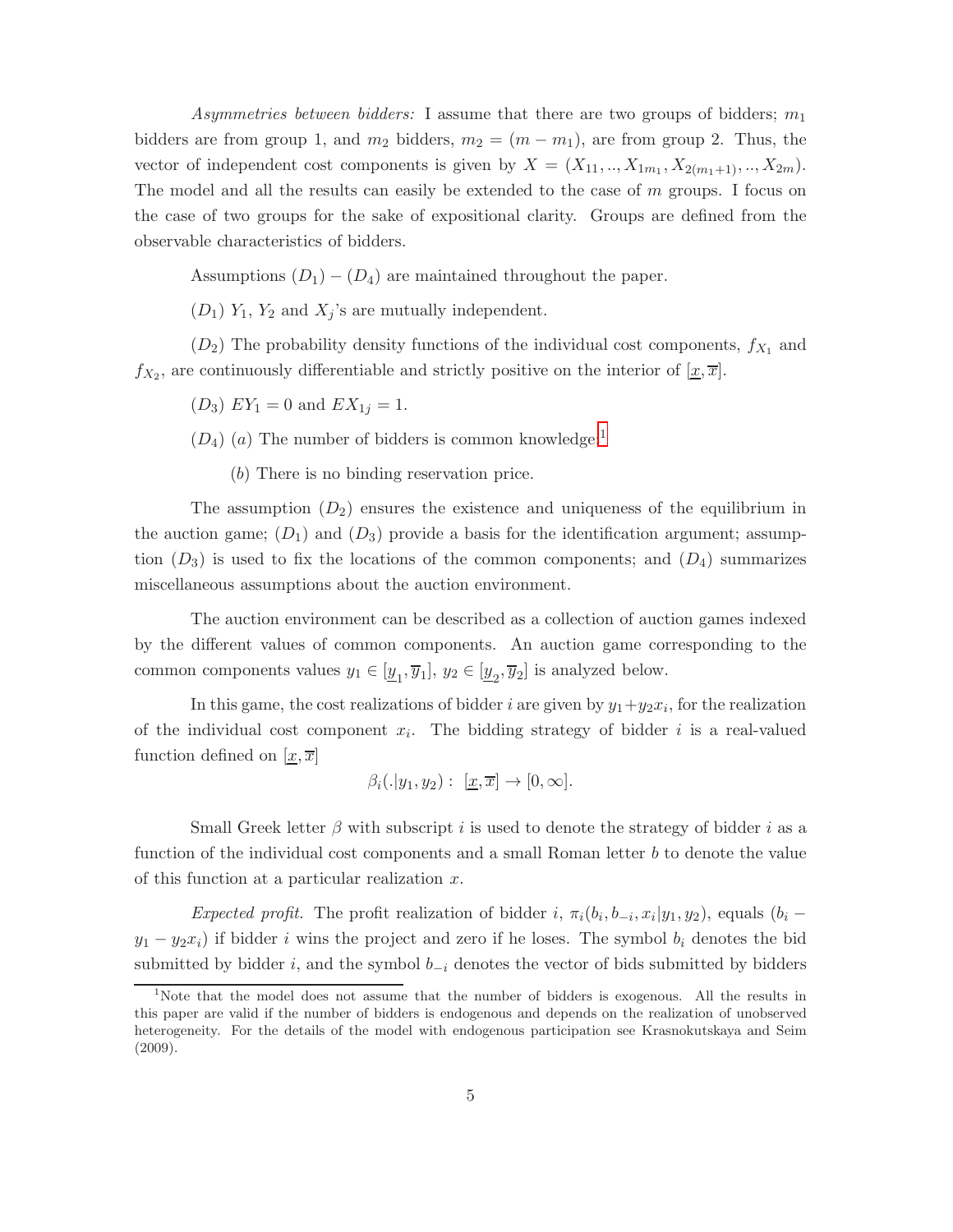*Asymmetries between bidders:* I assume that there are two groups of bidders; $m_1$ bidders are from group 1, and $m_2$ bidders, $m_2 = (m - m_1)$, are from group 2. Thus, the vector of independent cost components is given by $X = (X_{11}, .., X_{1m_1}, X_{2(m_1+1)}, .., X_{2m})$. The model and all the results can easily be extended to the case of $m$ groups. I focus on the case of two groups for the sake of expositional clarity. Groups are defined from the observable characteristics of bidders.

Assumptions $(D_1) - (D_4)$ are maintained throughout the paper.

$(D_1)$ $Y_1$, $Y_2$ and $X_j$'s are mutually independent.

$(D_2)$ The probability density functions of the individual cost components, $f_{X_1}$ and $f_{X_2}$, are continuously differentiable and strictly positive on the interior of $[\underline{x}, \overline{x}]$.

$(D_3)$ $EY_1 = 0$ and $EX_{1j} = 1$.

$(D_4)$ $(a)$ The number of bidders is common knowledge.[1]

$(b)$ There is no binding reservation price.

The assumption $(D_2)$ ensures the existence and uniqueness of the equilibrium in the auction game; $(D_1)$ and $(D_3)$ provide a basis for the identification argument; assumption $(D_3)$ is used to fix the locations of the common components; and $(D_4)$ summarizes miscellaneous assumptions about the auction environment.

The auction environment can be described as a collection of auction games indexed by the different values of common components. An auction game corresponding to the common components values $y_1 \in [\underline{y}_1, \overline{y}_1]$, $y_2 \in [\underline{y}_2, \overline{y}_2]$ is analyzed below.

In this game, the cost realizations of bidder $i$ are given by $y_1 + y_2 x_i$, for the realization of the individual cost component $x_i$. The bidding strategy of bidder $i$ is a real-valued function defined on $[\underline{x}, \overline{x}]$

$$\beta_i(.|y_1, y_2) : \ [\underline{x}, \overline{x}] \rightarrow [0, \infty].$$

Small Greek letter $\beta$ with subscript $i$ is used to denote the strategy of bidder $i$ as a function of the individual cost components and a small Roman letter $b$ to denote the value of this function at a particular realization $x$.

*Expected profit.* The profit realization of bidder $i$, $\pi_i(b_i, b_{-i}, x_i|y_1, y_2)$, equals $(b_i - y_1 - y_2 x_i)$ if bidder $i$ wins the project and zero if he loses. The symbol $b_i$ denotes the bid submitted by bidder $i$, and the symbol $b_{-i}$ denotes the vector of bids submitted by bidders

[1] Note that the model does not assume that the number of bidders is exogenous. All the results in this paper are valid if the number of bidders is endogenous and depends on the realization of unobserved heterogeneity. For the details of the model with endogenous participation see Krasnokutskaya and Seim (2009).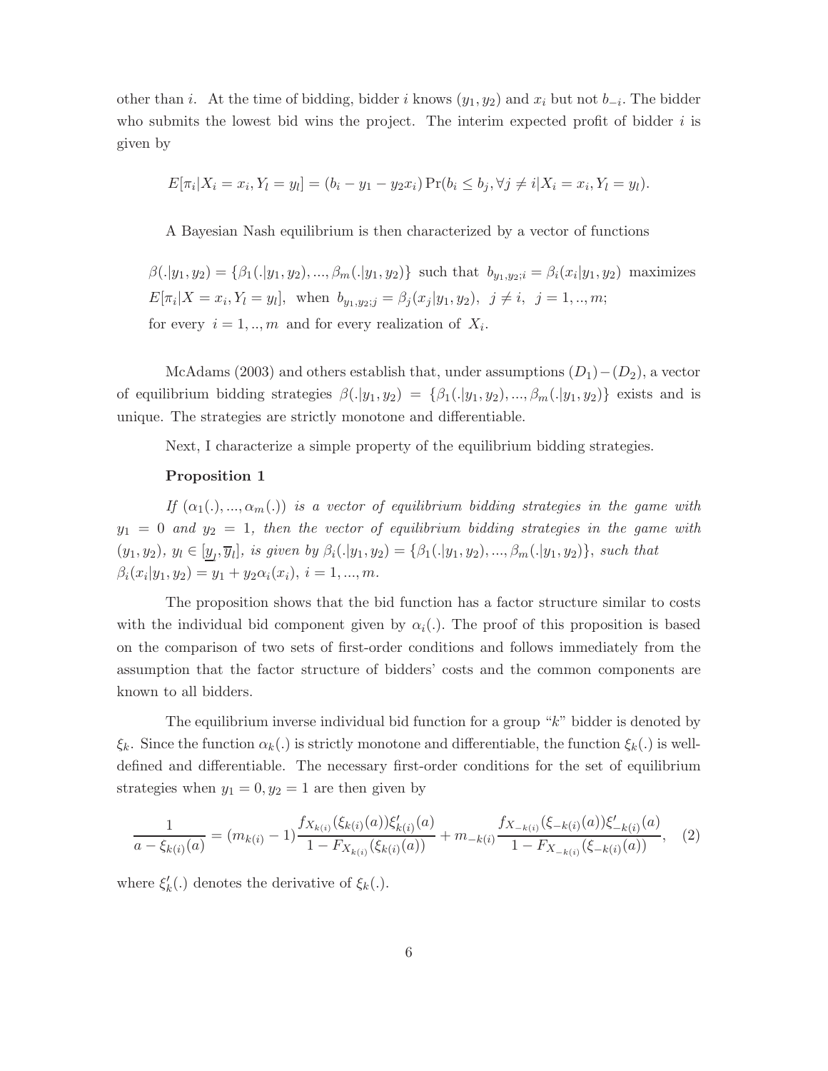other than $i$. At the time of bidding, bidder $i$ knows $(y_1, y_2)$ and $x_i$ but not $b_{-i}$. The bidder who submits the lowest bid wins the project. The interim expected profit of bidder $i$ is given by

$$E[\pi_i | X_i = x_i, Y_l = y_l] = (b_i - y_1 - y_2 x_i) \Pr(b_i \leq b_j, \forall j \neq i | X_i = x_i, Y_l = y_l).$$

A Bayesian Nash equilibrium is then characterized by a vector of functions

$\beta(.|y_1, y_2) = \{\beta_1(.|y_1, y_2), ..., \beta_m(.|y_1, y_2)\}$ such that $b_{y_1,y_2;i} = \beta_i(x_i|y_1, y_2)$ maximizes $E[\pi_i|X = x_i, Y_l = y_l]$, when $b_{y_1,y_2;j} = \beta_j(x_j|y_1, y_2)$, $j \neq i$, $j = 1, .., m$; for every $i = 1, .., m$ and for every realization of $X_i$.

McAdams (2003) and others establish that, under assumptions $(D_1)-(D_2)$, a vector of equilibrium bidding strategies $\beta(.|y_1, y_2) = \{\beta_1(.|y_1, y_2), ..., \beta_m(.|y_1, y_2)\}$ exists and is unique. The strategies are strictly monotone and differentiable.

Next, I characterize a simple property of the equilibrium bidding strategies.

**Proposition 1**

*If $(\alpha_1(.), ..., \alpha_m(.))$ is a vector of equilibrium bidding strategies in the game with $y_1 = 0$ and $y_2 = 1$, then the vector of equilibrium bidding strategies in the game with $(y_1, y_2)$, $y_l \in [\underline{y}_l, \overline{y}_l]$, is given by $\beta_i(.|y_1, y_2) = \{\beta_1(.|y_1, y_2), ..., \beta_m(.|y_1, y_2)\}$, such that $\beta_i(x_i|y_1, y_2) = y_1 + y_2 \alpha_i(x_i)$, $i = 1, ..., m$.*

The proposition shows that the bid function has a factor structure similar to costs with the individual bid component given by $\alpha_i(.)$. The proof of this proposition is based on the comparison of two sets of first-order conditions and follows immediately from the assumption that the factor structure of bidders' costs and the common components are known to all bidders.

The equilibrium inverse individual bid function for a group "$k$" bidder is denoted by $\xi_k$. Since the function $\alpha_k(.)$ is strictly monotone and differentiable, the function $\xi_k(.)$ is well-defined and differentiable. The necessary first-order conditions for the set of equilibrium strategies when $y_1 = 0, y_2 = 1$ are then given by

$$\frac{1}{a - \xi_{k(i)}(a)} = (m_{k(i)} - 1) \frac{f_{X_{k(i)}}(\xi_{k(i)}(a)) \xi'_{k(i)}(a)}{1 - F_{X_{k(i)}}(\xi_{k(i)}(a))} + m_{-k(i)} \frac{f_{X_{-k(i)}}(\xi_{-k(i)}(a)) \xi'_{-k(i)}(a)}{1 - F_{X_{-k(i)}}(\xi_{-k(i)}(a))}, \quad (2)$$

where $\xi'_k(.)$ denotes the derivative of $\xi_k(.)$.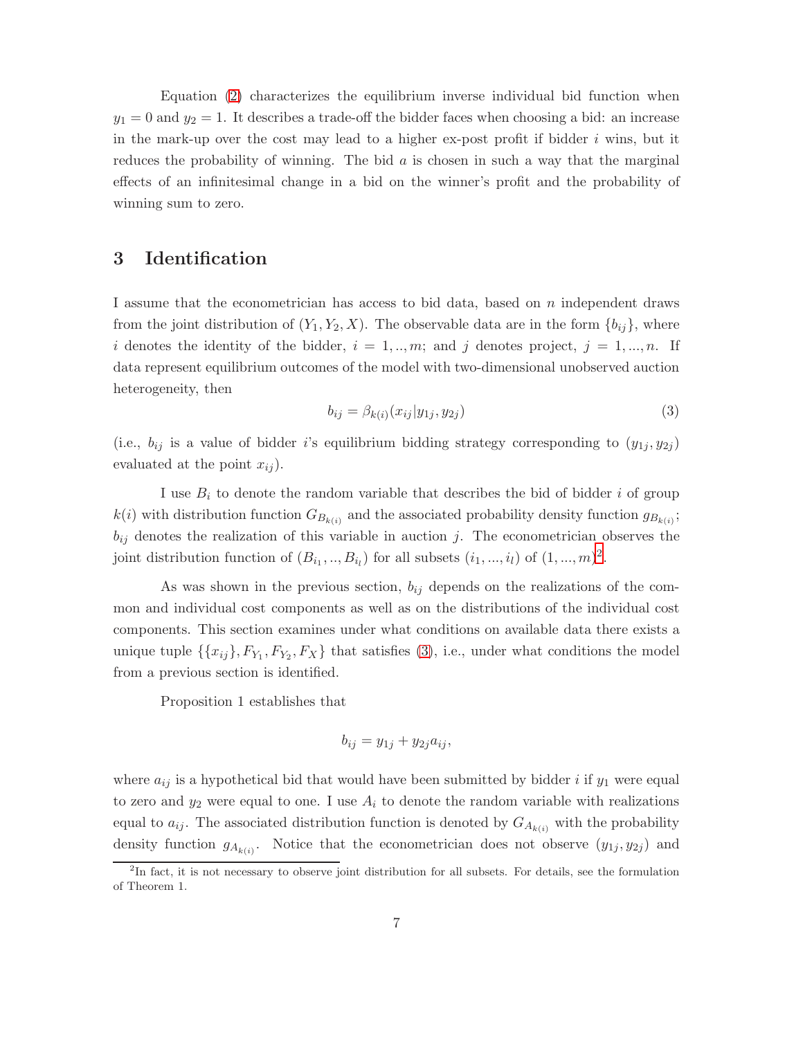Equation (2) characterizes the equilibrium inverse individual bid function when $y_1 = 0$ and $y_2 = 1$. It describes a trade-off the bidder faces when choosing a bid: an increase in the mark-up over the cost may lead to a higher ex-post profit if bidder $i$ wins, but it reduces the probability of winning. The bid $a$ is chosen in such a way that the marginal effects of an infinitesimal change in a bid on the winner's profit and the probability of winning sum to zero.

# 3 Identification

I assume that the econometrician has access to bid data, based on $n$ independent draws from the joint distribution of $(Y_1, Y_2, X)$. The observable data are in the form $\{b_{ij}\}$, where $i$ denotes the identity of the bidder, $i = 1, .., m$; and $j$ denotes project, $j = 1, ..., n$. If data represent equilibrium outcomes of the model with two-dimensional unobserved auction heterogeneity, then

$$b_{ij} = \beta_{k(i)}(x_{ij}|y_{1j}, y_{2j}) \tag{3}$$

(i.e., $b_{ij}$ is a value of bidder $i$'s equilibrium bidding strategy corresponding to $(y_{1j}, y_{2j})$ evaluated at the point $x_{ij}$).

I use $B_i$ to denote the random variable that describes the bid of bidder $i$ of group $k(i)$ with distribution function $G_{B_{k(i)}}$ and the associated probability density function $g_{B_{k(i)}}$; $b_{ij}$ denotes the realization of this variable in auction $j$. The econometrician observes the joint distribution function of $(B_{i_1}, .., B_{i_l})$ for all subsets $(i_1, ..., i_l)$ of $(1, ..., m)$[2].

As was shown in the previous section, $b_{ij}$ depends on the realizations of the common and individual cost components as well as on the distributions of the individual cost components. This section examines under what conditions on available data there exists a unique tuple $\{\{x_{ij}\}, F_{Y_1}, F_{Y_2}, F_X\}$ that satisfies (3), i.e., under what conditions the model from a previous section is identified.

Proposition 1 establishes that

$$b_{ij} = y_{1j} + y_{2j}a_{ij},$$

where $a_{ij}$ is a hypothetical bid that would have been submitted by bidder $i$ if $y_1$ were equal to zero and $y_2$ were equal to one. I use $A_i$ to denote the random variable with realizations equal to $a_{ij}$. The associated distribution function is denoted by $G_{A_{k(i)}}$ with the probability density function $g_{A_{k(i)}}$. Notice that the econometrician does not observe $(y_{1j}, y_{2j})$ and

[2] In fact, it is not necessary to observe joint distribution for all subsets. For details, see the formulation of Theorem 1.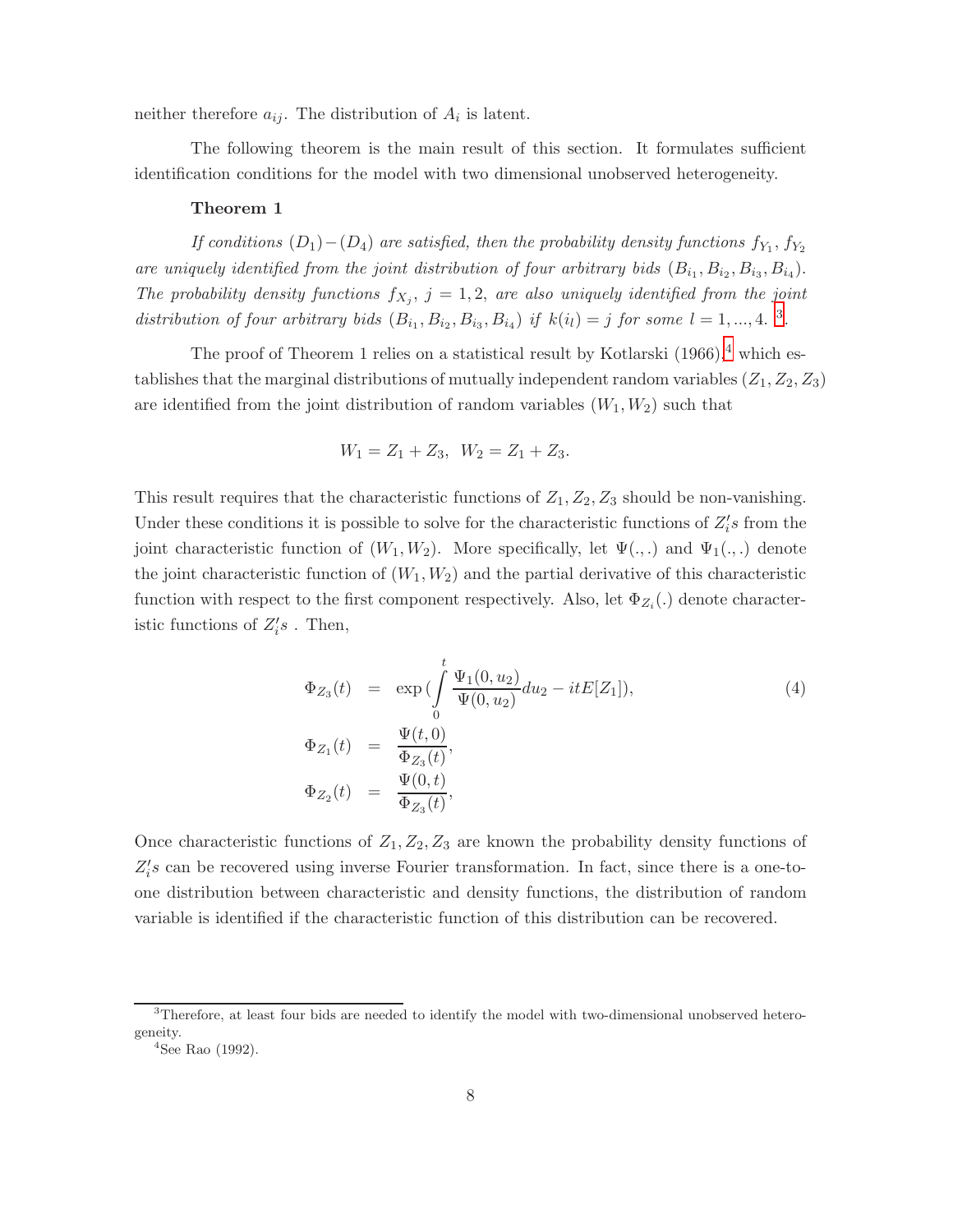neither therefore $a_{ij}$. The distribution of $A_i$ is latent.

The following theorem is the main result of this section. It formulates sufficient identification conditions for the model with two dimensional unobserved heterogeneity.

**Theorem 1**

*If conditions $(D_1)-(D_4)$ are satisfied, then the probability density functions $f_{Y_1}, f_{Y_2}$ are uniquely identified from the joint distribution of four arbitrary bids $(B_{i_1}, B_{i_2}, B_{i_3}, B_{i_4})$. The probability density functions $f_{X_j}$, $j = 1, 2$, are also uniquely identified from the joint distribution of four arbitrary bids $(B_{i_1}, B_{i_2}, B_{i_3}, B_{i_4})$ if $k(i_l) = j$ for some $l = 1, ..., 4$.* [3].

The proof of Theorem 1 relies on a statistical result by Kotlarski (1966),[4] which establishes that the marginal distributions of mutually independent random variables $(Z_1, Z_2, Z_3)$ are identified from the joint distribution of random variables $(W_1, W_2)$ such that

$$W_1 = Z_1 + Z_3, \;\; W_2 = Z_1 + Z_3.$$

This result requires that the characteristic functions of $Z_1, Z_2, Z_3$ should be non-vanishing. Under these conditions it is possible to solve for the characteristic functions of $Z_i's$ from the joint characteristic function of $(W_1, W_2)$. More specifically, let $\Psi(.,.)$ and $\Psi_1(.,.)$ denote the joint characteristic function of $(W_1, W_2)$ and the partial derivative of this characteristic function with respect to the first component respectively. Also, let $\Phi_{Z_i}(.)$ denote characteristic functions of $Z_i's$ . Then,

$$\begin{aligned}
\Phi_{Z_3}(t) &= \exp\left(\int_0^t \frac{\Psi_1(0, u_2)}{\Psi(0, u_2)} du_2 - itE[Z_1]\right), \qquad (4) \\
\Phi_{Z_1}(t) &= \frac{\Psi(t, 0)}{\Phi_{Z_3}(t)}, \\
\Phi_{Z_2}(t) &= \frac{\Psi(0, t)}{\Phi_{Z_3}(t)},
\end{aligned}$$

Once characteristic functions of $Z_1, Z_2, Z_3$ are known the probability density functions of $Z_i's$ can be recovered using inverse Fourier transformation. In fact, since there is a one-to-one distribution between characteristic and density functions, the distribution of random variable is identified if the characteristic function of this distribution can be recovered.

[3] Therefore, at least four bids are needed to identify the model with two-dimensional unobserved heterogeneity.

[4] See Rao (1992).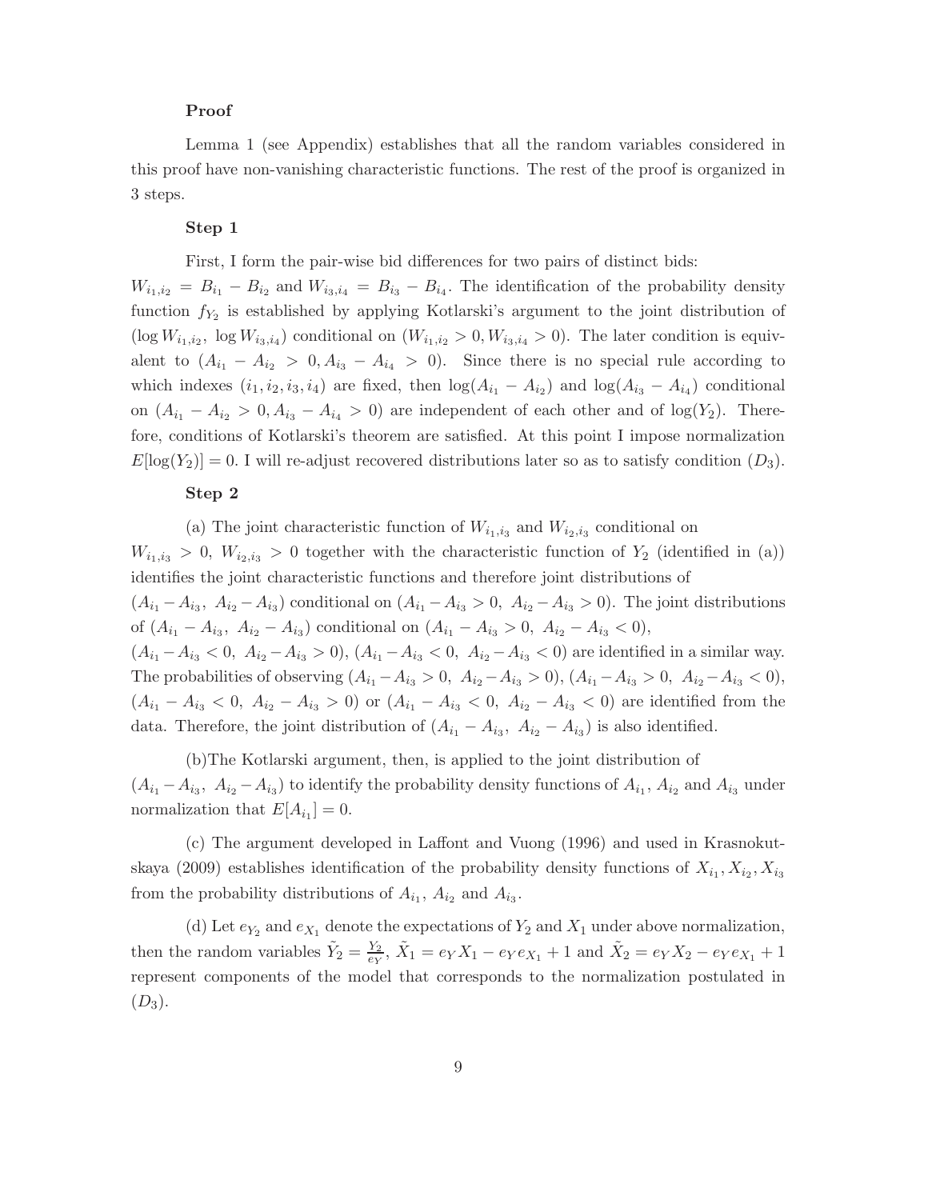**Proof**

Lemma 1 (see Appendix) establishes that all the random variables considered in this proof have non-vanishing characteristic functions. The rest of the proof is organized in 3 steps.

**Step 1**

First, I form the pair-wise bid differences for two pairs of distinct bids: $W_{i_1,i_2} = B_{i_1} - B_{i_2}$ and $W_{i_3,i_4} = B_{i_3} - B_{i_4}$. The identification of the probability density function $f_{Y_2}$ is established by applying Kotlarski's argument to the joint distribution of $(\log W_{i_1,i_2},\ \log W_{i_3,i_4})$ conditional on $(W_{i_1,i_2} > 0, W_{i_3,i_4} > 0)$. The later condition is equivalent to $(A_{i_1} - A_{i_2} > 0, A_{i_3} - A_{i_4} > 0)$. Since there is no special rule according to which indexes $(i_1, i_2, i_3, i_4)$ are fixed, then $\log(A_{i_1} - A_{i_2})$ and $\log(A_{i_3} - A_{i_4})$ conditional on $(A_{i_1} - A_{i_2} > 0, A_{i_3} - A_{i_4} > 0)$ are independent of each other and of $\log(Y_2)$. Therefore, conditions of Kotlarski's theorem are satisfied. At this point I impose normalization $E[\log(Y_2)] = 0$. I will re-adjust recovered distributions later so as to satisfy condition $(D_3)$.

**Step 2**

(a) The joint characteristic function of $W_{i_1,i_3}$ and $W_{i_2,i_3}$ conditional on $W_{i_1,i_3} > 0$, $W_{i_2,i_3} > 0$ together with the characteristic function of $Y_2$ (identified in (a)) identifies the joint characteristic functions and therefore joint distributions of $(A_{i_1} - A_{i_3},\ A_{i_2} - A_{i_3})$ conditional on $(A_{i_1} - A_{i_3} > 0,\ A_{i_2} - A_{i_3} > 0)$. The joint distributions of $(A_{i_1} - A_{i_3},\ A_{i_2} - A_{i_3})$ conditional on $(A_{i_1} - A_{i_3} > 0,\ A_{i_2} - A_{i_3} < 0)$, $(A_{i_1} - A_{i_3} < 0,\ A_{i_2} - A_{i_3} > 0)$, $(A_{i_1} - A_{i_3} < 0,\ A_{i_2} - A_{i_3} < 0)$ are identified in a similar way. The probabilities of observing $(A_{i_1} - A_{i_3} > 0,\ A_{i_2} - A_{i_3} > 0)$, $(A_{i_1} - A_{i_3} > 0,\ A_{i_2} - A_{i_3} < 0)$, $(A_{i_1} - A_{i_3} < 0,\ A_{i_2} - A_{i_3} > 0)$ or $(A_{i_1} - A_{i_3} < 0,\ A_{i_2} - A_{i_3} < 0)$ are identified from the data. Therefore, the joint distribution of $(A_{i_1} - A_{i_3},\ A_{i_2} - A_{i_3})$ is also identified.

(b)The Kotlarski argument, then, is applied to the joint distribution of $(A_{i_1} - A_{i_3},\ A_{i_2} - A_{i_3})$ to identify the probability density functions of $A_{i_1}$, $A_{i_2}$ and $A_{i_3}$ under normalization that $E[A_{i_1}] = 0$.

(c) The argument developed in Laffont and Vuong (1996) and used in Krasnokutskaya (2009) establishes identification of the probability density functions of $X_{i_1}, X_{i_2}, X_{i_3}$ from the probability distributions of $A_{i_1}$, $A_{i_2}$ and $A_{i_3}$.

(d) Let $e_{Y_2}$ and $e_{X_1}$ denote the expectations of $Y_2$ and $X_1$ under above normalization, then the random variables $\tilde{Y}_2 = \frac{Y_2}{e_Y}$, $\tilde{X}_1 = e_Y X_1 - e_Y e_{X_1} + 1$ and $\tilde{X}_2 = e_Y X_2 - e_Y e_{X_1} + 1$ represent components of the model that corresponds to the normalization postulated in $(D_3)$.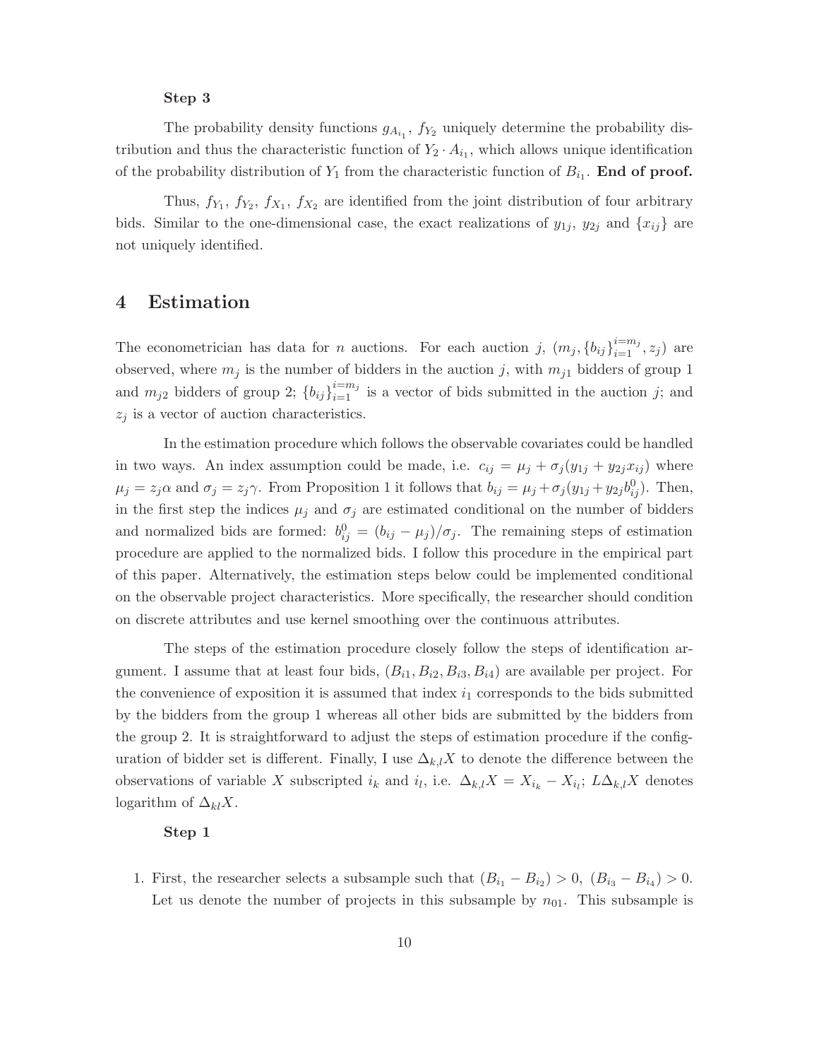**Step 3**

The probability density functions $g_{A_{i_1}}$, $f_{Y_2}$ uniquely determine the probability distribution and thus the characteristic function of $Y_2 \cdot A_{i_1}$, which allows unique identification of the probability distribution of $Y_1$ from the characteristic function of $B_{i_1}$. **End of proof.**

Thus, $f_{Y_1}$, $f_{Y_2}$, $f_{X_1}$, $f_{X_2}$ are identified from the joint distribution of four arbitrary bids. Similar to the one-dimensional case, the exact realizations of $y_{1j}$, $y_{2j}$ and $\{x_{ij}\}$ are not uniquely identified.

## 4 Estimation

The econometrician has data for $n$ auctions. For each auction $j$, $(m_j, \{b_{ij}\}_{i=1}^{i=m_j}, z_j)$ are observed, where $m_j$ is the number of bidders in the auction $j$, with $m_{j1}$ bidders of group 1 and $m_{j2}$ bidders of group 2; $\{b_{ij}\}_{i=1}^{i=m_j}$ is a vector of bids submitted in the auction $j$; and $z_j$ is a vector of auction characteristics.

In the estimation procedure which follows the observable covariates could be handled in two ways. An index assumption could be made, i.e. $c_{ij} = \mu_j + \sigma_j(y_{1j} + y_{2j}x_{ij})$ where $\mu_j = z_j\alpha$ and $\sigma_j = z_j\gamma$. From Proposition 1 it follows that $b_{ij} = \mu_j + \sigma_j(y_{1j} + y_{2j}b^0_{ij})$. Then, in the first step the indices $\mu_j$ and $\sigma_j$ are estimated conditional on the number of bidders and normalized bids are formed: $b^0_{ij} = (b_{ij} - \mu_j)/\sigma_j$. The remaining steps of estimation procedure are applied to the normalized bids. I follow this procedure in the empirical part of this paper. Alternatively, the estimation steps below could be implemented conditional on the observable project characteristics. More specifically, the researcher should condition on discrete attributes and use kernel smoothing over the continuous attributes.

The steps of the estimation procedure closely follow the steps of identification argument. I assume that at least four bids, $(B_{i1}, B_{i2}, B_{i3}, B_{i4})$ are available per project. For the convenience of exposition it is assumed that index $i_1$ corresponds to the bids submitted by the bidders from the group 1 whereas all other bids are submitted by the bidders from the group 2. It is straightforward to adjust the steps of estimation procedure if the configuration of bidder set is different. Finally, I use $\Delta_{k,l}X$ to denote the difference between the observations of variable $X$ subscripted $i_k$ and $i_l$, i.e. $\Delta_{k,l}X = X_{i_k} - X_{i_l}$; $L\Delta_{k,l}X$ denotes logarithm of $\Delta_{kl}X$.

**Step 1**

1. First, the researcher selects a subsample such that $(B_{i_1} - B_{i_2}) > 0,\ (B_{i_3} - B_{i_4}) > 0$. Let us denote the number of projects in this subsample by $n_{01}$. This subsample is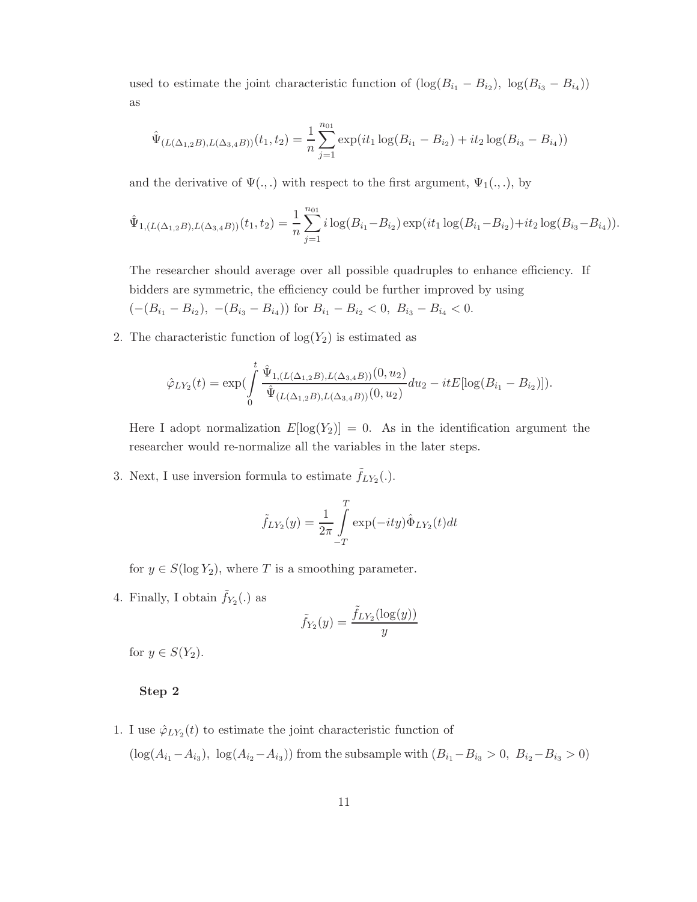used to estimate the joint characteristic function of $(\log(B_{i_1} - B_{i_2}),\ \log(B_{i_3} - B_{i_4}))$ as

$$\hat{\Psi}_{(L(\Delta_{1,2}B),L(\Delta_{3,4}B))}(t_1, t_2) = \frac{1}{n}\sum_{j=1}^{n_{01}} \exp(it_1 \log(B_{i_1} - B_{i_2}) + it_2 \log(B_{i_3} - B_{i_4}))$$

and the derivative of $\Psi(.,.)$ with respect to the first argument, $\Psi_1(.,.)$, by

$$\hat{\Psi}_{1,(L(\Delta_{1,2}B),L(\Delta_{3,4}B))}(t_1, t_2) = \frac{1}{n}\sum_{j=1}^{n_{01}} i\log(B_{i_1} - B_{i_2}) \exp(it_1 \log(B_{i_1} - B_{i_2}) + it_2 \log(B_{i_3} - B_{i_4})).$$

The researcher should average over all possible quadruples to enhance efficiency. If bidders are symmetric, the efficiency could be further improved by using $(-(B_{i_1} - B_{i_2}),\ -(B_{i_3} - B_{i_4}))$ for $B_{i_1} - B_{i_2} < 0,\ B_{i_3} - B_{i_4} < 0$.

2. The characteristic function of $\log(Y_2)$ is estimated as

$$\hat{\varphi}_{LY_2}(t) = \exp\left(\int_0^t \frac{\hat{\Psi}_{1,(L(\Delta_{1,2}B),L(\Delta_{3,4}B))}(0, u_2)}{\hat{\Psi}_{(L(\Delta_{1,2}B),L(\Delta_{3,4}B))}(0, u_2)} du_2 - itE[\log(B_{i_1} - B_{i_2})]\right).$$

Here I adopt normalization $E[\log(Y_2)] = 0$. As in the identification argument the researcher would re-normalize all the variables in the later steps.

3. Next, I use inversion formula to estimate $\tilde{f}_{LY_2}(.)$.

$$\tilde{f}_{LY_2}(y) = \frac{1}{2\pi}\int_{-T}^{T} \exp(-ity)\hat{\Phi}_{LY_2}(t)dt$$

for $y \in S(\log Y_2)$, where $T$ is a smoothing parameter.

4. Finally, I obtain $\tilde{f}_{Y_2}(.)$ as

$$\tilde{f}_{Y_2}(y) = \frac{\tilde{f}_{LY_2}(\log(y))}{y}$$

for $y \in S(Y_2)$.

**Step 2**

1. I use $\hat{\varphi}_{LY_2}(t)$ to estimate the joint characteristic function of $(\log(A_{i_1} - A_{i_3}),\ \log(A_{i_2} - A_{i_3}))$ from the subsample with $(B_{i_1} - B_{i_3} > 0,\ B_{i_2} - B_{i_3} > 0)$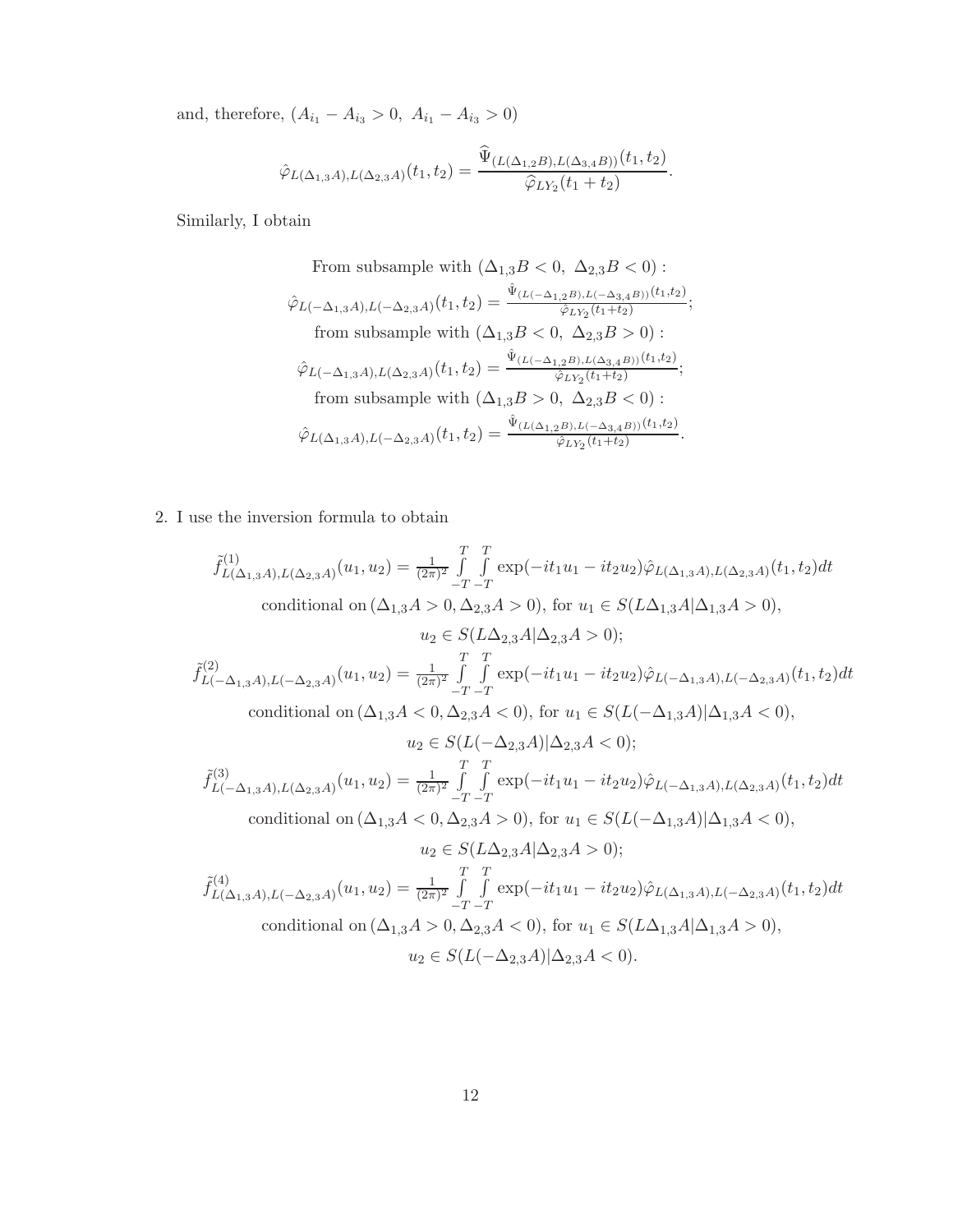and, therefore, $(A_{i_1} - A_{i_3} > 0,\ A_{i_1} - A_{i_3} > 0)$

$$\hat{\varphi}_{L(\Delta_{1,3}A),L(\Delta_{2,3}A)}(t_1,t_2) = \frac{\widehat{\Psi}_{(L(\Delta_{1,2}B),L(\Delta_{3,4}B))}(t_1,t_2)}{\widehat{\varphi}_{LY_2}(t_1+t_2)}.$$

Similarly, I obtain

$$\begin{gathered}
\text{From subsample with } (\Delta_{1,3}B < 0,\ \Delta_{2,3}B < 0): \\
\hat{\varphi}_{L(-\Delta_{1,3}A),L(-\Delta_{2,3}A)}(t_1,t_2) = \tfrac{\hat{\Psi}_{(L(-\Delta_{1,2}B),L(-\Delta_{3,4}B))}(t_1,t_2)}{\hat{\varphi}_{LY_2}(t_1+t_2)}; \\
\text{from subsample with } (\Delta_{1,3}B < 0,\ \Delta_{2,3}B > 0): \\
\hat{\varphi}_{L(-\Delta_{1,3}A),L(\Delta_{2,3}A)}(t_1,t_2) = \tfrac{\hat{\Psi}_{(L(-\Delta_{1,2}B),L(\Delta_{3,4}B))}(t_1,t_2)}{\hat{\varphi}_{LY_2}(t_1+t_2)}; \\
\text{from subsample with } (\Delta_{1,3}B > 0,\ \Delta_{2,3}B < 0): \\
\hat{\varphi}_{L(\Delta_{1,3}A),L(-\Delta_{2,3}A)}(t_1,t_2) = \tfrac{\hat{\Psi}_{(L(\Delta_{1,2}B),L(-\Delta_{3,4}B))}(t_1,t_2)}{\hat{\varphi}_{LY_2}(t_1+t_2)}.
\end{gathered}$$

2. I use the inversion formula to obtain

$$\begin{gathered}
\tilde{f}^{(1)}_{L(\Delta_{1,3}A),L(\Delta_{2,3}A)}(u_1,u_2) = \tfrac{1}{(2\pi)^2}\int\limits_{-T}^{T}\int\limits_{-T}^{T} \exp(-it_1u_1 - it_2u_2)\hat{\varphi}_{L(\Delta_{1,3}A),L(\Delta_{2,3}A)}(t_1,t_2)dt \\
\text{conditional on } (\Delta_{1,3}A > 0, \Delta_{2,3}A > 0), \text{ for } u_1 \in S(L\Delta_{1,3}A|\Delta_{1,3}A > 0), \\
u_2 \in S(L\Delta_{2,3}A|\Delta_{2,3}A > 0); \\
\tilde{f}^{(2)}_{L(-\Delta_{1,3}A),L(-\Delta_{2,3}A)}(u_1,u_2) = \tfrac{1}{(2\pi)^2}\int\limits_{-T}^{T}\int\limits_{-T}^{T} \exp(-it_1u_1 - it_2u_2)\hat{\varphi}_{L(-\Delta_{1,3}A),L(-\Delta_{2,3}A)}(t_1,t_2)dt \\
\text{conditional on } (\Delta_{1,3}A < 0, \Delta_{2,3}A < 0), \text{ for } u_1 \in S(L(-\Delta_{1,3}A)|\Delta_{1,3}A < 0), \\
u_2 \in S(L(-\Delta_{2,3}A)|\Delta_{2,3}A < 0); \\
\tilde{f}^{(3)}_{L(-\Delta_{1,3}A),L(\Delta_{2,3}A)}(u_1,u_2) = \tfrac{1}{(2\pi)^2}\int\limits_{-T}^{T}\int\limits_{-T}^{T} \exp(-it_1u_1 - it_2u_2)\hat{\varphi}_{L(-\Delta_{1,3}A),L(\Delta_{2,3}A)}(t_1,t_2)dt \\
\text{conditional on } (\Delta_{1,3}A < 0, \Delta_{2,3}A > 0), \text{ for } u_1 \in S(L(-\Delta_{1,3}A)|\Delta_{1,3}A < 0), \\
u_2 \in S(L\Delta_{2,3}A|\Delta_{2,3}A > 0); \\
\tilde{f}^{(4)}_{L(\Delta_{1,3}A),L(-\Delta_{2,3}A)}(u_1,u_2) = \tfrac{1}{(2\pi)^2}\int\limits_{-T}^{T}\int\limits_{-T}^{T} \exp(-it_1u_1 - it_2u_2)\hat{\varphi}_{L(\Delta_{1,3}A),L(-\Delta_{2,3}A)}(t_1,t_2)dt \\
\text{conditional on } (\Delta_{1,3}A > 0, \Delta_{2,3}A < 0), \text{ for } u_1 \in S(L\Delta_{1,3}A|\Delta_{1,3}A > 0), \\
u_2 \in S(L(-\Delta_{2,3}A)|\Delta_{2,3}A < 0).
\end{gathered}$$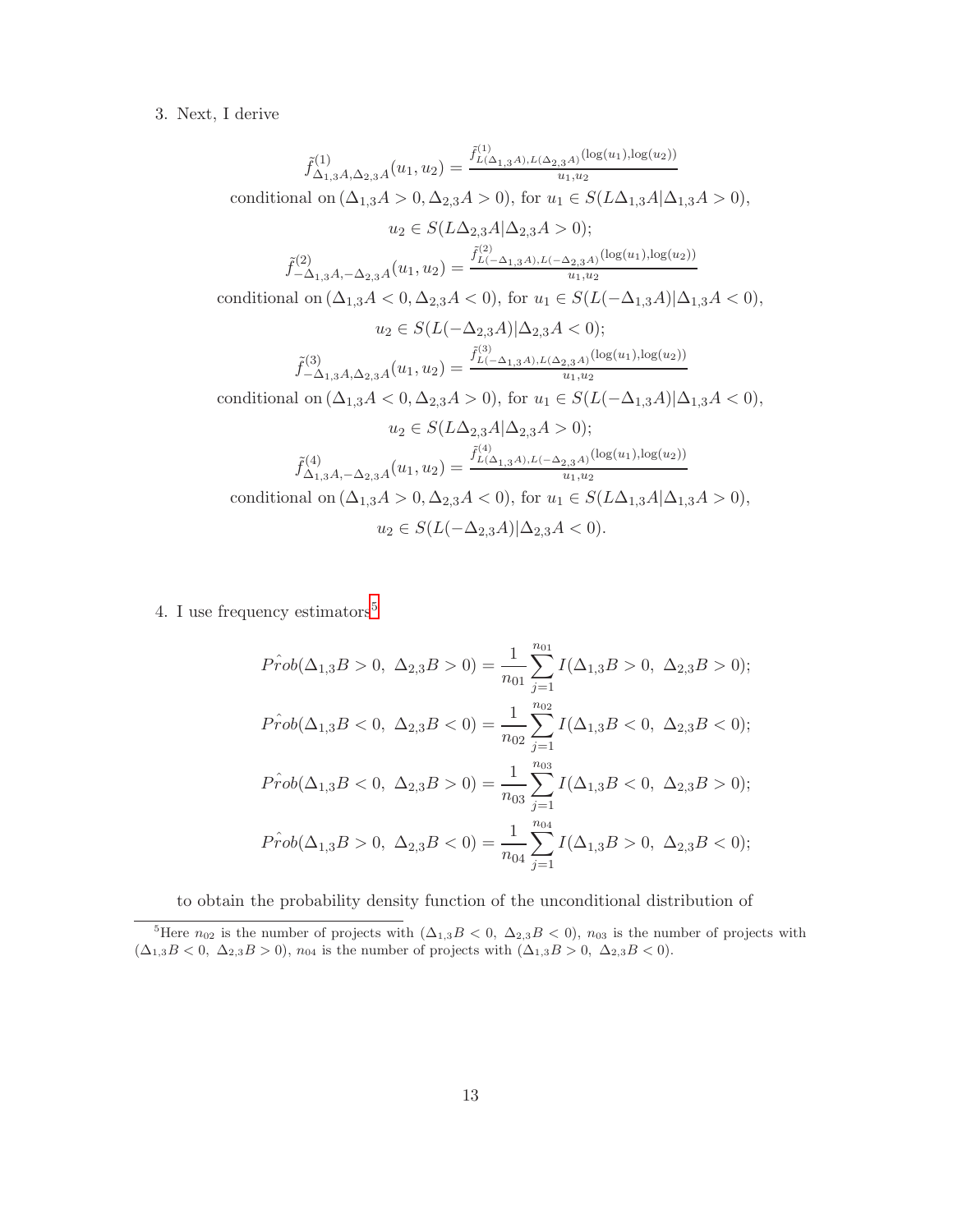3. Next, I derive

$$\tilde{f}^{(1)}_{\Delta_{1,3}A,\Delta_{2,3}A}(u_1,u_2) = \frac{\tilde{f}^{(1)}_{L(\Delta_{1,3}A),L(\Delta_{2,3}A)}(\log(u_1),\log(u_2))}{u_1,u_2}$$

conditional on $(\Delta_{1,3}A > 0, \Delta_{2,3}A > 0)$, for $u_1 \in S(L\Delta_{1,3}A|\Delta_{1,3}A > 0)$, $u_2 \in S(L\Delta_{2,3}A|\Delta_{2,3}A > 0)$;

$$\tilde{f}^{(2)}_{-\Delta_{1,3}A,-\Delta_{2,3}A}(u_1,u_2) = \frac{\tilde{f}^{(2)}_{L(-\Delta_{1,3}A),L(-\Delta_{2,3}A)}(\log(u_1),\log(u_2))}{u_1,u_2}$$

conditional on $(\Delta_{1,3}A < 0, \Delta_{2,3}A < 0)$, for $u_1 \in S(L(-\Delta_{1,3}A)|\Delta_{1,3}A < 0)$, $u_2 \in S(L(-\Delta_{2,3}A)|\Delta_{2,3}A < 0)$;

$$\tilde{f}^{(3)}_{-\Delta_{1,3}A,\Delta_{2,3}A}(u_1,u_2) = \frac{\tilde{f}^{(3)}_{L(-\Delta_{1,3}A),L(\Delta_{2,3}A)}(\log(u_1),\log(u_2))}{u_1,u_2}$$

conditional on $(\Delta_{1,3}A < 0, \Delta_{2,3}A > 0)$, for $u_1 \in S(L(-\Delta_{1,3}A)|\Delta_{1,3}A < 0)$, $u_2 \in S(L\Delta_{2,3}A|\Delta_{2,3}A > 0)$;

$$\tilde{f}^{(4)}_{\Delta_{1,3}A,-\Delta_{2,3}A}(u_1,u_2) = \frac{\tilde{f}^{(4)}_{L(\Delta_{1,3}A),L(-\Delta_{2,3}A)}(\log(u_1),\log(u_2))}{u_1,u_2}$$

conditional on $(\Delta_{1,3}A > 0, \Delta_{2,3}A < 0)$, for $u_1 \in S(L\Delta_{1,3}A|\Delta_{1,3}A > 0)$, $u_2 \in S(L(-\Delta_{2,3}A)|\Delta_{2,3}A < 0)$.

4. I use frequency estimators[5]

$$\hat{Prob}(\Delta_{1,3}B > 0,\ \Delta_{2,3}B > 0) = \frac{1}{n_{01}}\sum_{j=1}^{n_{01}} I(\Delta_{1,3}B > 0,\ \Delta_{2,3}B > 0);$$

$$\hat{Prob}(\Delta_{1,3}B < 0,\ \Delta_{2,3}B < 0) = \frac{1}{n_{02}}\sum_{j=1}^{n_{02}} I(\Delta_{1,3}B < 0,\ \Delta_{2,3}B < 0);$$

$$\hat{Prob}(\Delta_{1,3}B < 0,\ \Delta_{2,3}B > 0) = \frac{1}{n_{03}}\sum_{j=1}^{n_{03}} I(\Delta_{1,3}B < 0,\ \Delta_{2,3}B > 0);$$

$$\hat{Prob}(\Delta_{1,3}B > 0,\ \Delta_{2,3}B < 0) = \frac{1}{n_{04}}\sum_{j=1}^{n_{04}} I(\Delta_{1,3}B > 0,\ \Delta_{2,3}B < 0);$$

to obtain the probability density function of the unconditional distribution of

[5] Here $n_{02}$ is the number of projects with $(\Delta_{1,3}B < 0,\ \Delta_{2,3}B < 0)$, $n_{03}$ is the number of projects with $(\Delta_{1,3}B < 0,\ \Delta_{2,3}B > 0)$, $n_{04}$ is the number of projects with $(\Delta_{1,3}B > 0,\ \Delta_{2,3}B < 0)$.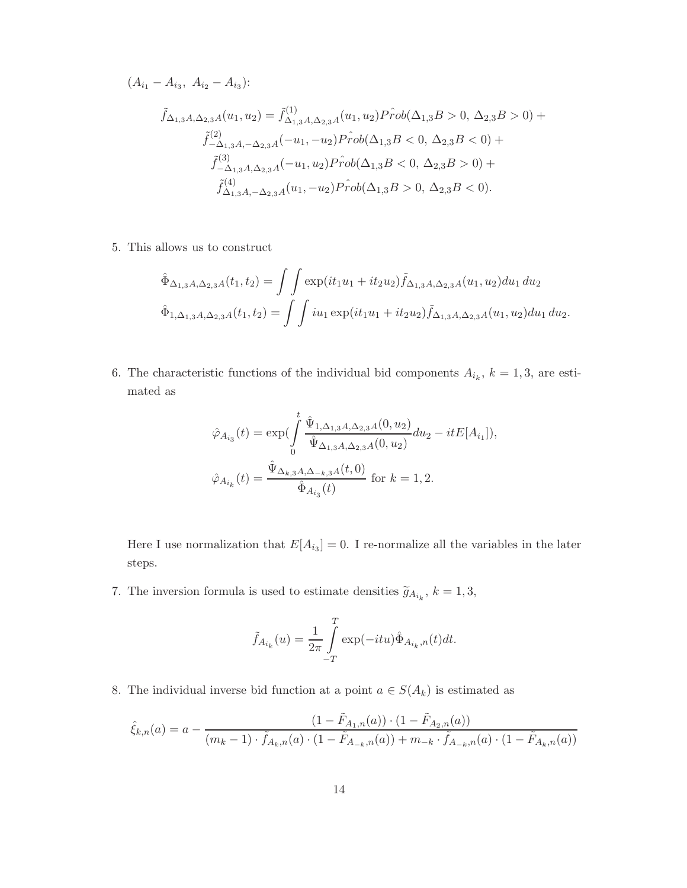$(A_{i_1} - A_{i_3},\ A_{i_2} - A_{i_3})$:

$$
\begin{aligned}
\tilde{f}_{\Delta_{1,3}A,\Delta_{2,3}A}(u_1, u_2) = \tilde{f}^{(1)}_{\Delta_{1,3}A,\Delta_{2,3}A}(u_1, u_2) P\hat{r}ob(\Delta_{1,3}B > 0,\ \Delta_{2,3}B > 0) + \\
\tilde{f}^{(2)}_{-\Delta_{1,3}A,-\Delta_{2,3}A}(-u_1, -u_2) P\hat{r}ob(\Delta_{1,3}B < 0,\ \Delta_{2,3}B < 0) + \\
\tilde{f}^{(3)}_{-\Delta_{1,3}A,\Delta_{2,3}A}(-u_1, u_2) P\hat{r}ob(\Delta_{1,3}B < 0,\ \Delta_{2,3}B > 0) + \\
\tilde{f}^{(4)}_{\Delta_{1,3}A,-\Delta_{2,3}A}(u_1, -u_2) P\hat{r}ob(\Delta_{1,3}B > 0,\ \Delta_{2,3}B < 0).
\end{aligned}
$$

5. This allows us to construct

$$
\hat{\Phi}_{\Delta_{1,3}A,\Delta_{2,3}A}(t_1, t_2) = \int\int \exp(it_1u_1 + it_2u_2)\tilde{f}_{\Delta_{1,3}A,\Delta_{2,3}A}(u_1, u_2) du_1\, du_2
$$

$$
\hat{\Phi}_{1,\Delta_{1,3}A,\Delta_{2,3}A}(t_1, t_2) = \int\int iu_1 \exp(it_1u_1 + it_2u_2)\tilde{f}_{\Delta_{1,3}A,\Delta_{2,3}A}(u_1, u_2) du_1\, du_2.
$$

6. The characteristic functions of the individual bid components $A_{i_k}$, $k = 1, 3$, are estimated as

$$
\hat{\varphi}_{A_{i_3}}(t) = \exp\left(\int_0^t \frac{\hat{\Psi}_{1,\Delta_{1,3}A,\Delta_{2,3}A}(0, u_2)}{\hat{\Psi}_{\Delta_{1,3}A,\Delta_{2,3}A}(0, u_2)} du_2 - itE[A_{i_1}]\right),
$$

$$
\hat{\varphi}_{A_{i_k}}(t) = \frac{\hat{\Psi}_{\Delta_{k,3}A,\Delta_{-k,3}A}(t, 0)}{\hat{\Phi}_{A_{i_3}}(t)} \text{ for } k = 1, 2.
$$

Here I use normalization that $E[A_{i_3}] = 0$. I re-normalize all the variables in the later steps.

7. The inversion formula is used to estimate densities $\widetilde{g}_{A_{i_k}}$, $k = 1, 3$,

$$
\tilde{f}_{A_{i_k}}(u) = \frac{1}{2\pi} \int_{-T}^{T} \exp(-itu)\hat{\Phi}_{A_{i_k},n}(t) dt.
$$

8. The individual inverse bid function at a point $a \in S(A_k)$ is estimated as

$$
\hat{\xi}_{k,n}(a) = a - \frac{(1 - \tilde{F}_{A_1,n}(a)) \cdot (1 - \tilde{F}_{A_2,n}(a))}{(m_k - 1) \cdot \tilde{f}_{A_k,n}(a) \cdot (1 - \tilde{F}_{A_{-k},n}(a)) + m_{-k} \cdot \tilde{f}_{A_{-k},n}(a) \cdot (1 - \tilde{F}_{A_k,n}(a))}
$$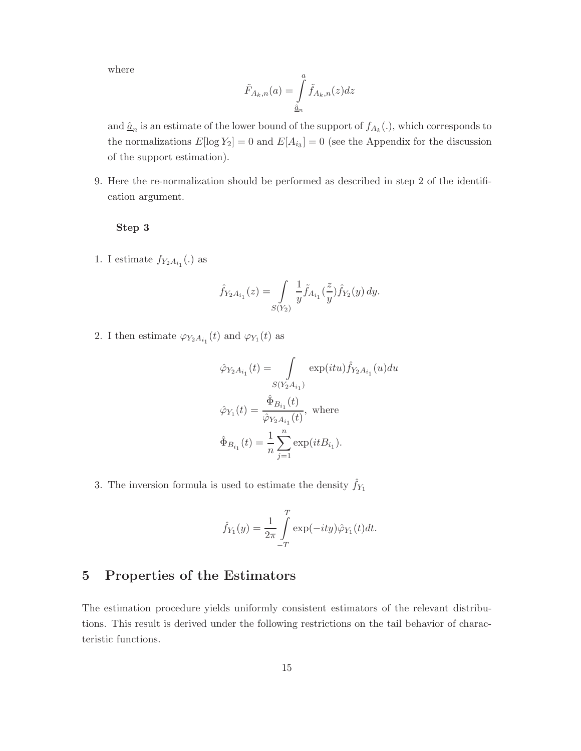where

$$\tilde{F}_{A_k,n}(a) = \int_{\hat{\underline{a}}_n}^{a} \tilde{f}_{A_k,n}(z)dz$$

and $\hat{\underline{a}}_n$ is an estimate of the lower bound of the support of $f_{A_k}(.)$, which corresponds to the normalizations $E[\log Y_2] = 0$ and $E[A_{i_3}] = 0$ (see the Appendix for the discussion of the support estimation).

9. Here the re-normalization should be performed as described in step 2 of the identification argument.

**Step 3**

1. I estimate $f_{Y_2 A_{i_1}}(.)$ as

$$\hat{f}_{Y_2 A_{i_1}}(z) = \int_{S(Y_2)} \frac{1}{y} \tilde{f}_{A_{i_1}}(\frac{z}{y}) \hat{f}_{Y_2}(y)\, dy.$$

2. I then estimate $\varphi_{Y_2 A_{i_1}}(t)$ and $\varphi_{Y_1}(t)$ as

$$\hat{\varphi}_{Y_2 A_{i_1}}(t) = \int_{S(Y_2 A_{i_1})} \exp(itu) \hat{f}_{Y_2 A_{i_1}}(u)du$$

$$\hat{\varphi}_{Y_1}(t) = \frac{\hat{\Phi}_{B_{i_1}}(t)}{\hat{\varphi}_{Y_2 A_{i_1}}(t)}, \text{ where}$$

$$\hat{\Phi}_{B_{i_1}}(t) = \frac{1}{n} \sum_{j=1}^{n} \exp(itB_{i_1}).$$

3. The inversion formula is used to estimate the density $\hat{f}_{Y_1}$

$$\hat{f}_{Y_1}(y) = \frac{1}{2\pi} \int_{-T}^{T} \exp(-ity) \hat{\varphi}_{Y_1}(t)dt.$$

# 5 Properties of the Estimators

The estimation procedure yields uniformly consistent estimators of the relevant distributions. This result is derived under the following restrictions on the tail behavior of characteristic functions.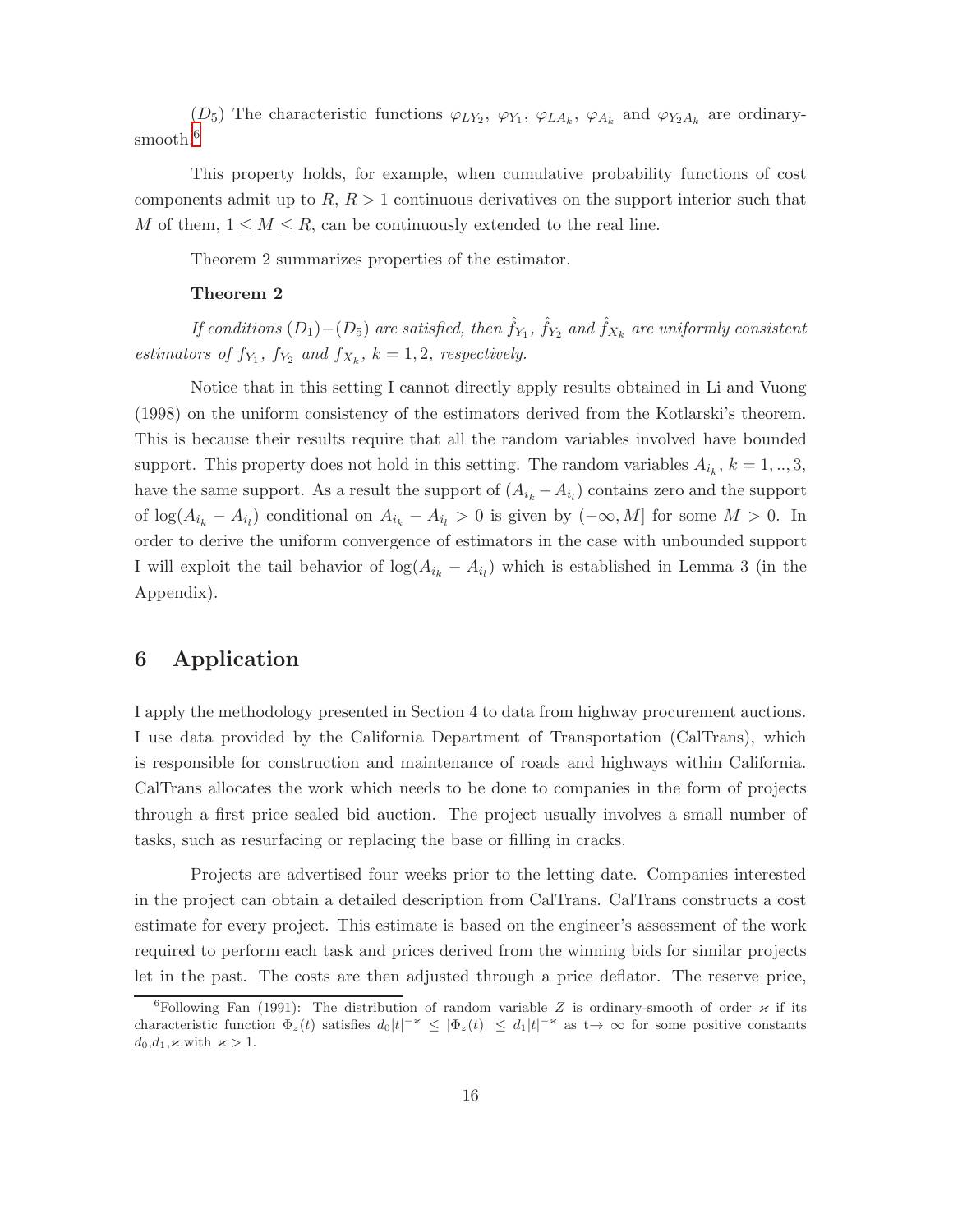$(D_5)$ The characteristic functions $\varphi_{LY_2}$, $\varphi_{Y_1}$, $\varphi_{LA_k}$, $\varphi_{A_k}$ and $\varphi_{Y_2 A_k}$ are ordinary-smooth.[6]

This property holds, for example, when cumulative probability functions of cost components admit up to $R$, $R > 1$ continuous derivatives on the support interior such that $M$ of them, $1 \leq M \leq R$, can be continuously extended to the real line.

Theorem 2 summarizes properties of the estimator.

**Theorem 2**

*If conditions $(D_1)-(D_5)$ are satisfied, then $\hat{f}_{Y_1}$, $\hat{f}_{Y_2}$ and $\hat{f}_{X_k}$ are uniformly consistent estimators of $f_{Y_1}$, $f_{Y_2}$ and $f_{X_k}$, $k = 1, 2$, respectively.*

Notice that in this setting I cannot directly apply results obtained in Li and Vuong (1998) on the uniform consistency of the estimators derived from the Kotlarski's theorem. This is because their results require that all the random variables involved have bounded support. This property does not hold in this setting. The random variables $A_{i_k}$, $k = 1, .., 3$, have the same support. As a result the support of $(A_{i_k} - A_{i_l})$ contains zero and the support of $\log(A_{i_k} - A_{i_l})$ conditional on $A_{i_k} - A_{i_l} > 0$ is given by $(-\infty, M]$ for some $M > 0$. In order to derive the uniform convergence of estimators in the case with unbounded support I will exploit the tail behavior of $\log(A_{i_k} - A_{i_l})$ which is established in Lemma 3 (in the Appendix).

# 6 Application

I apply the methodology presented in Section 4 to data from highway procurement auctions. I use data provided by the California Department of Transportation (CalTrans), which is responsible for construction and maintenance of roads and highways within California. CalTrans allocates the work which needs to be done to companies in the form of projects through a first price sealed bid auction. The project usually involves a small number of tasks, such as resurfacing or replacing the base or filling in cracks.

Projects are advertised four weeks prior to the letting date. Companies interested in the project can obtain a detailed description from CalTrans. CalTrans constructs a cost estimate for every project. This estimate is based on the engineer's assessment of the work required to perform each task and prices derived from the winning bids for similar projects let in the past. The costs are then adjusted through a price deflator. The reserve price,

[6] Following Fan (1991): The distribution of random variable $Z$ is ordinary-smooth of order $\varkappa$ if its characteristic function $\Phi_z(t)$ satisfies $d_0|t|^{-\varkappa} \leq |\Phi_z(t)| \leq d_1|t|^{-\varkappa}$ as $t \to \infty$ for some positive constants $d_0, d_1, \varkappa$.with $\varkappa > 1$.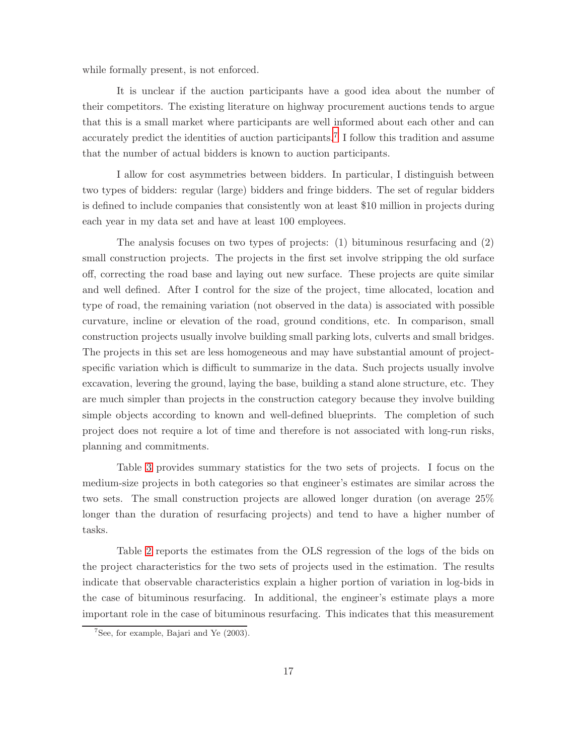while formally present, is not enforced.

It is unclear if the auction participants have a good idea about the number of their competitors. The existing literature on highway procurement auctions tends to argue that this is a small market where participants are well informed about each other and can accurately predict the identities of auction participants.[7] I follow this tradition and assume that the number of actual bidders is known to auction participants.

I allow for cost asymmetries between bidders. In particular, I distinguish between two types of bidders: regular (large) bidders and fringe bidders. The set of regular bidders is defined to include companies that consistently won at least $10 million in projects during each year in my data set and have at least 100 employees.

The analysis focuses on two types of projects: (1) bituminous resurfacing and (2) small construction projects. The projects in the first set involve stripping the old surface off, correcting the road base and laying out new surface. These projects are quite similar and well defined. After I control for the size of the project, time allocated, location and type of road, the remaining variation (not observed in the data) is associated with possible curvature, incline or elevation of the road, ground conditions, etc. In comparison, small construction projects usually involve building small parking lots, culverts and small bridges. The projects in this set are less homogeneous and may have substantial amount of project-specific variation which is difficult to summarize in the data. Such projects usually involve excavation, levering the ground, laying the base, building a stand alone structure, etc. They are much simpler than projects in the construction category because they involve building simple objects according to known and well-defined blueprints. The completion of such project does not require a lot of time and therefore is not associated with long-run risks, planning and commitments.

Table 3 provides summary statistics for the two sets of projects. I focus on the medium-size projects in both categories so that engineer's estimates are similar across the two sets. The small construction projects are allowed longer duration (on average 25% longer than the duration of resurfacing projects) and tend to have a higher number of tasks.

Table 2 reports the estimates from the OLS regression of the logs of the bids on the project characteristics for the two sets of projects used in the estimation. The results indicate that observable characteristics explain a higher portion of variation in log-bids in the case of bituminous resurfacing. In additional, the engineer's estimate plays a more important role in the case of bituminous resurfacing. This indicates that this measurement

[7] See, for example, Bajari and Ye (2003).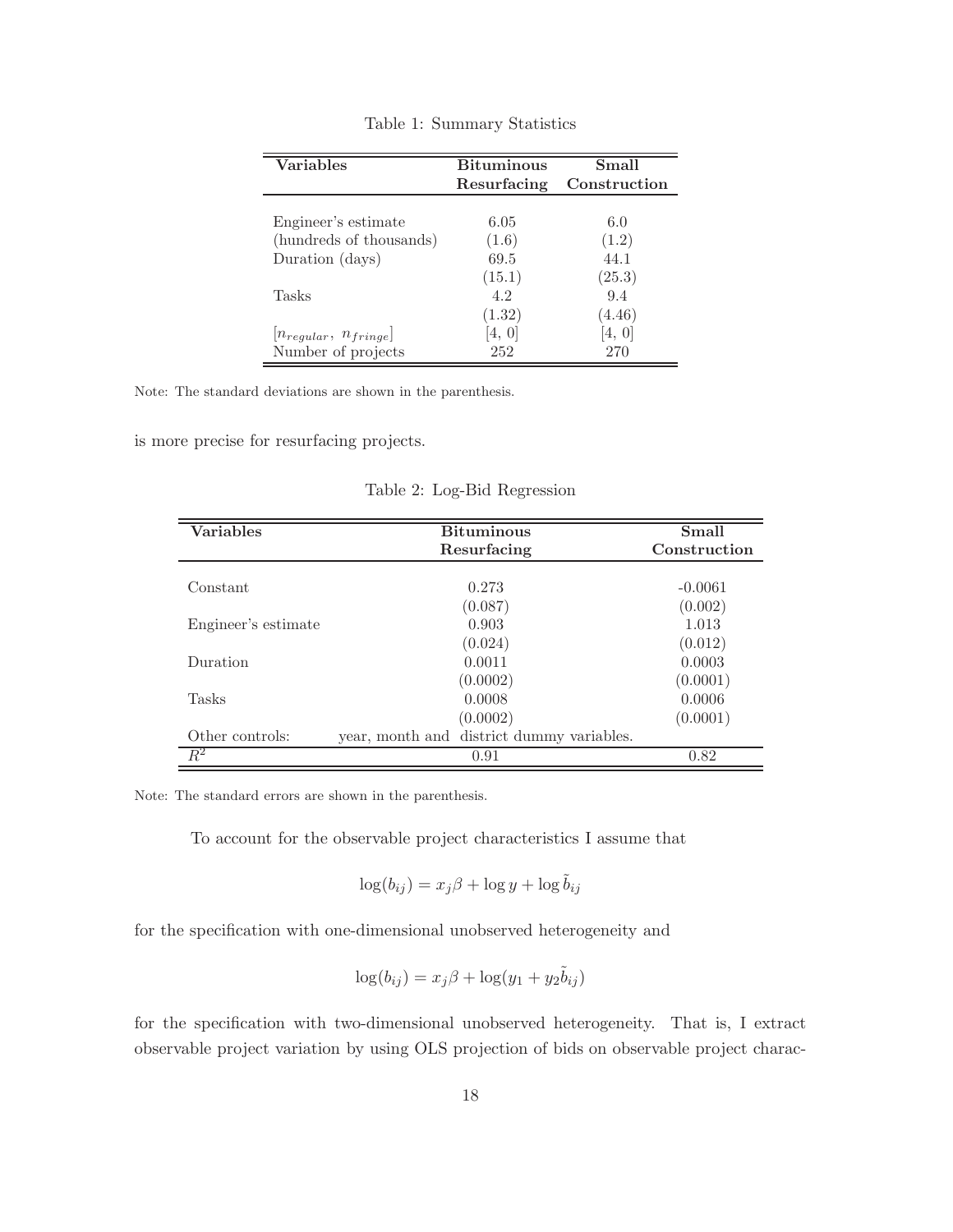Table 1: Summary Statistics

| Variables | Bituminous Resurfacing | Small Construction |
|---|---|---|
| Engineer's estimate | 6.05 | 6.0 |
| (hundreds of thousands) | (1.6) | (1.2) |
| Duration (days) | 69.5 | 44.1 |
| | (15.1) | (25.3) |
| Tasks | 4.2 | 9.4 |
| | (1.32) | (4.46) |
| $[n_{regular},\ n_{fringe}]$ | [4, 0] | [4, 0] |
| Number of projects | 252 | 270 |

Note: The standard deviations are shown in the parenthesis.

is more precise for resurfacing projects.

Table 2: Log-Bid Regression

| Variables | Bituminous Resurfacing | Small Construction |
|---|---|---|
| Constant | 0.273 | -0.0061 |
| | (0.087) | (0.002) |
| Engineer's estimate | 0.903 | 1.013 |
| | (0.024) | (0.012) |
| Duration | 0.0011 | 0.0003 |
| | (0.0002) | (0.0001) |
| Tasks | 0.0008 | 0.0006 |
| | (0.0002) | (0.0001) |
| Other controls: | year, month and district dummy variables. | |
| $R^2$ | 0.91 | 0.82 |

Note: The standard errors are shown in the parenthesis.

To account for the observable project characteristics I assume that

$$\log(b_{ij}) = x_j\beta + \log y + \log \tilde{b}_{ij}$$

for the specification with one-dimensional unobserved heterogeneity and

$$\log(b_{ij}) = x_j\beta + \log(y_1 + y_2\tilde{b}_{ij})$$

for the specification with two-dimensional unobserved heterogeneity. That is, I extract observable project variation by using OLS projection of bids on observable project charac-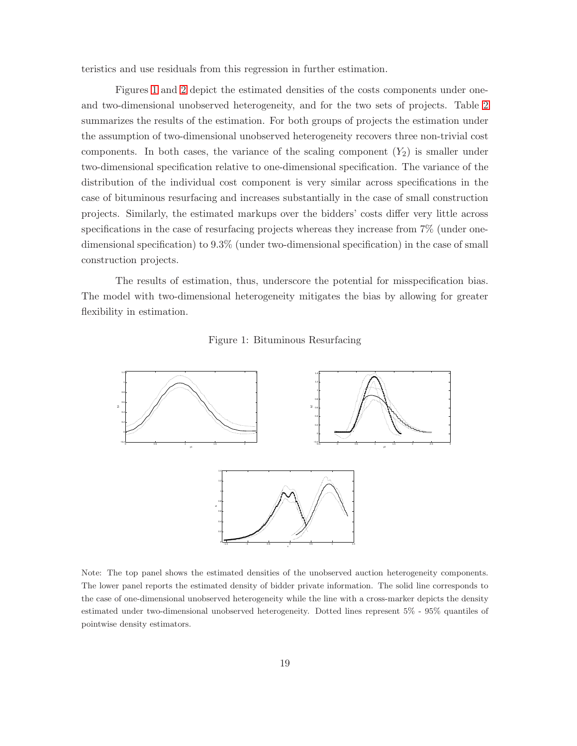teristics and use residuals from this regression in further estimation.

Figures 1 and 2 depict the estimated densities of the costs components under one- and two-dimensional unobserved heterogeneity, and for the two sets of projects. Table 2 summarizes the results of the estimation. For both groups of projects the estimation under the assumption of two-dimensional unobserved heterogeneity recovers three non-trivial cost components. In both cases, the variance of the scaling component ($Y_2$) is smaller under two-dimensional specification relative to one-dimensional specification. The variance of the distribution of the individual cost component is very similar across specifications in the case of bituminous resurfacing and increases substantially in the case of small construction projects. Similarly, the estimated markups over the bidders' costs differ very little across specifications in the case of resurfacing projects whereas they increase from 7% (under one-dimensional specification) to 9.3% (under two-dimensional specification) in the case of small construction projects.

The results of estimation, thus, underscore the potential for misspecification bias. The model with two-dimensional heterogeneity mitigates the bias by allowing for greater flexibility in estimation.

Figure 1: Bituminous Resurfacing

Note: The top panel shows the estimated densities of the unobserved auction heterogeneity components. The lower panel reports the estimated density of bidder private information. The solid line corresponds to the case of one-dimensional unobserved heterogeneity while the line with a cross-marker depicts the density estimated under two-dimensional unobserved heterogeneity. Dotted lines represent 5% - 95% quantiles of pointwise density estimators.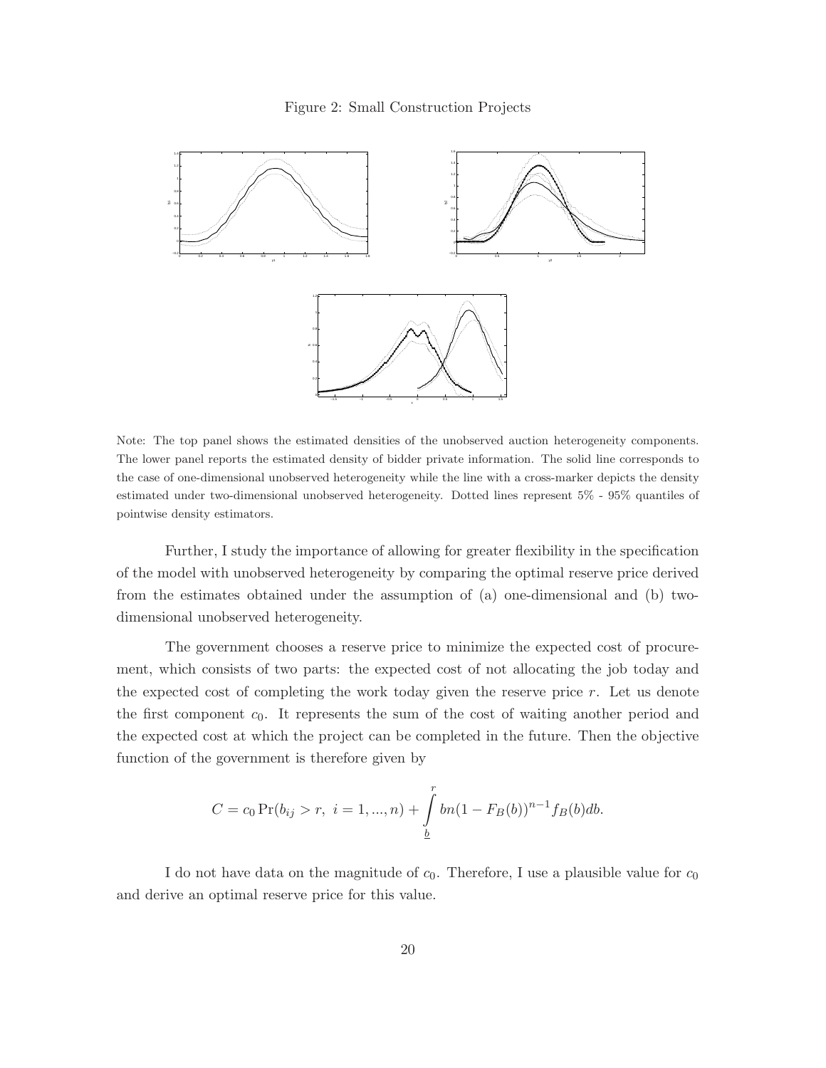Figure 2: Small Construction Projects

Note: The top panel shows the estimated densities of the unobserved auction heterogeneity components. The lower panel reports the estimated density of bidder private information. The solid line corresponds to the case of one-dimensional unobserved heterogeneity while the line with a cross-marker depicts the density estimated under two-dimensional unobserved heterogeneity. Dotted lines represent 5% - 95% quantiles of pointwise density estimators.

Further, I study the importance of allowing for greater flexibility in the specification of the model with unobserved heterogeneity by comparing the optimal reserve price derived from the estimates obtained under the assumption of (a) one-dimensional and (b) two-dimensional unobserved heterogeneity.

The government chooses a reserve price to minimize the expected cost of procurement, which consists of two parts: the expected cost of not allocating the job today and the expected cost of completing the work today given the reserve price $r$. Let us denote the first component $c_0$. It represents the sum of the cost of waiting another period and the expected cost at which the project can be completed in the future. Then the objective function of the government is therefore given by

$$C = c_0 \Pr(b_{ij} > r,\ i = 1, ..., n) + \int_{\underline{b}}^{r} bn(1 - F_B(b))^{n-1} f_B(b)db.$$

I do not have data on the magnitude of $c_0$. Therefore, I use a plausible value for $c_0$ and derive an optimal reserve price for this value.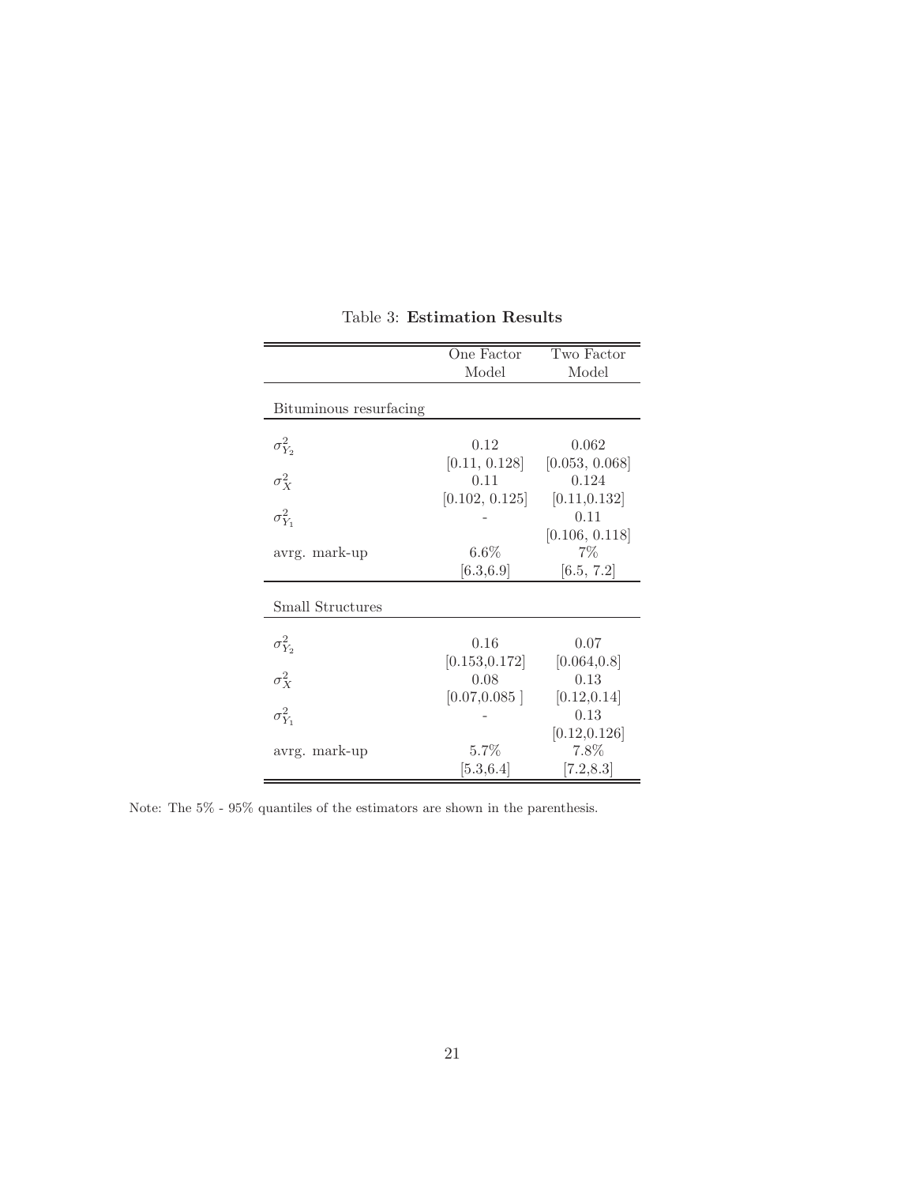Table 3: **Estimation Results**

| | One Factor Model | Two Factor Model |
|---|---|---|
| Bituminous resurfacing | | |
| $\sigma^2_{Y_2}$ | 0.12 | 0.062 |
| | [0.11, 0.128] | [0.053, 0.068] |
| $\sigma^2_X$ | 0.11 | 0.124 |
| | [0.102, 0.125] | [0.11,0.132] |
| $\sigma^2_{Y_1}$ | - | 0.11 |
| | | [0.106, 0.118] |
| avrg. mark-up | 6.6% | 7% |
| | [6.3,6.9] | [6.5, 7.2] |
| Small Structures | | |
| $\sigma^2_{Y_2}$ | 0.16 | 0.07 |
| | [0.153,0.172] | [0.064,0.8] |
| $\sigma^2_X$ | 0.08 | 0.13 |
| | [0.07,0.085 ] | [0.12,0.14] |
| $\sigma^2_{Y_1}$ | - | 0.13 |
| | | [0.12,0.126] |
| avrg. mark-up | 5.7% | 7.8% |
| | [5.3,6.4] | [7.2,8.3] |

Note: The 5% - 95% quantiles of the estimators are shown in the parenthesis.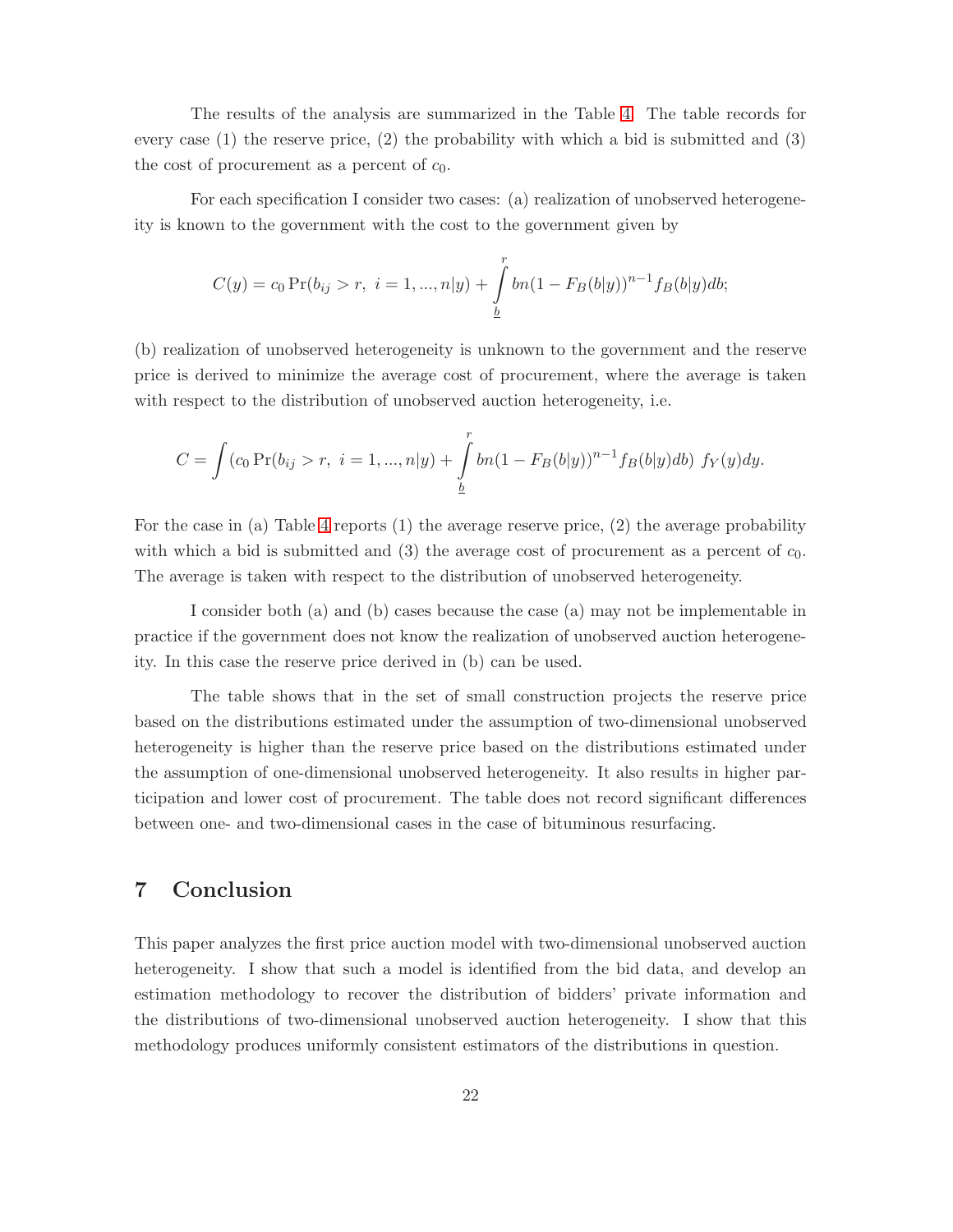The results of the analysis are summarized in the Table 4. The table records for every case (1) the reserve price, (2) the probability with which a bid is submitted and (3) the cost of procurement as a percent of $c_0$.

For each specification I consider two cases: (a) realization of unobserved heterogeneity is known to the government with the cost to the government given by

$$C(y) = c_0 \Pr(b_{ij} > r,\ i = 1, ..., n|y) + \int_{\underline{b}}^{r} bn(1 - F_B(b|y))^{n-1} f_B(b|y) db;$$

(b) realization of unobserved heterogeneity is unknown to the government and the reserve price is derived to minimize the average cost of procurement, where the average is taken with respect to the distribution of unobserved auction heterogeneity, i.e.

$$C = \int (c_0 \Pr(b_{ij} > r,\ i = 1, ..., n|y) + \int_{\underline{b}}^{r} bn(1 - F_B(b|y))^{n-1} f_B(b|y) db)\ f_Y(y) dy.$$

For the case in (a) Table 4 reports (1) the average reserve price, (2) the average probability with which a bid is submitted and (3) the average cost of procurement as a percent of $c_0$. The average is taken with respect to the distribution of unobserved heterogeneity.

I consider both (a) and (b) cases because the case (a) may not be implementable in practice if the government does not know the realization of unobserved auction heterogeneity. In this case the reserve price derived in (b) can be used.

The table shows that in the set of small construction projects the reserve price based on the distributions estimated under the assumption of two-dimensional unobserved heterogeneity is higher than the reserve price based on the distributions estimated under the assumption of one-dimensional unobserved heterogeneity. It also results in higher participation and lower cost of procurement. The table does not record significant differences between one- and two-dimensional cases in the case of bituminous resurfacing.

## 7 Conclusion

This paper analyzes the first price auction model with two-dimensional unobserved auction heterogeneity. I show that such a model is identified from the bid data, and develop an estimation methodology to recover the distribution of bidders' private information and the distributions of two-dimensional unobserved auction heterogeneity. I show that this methodology produces uniformly consistent estimators of the distributions in question.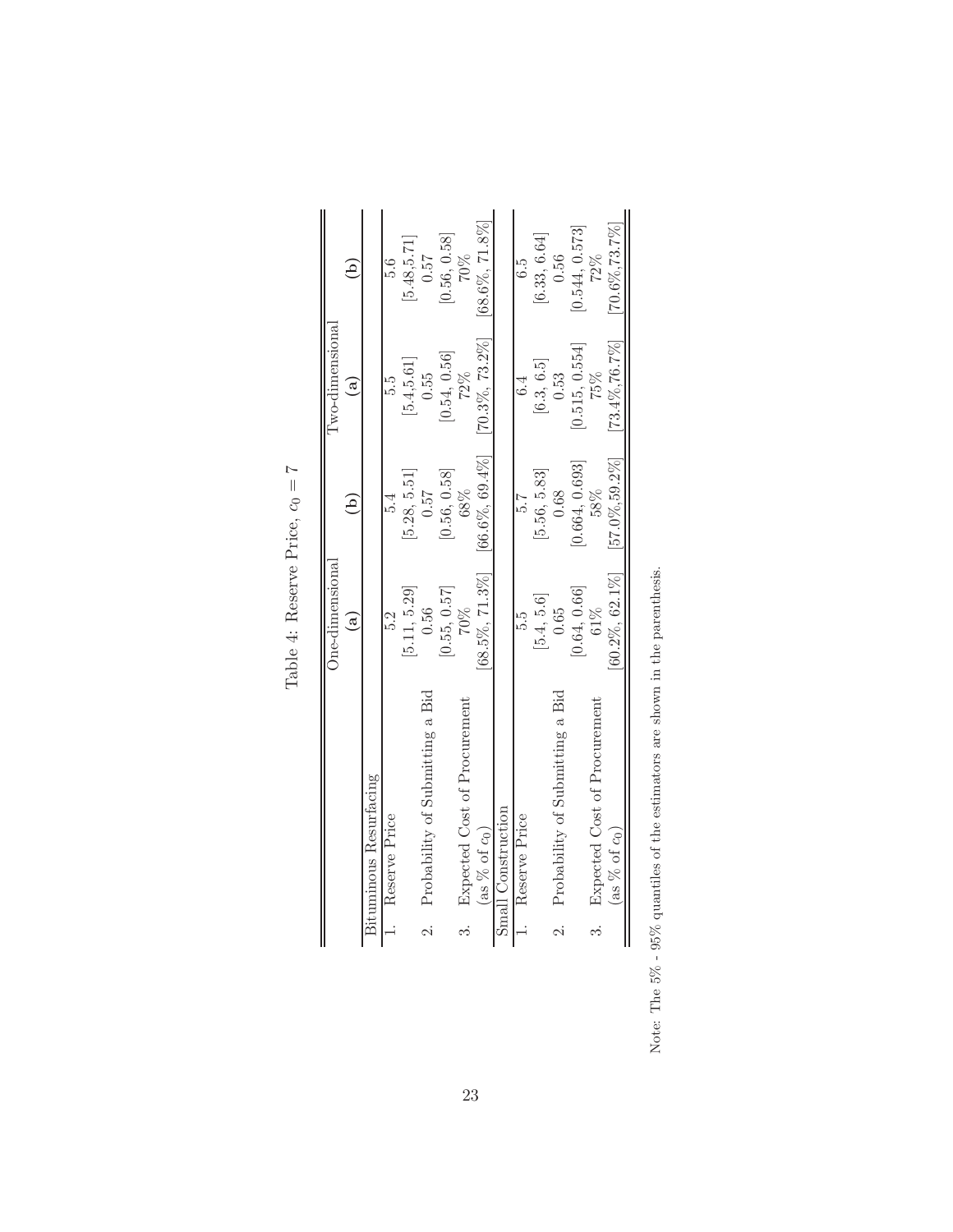Table 4: Reserve Price, $c_0 = 7$

| | One-dimensional | | Two-dimensional | |
|---|---|---|---|---|
| | (a) | (b) | (a) | (b) |
| Bituminous Resurfacing | | | | |
| 1. Reserve Price | 5.2 | 5.4 | 5.5 | 5.6 |
| | [5.11, 5.29] | [5.28, 5.51] | [5.4,5.61] | [5.48,5.71] |
| 2. Probability of Submitting a Bid | 0.56 | 0.57 | 0.55 | 0.57 |
| | [0.55, 0.57] | [0.56, 0.58] | [0.54, 0.56] | [0.56, 0.58] |
| 3. Expected Cost of Procurement | 70% | 68% | 72% | 70% |
| (as % of $c_0$) | [68.5%, 71.3%] | [66.6%, 69.4%] | [70.3%, 73.2%] | [68.6%, 71.8%] |
| Small Construction | | | | |
| 1. Reserve Price | 5.5 | 5.7 | 6.4 | 6.5 |
| | [5.4, 5.6] | [5.56, 5.83] | [6.3, 6.5] | [6.33, 6.64] |
| 2. Probability of Submitting a Bid | 0.65 | 0.68 | 0.53 | 0.56 |
| | [0.64, 0.66] | [0.664, 0.693] | [0.515, 0.554] | [0.544, 0.573] |
| 3. Expected Cost of Procurement | 61% | 58% | 75% | 72% |
| (as % of $c_0$) | [60.2%, 62.1%] | [57.0%,59.2%] | [73.4%,76.7%] | [70.6%,73.7%] |

Note: The 5% - 95% quantiles of the estimators are shown in the parenthesis.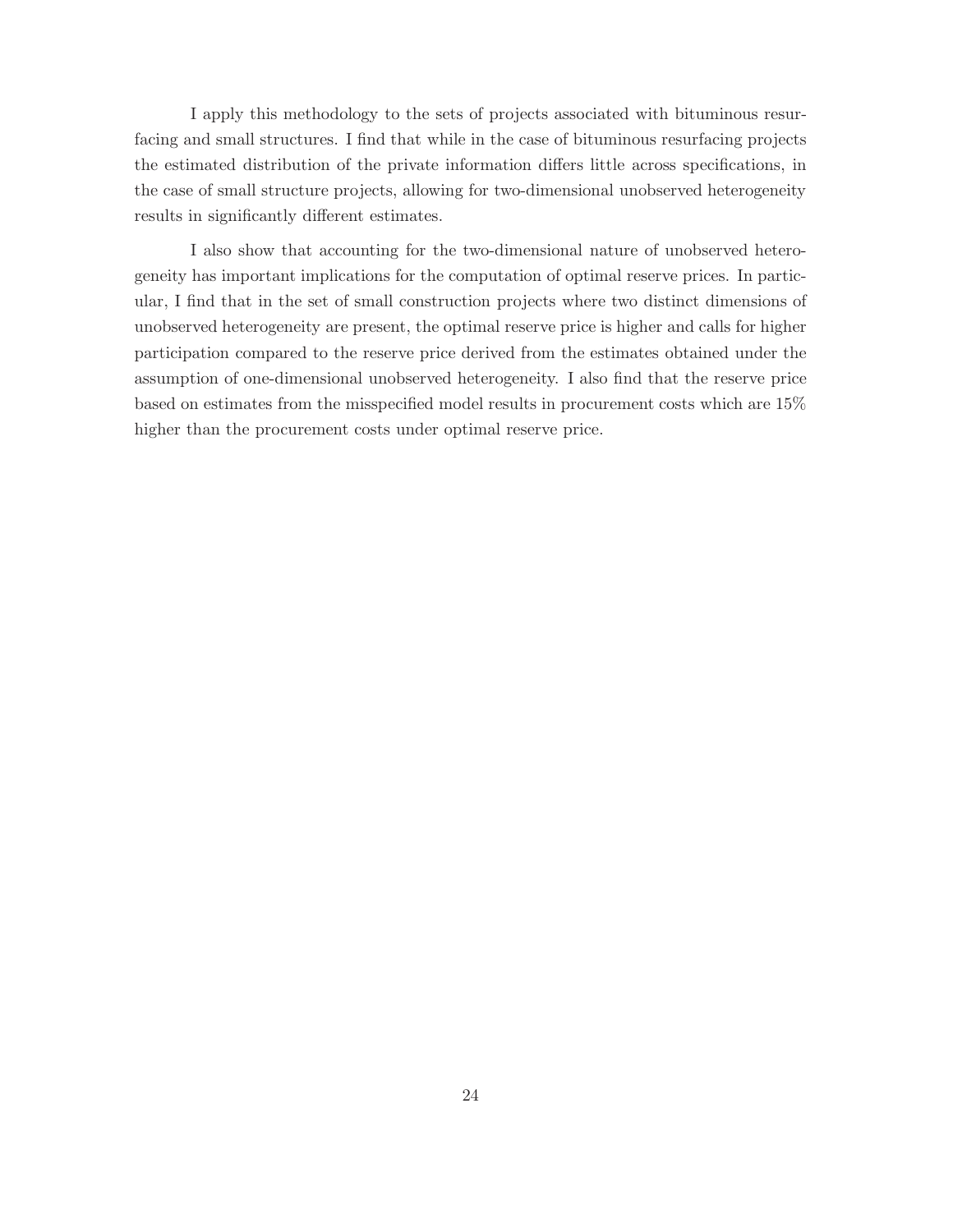I apply this methodology to the sets of projects associated with bituminous resurfacing and small structures. I find that while in the case of bituminous resurfacing projects the estimated distribution of the private information differs little across specifications, in the case of small structure projects, allowing for two-dimensional unobserved heterogeneity results in significantly different estimates.

I also show that accounting for the two-dimensional nature of unobserved heterogeneity has important implications for the computation of optimal reserve prices. In particular, I find that in the set of small construction projects where two distinct dimensions of unobserved heterogeneity are present, the optimal reserve price is higher and calls for higher participation compared to the reserve price derived from the estimates obtained under the assumption of one-dimensional unobserved heterogeneity. I also find that the reserve price based on estimates from the misspecified model results in procurement costs which are 15% higher than the procurement costs under optimal reserve price.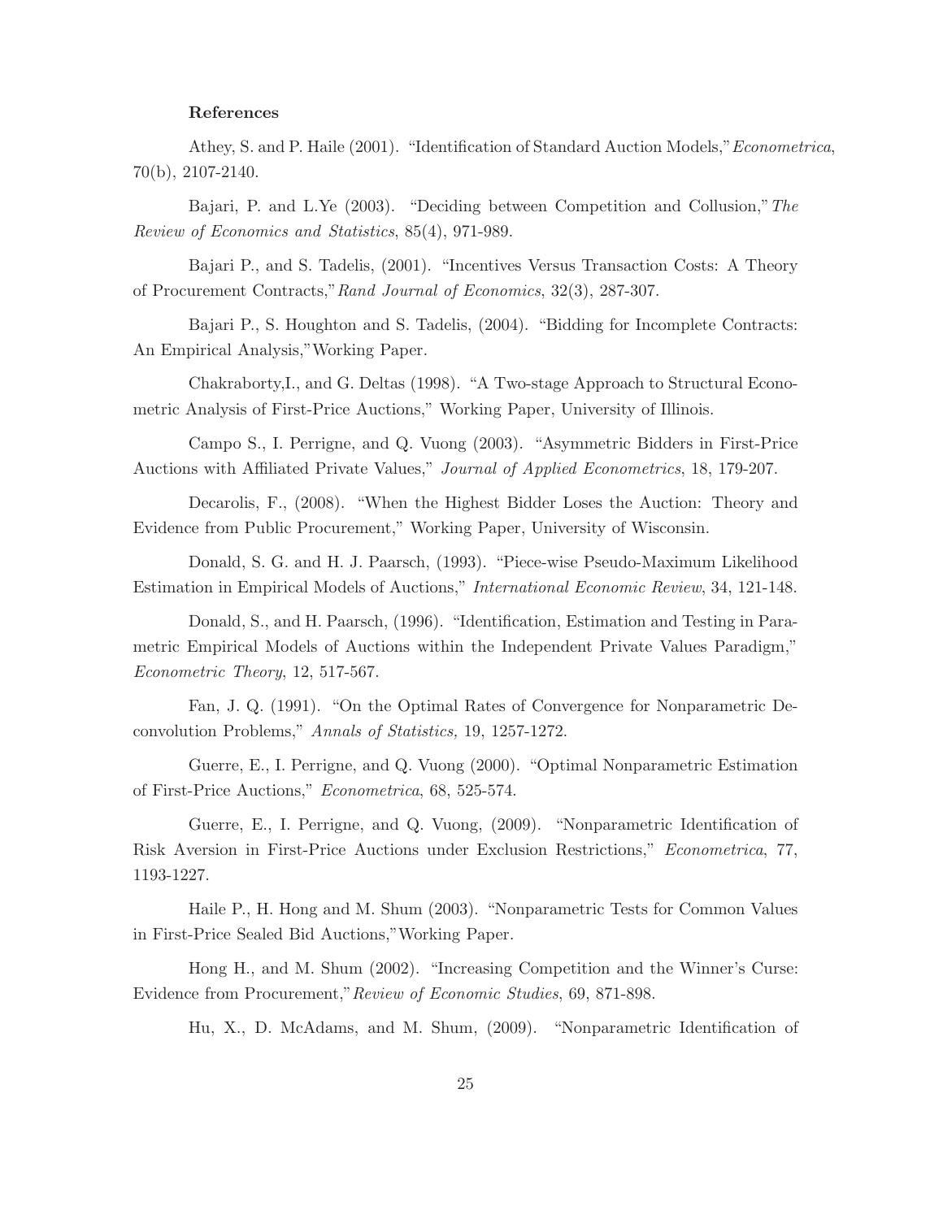**References**

Athey, S. and P. Haile (2001). "Identification of Standard Auction Models," *Econometrica*, 70(b), 2107-2140.

Bajari, P. and L.Ye (2003). "Deciding between Competition and Collusion," *The Review of Economics and Statistics*, 85(4), 971-989.

Bajari P., and S. Tadelis, (2001). "Incentives Versus Transaction Costs: A Theory of Procurement Contracts," *Rand Journal of Economics*, 32(3), 287-307.

Bajari P., S. Houghton and S. Tadelis, (2004). "Bidding for Incomplete Contracts: An Empirical Analysis," Working Paper.

Chakraborty,I., and G. Deltas (1998). "A Two-stage Approach to Structural Econometric Analysis of First-Price Auctions," Working Paper, University of Illinois.

Campo S., I. Perrigne, and Q. Vuong (2003). "Asymmetric Bidders in First-Price Auctions with Affiliated Private Values," *Journal of Applied Econometrics*, 18, 179-207.

Decarolis, F., (2008). "When the Highest Bidder Loses the Auction: Theory and Evidence from Public Procurement," Working Paper, University of Wisconsin.

Donald, S. G. and H. J. Paarsch, (1993). "Piece-wise Pseudo-Maximum Likelihood Estimation in Empirical Models of Auctions," *International Economic Review*, 34, 121-148.

Donald, S., and H. Paarsch, (1996). "Identification, Estimation and Testing in Parametric Empirical Models of Auctions within the Independent Private Values Paradigm," *Econometric Theory*, 12, 517-567.

Fan, J. Q. (1991). "On the Optimal Rates of Convergence for Nonparametric Deconvolution Problems," *Annals of Statistics,* 19, 1257-1272.

Guerre, E., I. Perrigne, and Q. Vuong (2000). "Optimal Nonparametric Estimation of First-Price Auctions," *Econometrica*, 68, 525-574.

Guerre, E., I. Perrigne, and Q. Vuong, (2009). "Nonparametric Identification of Risk Aversion in First-Price Auctions under Exclusion Restrictions," *Econometrica*, 77, 1193-1227.

Haile P., H. Hong and M. Shum (2003). "Nonparametric Tests for Common Values in First-Price Sealed Bid Auctions," Working Paper.

Hong H., and M. Shum (2002). "Increasing Competition and the Winner's Curse: Evidence from Procurement," *Review of Economic Studies*, 69, 871-898.

Hu, X., D. McAdams, and M. Shum, (2009). "Nonparametric Identification of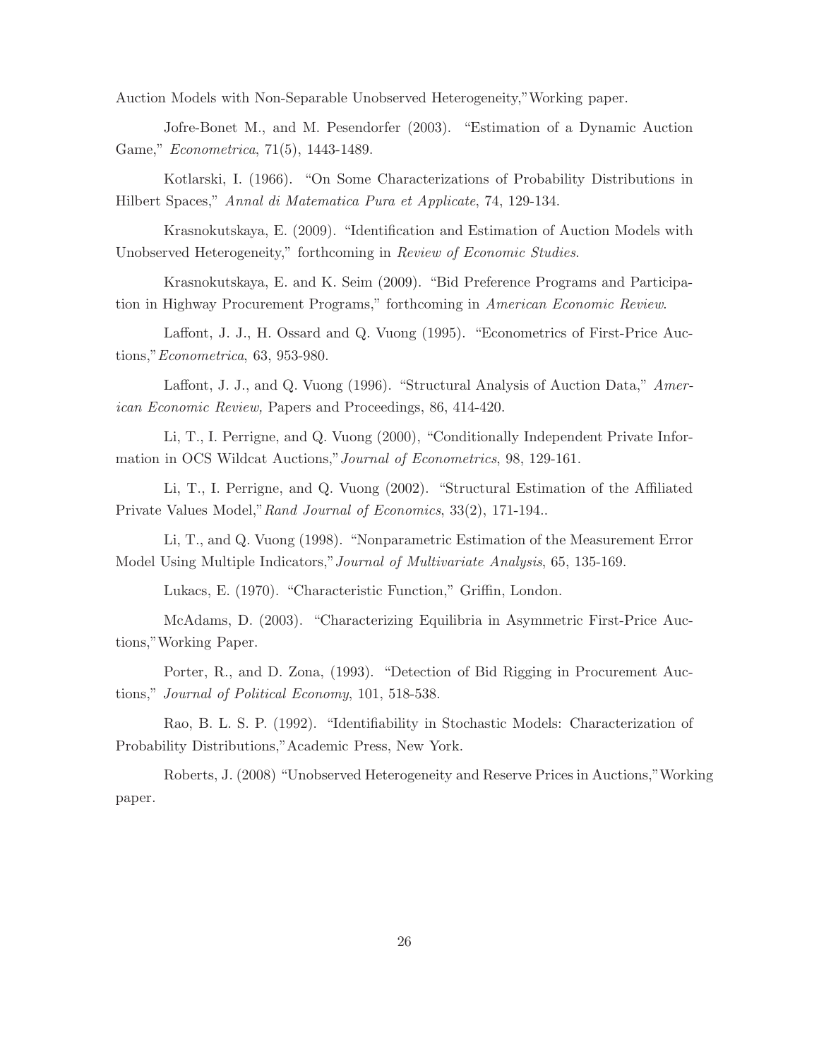Auction Models with Non-Separable Unobserved Heterogeneity,"Working paper.

Jofre-Bonet M., and M. Pesendorfer (2003). "Estimation of a Dynamic Auction Game," *Econometrica*, 71(5), 1443-1489.

Kotlarski, I. (1966). "On Some Characterizations of Probability Distributions in Hilbert Spaces," *Annal di Matematica Pura et Applicate*, 74, 129-134.

Krasnokutskaya, E. (2009). "Identification and Estimation of Auction Models with Unobserved Heterogeneity," forthcoming in *Review of Economic Studies*.

Krasnokutskaya, E. and K. Seim (2009). "Bid Preference Programs and Participation in Highway Procurement Programs," forthcoming in *American Economic Review*.

Laffont, J. J., H. Ossard and Q. Vuong (1995). "Econometrics of First-Price Auctions,"*Econometrica*, 63, 953-980.

Laffont, J. J., and Q. Vuong (1996). "Structural Analysis of Auction Data," *American Economic Review,* Papers and Proceedings, 86, 414-420.

Li, T., I. Perrigne, and Q. Vuong (2000), "Conditionally Independent Private Information in OCS Wildcat Auctions,"*Journal of Econometrics*, 98, 129-161.

Li, T., I. Perrigne, and Q. Vuong (2002). "Structural Estimation of the Affiliated Private Values Model,"*Rand Journal of Economics*, 33(2), 171-194..

Li, T., and Q. Vuong (1998). "Nonparametric Estimation of the Measurement Error Model Using Multiple Indicators,"*Journal of Multivariate Analysis*, 65, 135-169.

Lukacs, E. (1970). "Characteristic Function," Griffin, London.

McAdams, D. (2003). "Characterizing Equilibria in Asymmetric First-Price Auctions,"Working Paper.

Porter, R., and D. Zona, (1993). "Detection of Bid Rigging in Procurement Auctions," *Journal of Political Economy*, 101, 518-538.

Rao, B. L. S. P. (1992). "Identifiability in Stochastic Models: Characterization of Probability Distributions,"Academic Press, New York.

Roberts, J. (2008) "Unobserved Heterogeneity and Reserve Prices in Auctions,"Working paper.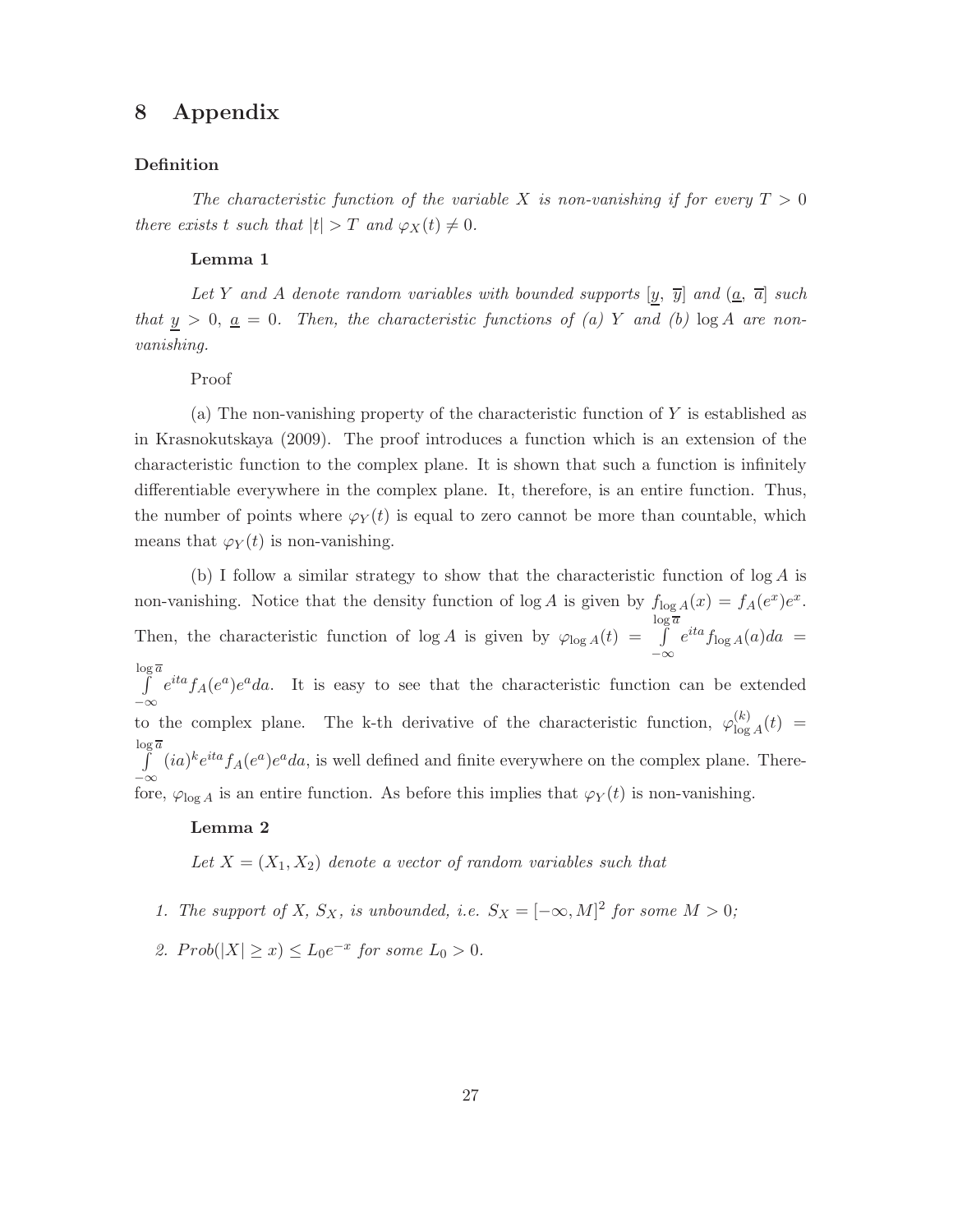# 8 Appendix

**Definition**

*The characteristic function of the variable $X$ is non-vanishing if for every $T > 0$ there exists $t$ such that $|t| > T$ and $\varphi_X(t) \neq 0$.*

**Lemma 1**

*Let $Y$ and $A$ denote random variables with bounded supports $[\underline{y},\ \overline{y}]$ and $(\underline{a},\ \overline{a}]$ such that $\underline{y} > 0$, $\underline{a} = 0$. Then, the characteristic functions of (a) $Y$ and (b) $\log A$ are non-vanishing.*

Proof

(a) The non-vanishing property of the characteristic function of $Y$ is established as in Krasnokutskaya (2009). The proof introduces a function which is an extension of the characteristic function to the complex plane. It is shown that such a function is infinitely differentiable everywhere in the complex plane. It, therefore, is an entire function. Thus, the number of points where $\varphi_Y(t)$ is equal to zero cannot be more than countable, which means that $\varphi_Y(t)$ is non-vanishing.

(b) I follow a similar strategy to show that the characteristic function of $\log A$ is non-vanishing. Notice that the density function of $\log A$ is given by $f_{\log A}(x) = f_A(e^x)e^x$. Then, the characteristic function of $\log A$ is given by $\varphi_{\log A}(t) = \int_{-\infty}^{\log \overline{a}} e^{ita} f_{\log A}(a)da = \int_{-\infty}^{\log \overline{a}} e^{ita} f_A(e^a)e^a da$. It is easy to see that the characteristic function can be extended to the complex plane. The k-th derivative of the characteristic function, $\varphi^{(k)}_{\log A}(t) = \int_{-\infty}^{\log \overline{a}} (ia)^k e^{ita} f_A(e^a)e^a da$, is well defined and finite everywhere on the complex plane. Therefore, $\varphi_{\log A}$ is an entire function. As before this implies that $\varphi_Y(t)$ is non-vanishing.

**Lemma 2**

*Let $X = (X_1, X_2)$ denote a vector of random variables such that*

1. *The support of $X$, $S_X$, is unbounded, i.e. $S_X = [-\infty, M]^2$ for some $M > 0$;*
2. *$Prob(|X| \geq x) \leq L_0 e^{-x}$ for some $L_0 > 0$.*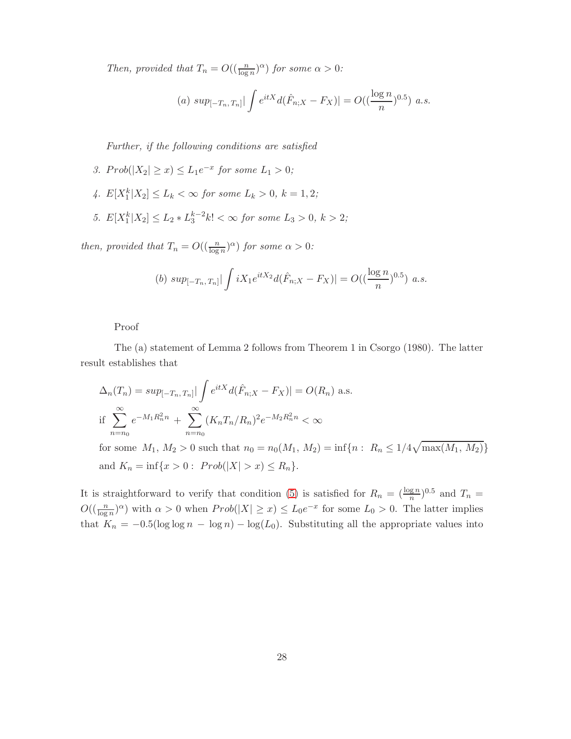*Then, provided that $T_n = O((\frac{n}{\log n})^{\alpha})$ for some $\alpha > 0$:*

$$(a)\ sup_{[-T_n,\,T_n]}|\int e^{itX} d(\hat{F}_{n;X} - F_X)| = O((\frac{\log n}{n})^{0.5})\ a.s.$$

*Further, if the following conditions are satisfied*

3. $Prob(|X_2| \geq x) \leq L_1 e^{-x}$ *for some* $L_1 > 0$*;*
4. $E[X_1^k|X_2] \leq L_k < \infty$ *for some* $L_k > 0$*,* $k = 1, 2$*;*
5. $E[X_1^k|X_2] \leq L_2 * L_3^{k-2} k! < \infty$ *for some* $L_3 > 0$*,* $k > 2$*;*

*then, provided that $T_n = O((\frac{n}{\log n})^{\alpha})$ for some $\alpha > 0$:*

$$(b)\ sup_{[-T_n,\,T_n]}|\int iX_1 e^{itX_2} d(\hat{F}_{n;X} - F_X)| = O((\frac{\log n}{n})^{0.5})\ a.s.$$

Proof

The (a) statement of Lemma 2 follows from Theorem 1 in Csorgo (1980). The latter result establishes that

$$\Delta_n(T_n) = sup_{[-T_n,\,T_n]}|\int e^{itX} d(\hat{F}_{n;X} - F_X)| = O(R_n) \text{ a.s.}$$

$$\text{if } \sum_{n=n_0}^{\infty} e^{-M_1 R_n^2 n} + \sum_{n=n_0}^{\infty} (K_n T_n / R_n)^2 e^{-M_2 R_n^2 n} < \infty$$

for some $M_1,\, M_2 > 0$ such that $n_0 = n_0(M_1,\, M_2) = \inf\{n:\ R_n \leq 1/4\sqrt{\max(M_1,\, M_2)}\}$ and $K_n = \inf\{x > 0:\ Prob(|X| > x) \leq R_n\}$.

It is straightforward to verify that condition (5) is satisfied for $R_n = (\frac{\log n}{n})^{0.5}$ and $T_n = O((\frac{n}{\log n})^{\alpha})$ with $\alpha > 0$ when $Prob(|X| \geq x) \leq L_0 e^{-x}$ for some $L_0 > 0$. The latter implies that $K_n = -0.5(\log\log n\, -\, \log n) - \log(L_0)$. Substituting all the appropriate values into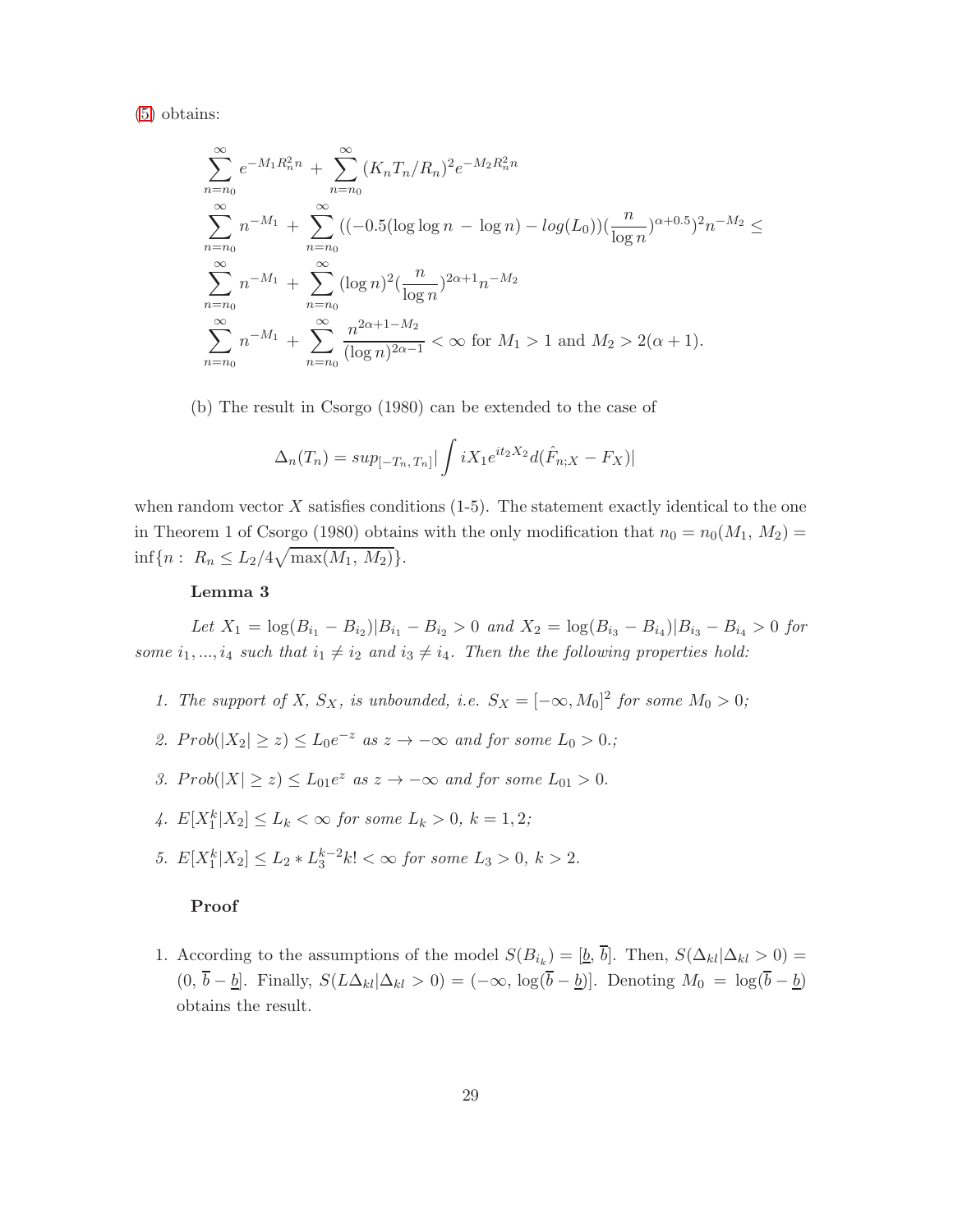(5) obtains:

$$
\begin{aligned}
&\sum_{n=n_0}^{\infty} e^{-M_1 R_n^2 n} + \sum_{n=n_0}^{\infty} (K_n T_n / R_n)^2 e^{-M_2 R_n^2 n} \\
&\sum_{n=n_0}^{\infty} n^{-M_1} + \sum_{n=n_0}^{\infty} ((-0.5(\log\log n - \log n) - log(L_0))(\frac{n}{\log n})^{\alpha+0.5})^2 n^{-M_2} \leq \\
&\sum_{n=n_0}^{\infty} n^{-M_1} + \sum_{n=n_0}^{\infty} (\log n)^2 (\frac{n}{\log n})^{2\alpha+1} n^{-M_2} \\
&\sum_{n=n_0}^{\infty} n^{-M_1} + \sum_{n=n_0}^{\infty} \frac{n^{2\alpha+1-M_2}}{(\log n)^{2\alpha-1}} < \infty \text{ for } M_1 > 1 \text{ and } M_2 > 2(\alpha+1).
\end{aligned}
$$

(b) The result in Csorgo (1980) can be extended to the case of

$$
\Delta_n(T_n) = sup_{[-T_n, T_n]} | \int iX_1 e^{it_2 X_2} d(\hat{F}_{n;X} - F_X)|
$$

when random vector $X$ satisfies conditions (1-5). The statement exactly identical to the one in Theorem 1 of Csorgo (1980) obtains with the only modification that $n_0 = n_0(M_1, M_2) = \inf\{n: \ R_n \leq L_2/4\sqrt{\max(M_1, M_2)}\}$.

**Lemma 3**

*Let $X_1 = \log(B_{i_1} - B_{i_2}) | B_{i_1} - B_{i_2} > 0$ and $X_2 = \log(B_{i_3} - B_{i_4}) | B_{i_3} - B_{i_4} > 0$ for some $i_1, ..., i_4$ such that $i_1 \neq i_2$ and $i_3 \neq i_4$. Then the the following properties hold:*

1. *The support of $X$, $S_X$, is unbounded, i.e. $S_X = [-\infty, M_0]^2$ for some $M_0 > 0$;*
2. *$Prob(|X_2| \geq z) \leq L_0 e^{-z}$ as $z \to -\infty$ and for some $L_0 > 0$.;*
3. *$Prob(|X| \geq z) \leq L_{01} e^{z}$ as $z \to -\infty$ and for some $L_{01} > 0$.*
4. *$E[X_1^k | X_2] \leq L_k < \infty$ for some $L_k > 0$, $k = 1, 2$;*
5. *$E[X_1^k | X_2] \leq L_2 * L_3^{k-2} k! < \infty$ for some $L_3 > 0$, $k > 2$.*

**Proof**

1. According to the assumptions of the model $S(B_{i_k}) = [\underline{b}, \overline{b}]$. Then, $S(\Delta_{kl} | \Delta_{kl} > 0) = (0, \overline{b} - \underline{b}]$. Finally, $S(L\Delta_{kl} | \Delta_{kl} > 0) = (-\infty, \log(\overline{b} - \underline{b})]$. Denoting $M_0 = \log(\overline{b} - \underline{b})$ obtains the result.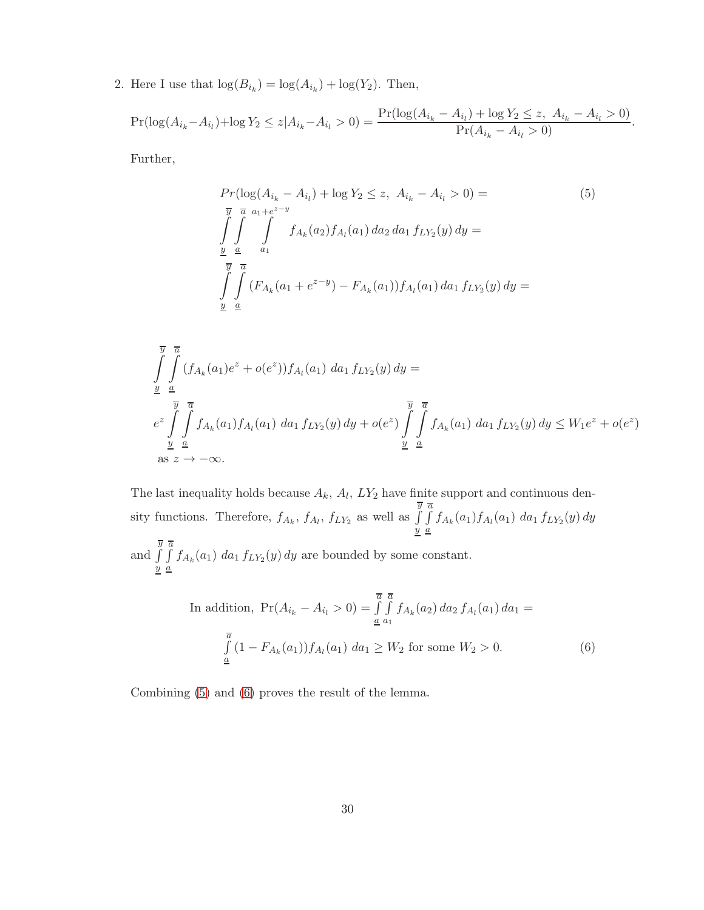2. Here I use that $\log(B_{i_k}) = \log(A_{i_k}) + \log(Y_2)$. Then,

$$\Pr(\log(A_{i_k} - A_{i_l}) + \log Y_2 \le z | A_{i_k} - A_{i_l} > 0) = \frac{\Pr(\log(A_{i_k} - A_{i_l}) + \log Y_2 \le z,\ A_{i_k} - A_{i_l} > 0)}{\Pr(A_{i_k} - A_{i_l} > 0)}.$$

Further,

$$\begin{aligned}
&Pr(\log(A_{i_k} - A_{i_l}) + \log Y_2 \le z,\ A_{i_k} - A_{i_l} > 0) = \\
&\int_{\underline{y}}^{\overline{y}} \int_{\underline{a}}^{\overline{a}} \int_{a_1}^{a_1 + e^{z-y}} f_{A_k}(a_2) f_{A_l}(a_1)\, da_2\, da_1\, f_{LY_2}(y)\, dy = \\
&\int_{\underline{y}}^{\overline{y}} \int_{\underline{a}}^{\overline{a}} (F_{A_k}(a_1 + e^{z-y}) - F_{A_k}(a_1)) f_{A_l}(a_1)\, da_1\, f_{LY_2}(y)\, dy =
\end{aligned} \tag{5}$$

$$\begin{aligned}
&\int_{\underline{y}}^{\overline{y}} \int_{\underline{a}}^{\overline{a}} (f_{A_k}(a_1) e^z + o(e^z)) f_{A_l}(a_1)\ da_1\, f_{LY_2}(y)\, dy = \\
&e^z \int_{\underline{y}}^{\overline{y}} \int_{\underline{a}}^{\overline{a}} f_{A_k}(a_1) f_{A_l}(a_1)\ da_1\, f_{LY_2}(y)\, dy + o(e^z) \int_{\underline{y}}^{\overline{y}} \int_{\underline{a}}^{\overline{a}} f_{A_k}(a_1)\ da_1\, f_{LY_2}(y)\, dy \le W_1 e^z + o(e^z) \\
&\text{as } z \to -\infty.
\end{aligned}$$

The last inequality holds because $A_k$, $A_l$, $LY_2$ have finite support and continuous density functions. Therefore, $f_{A_k}$, $f_{A_l}$, $f_{LY_2}$ as well as $\int_{\underline{y}}^{\overline{y}} \int_{\underline{a}}^{\overline{a}} f_{A_k}(a_1) f_{A_l}(a_1)\ da_1\, f_{LY_2}(y)\, dy$ and $\int_{\underline{y}}^{\overline{y}} \int_{\underline{a}}^{\overline{a}} f_{A_k}(a_1)\ da_1\, f_{LY_2}(y)\, dy$ are bounded by some constant.

$$\begin{aligned}
&\text{In addition, } \Pr(A_{i_k} - A_{i_l} > 0) = \int_{\underline{a}}^{\overline{a}} \int_{a_1}^{\overline{a}} f_{A_k}(a_2)\, da_2\, f_{A_l}(a_1)\, da_1 = \\
&\int_{\underline{a}}^{\overline{a}} (1 - F_{A_k}(a_1)) f_{A_l}(a_1)\ da_1 \ge W_2 \text{ for some } W_2 > 0.
\end{aligned} \tag{6}$$

Combining (5) and (6) proves the result of the lemma.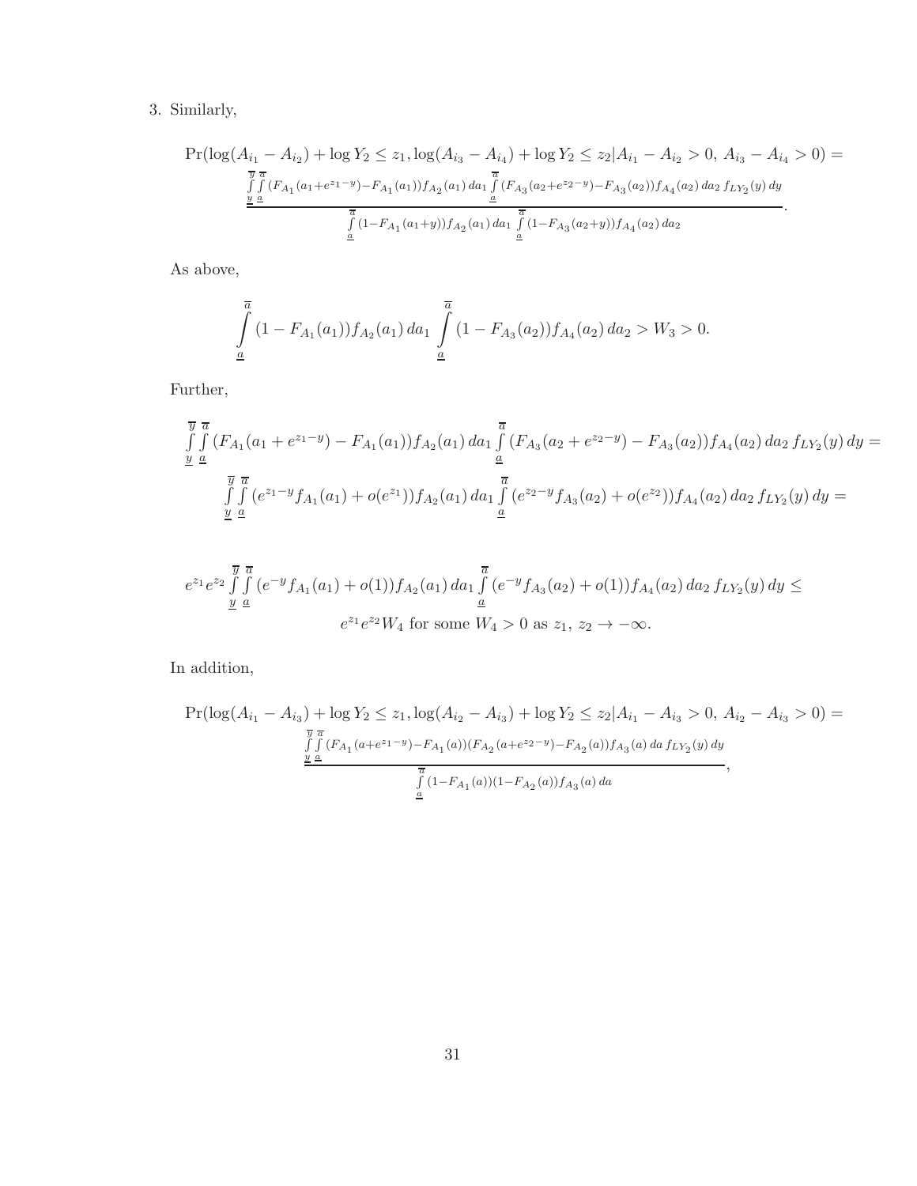3. Similarly,

$$\Pr(\log(A_{i_1} - A_{i_2}) + \log Y_2 \leq z_1, \log(A_{i_3} - A_{i_4}) + \log Y_2 \leq z_2 | A_{i_1} - A_{i_2} > 0,\ A_{i_3} - A_{i_4} > 0) =$$
$$\frac{\int_{\underline{y}}^{\overline{y}} \int_{\underline{a}}^{\overline{a}} (F_{A_1}(a_1 + e^{z_1 - y}) - F_{A_1}(a_1)) f_{A_2}(a_1)\, da_1 \int_{\underline{a}}^{\overline{a}} (F_{A_3}(a_2 + e^{z_2 - y}) - F_{A_3}(a_2)) f_{A_4}(a_2)\, da_2\, f_{LY_2}(y)\, dy}{\int_{\underline{a}}^{\overline{a}} (1 - F_{A_1}(a_1 + y)) f_{A_2}(a_1)\, da_1 \int_{\underline{a}}^{\overline{a}} (1 - F_{A_3}(a_2 + y)) f_{A_4}(a_2)\, da_2}.$$

As above,

$$\int_{\underline{a}}^{\overline{a}} (1 - F_{A_1}(a_1)) f_{A_2}(a_1)\, da_1 \int_{\underline{a}}^{\overline{a}} (1 - F_{A_3}(a_2)) f_{A_4}(a_2)\, da_2 > W_3 > 0.$$

Further,

$$\int_{\underline{y}}^{\overline{y}} \int_{\underline{a}}^{\overline{a}} (F_{A_1}(a_1 + e^{z_1 - y}) - F_{A_1}(a_1)) f_{A_2}(a_1)\, da_1 \int_{\underline{a}}^{\overline{a}} (F_{A_3}(a_2 + e^{z_2 - y}) - F_{A_3}(a_2)) f_{A_4}(a_2)\, da_2\, f_{LY_2}(y)\, dy =$$
$$\int_{\underline{y}}^{\overline{y}} \int_{\underline{a}}^{\overline{a}} (e^{z_1 - y} f_{A_1}(a_1) + o(e^{z_1})) f_{A_2}(a_1)\, da_1 \int_{\underline{a}}^{\overline{a}} (e^{z_2 - y} f_{A_3}(a_2) + o(e^{z_2})) f_{A_4}(a_2)\, da_2\, f_{LY_2}(y)\, dy =$$

$$e^{z_1} e^{z_2} \int_{\underline{y}}^{\overline{y}} \int_{\underline{a}}^{\overline{a}} (e^{-y} f_{A_1}(a_1) + o(1)) f_{A_2}(a_1)\, da_1 \int_{\underline{a}}^{\overline{a}} (e^{-y} f_{A_3}(a_2) + o(1)) f_{A_4}(a_2)\, da_2\, f_{LY_2}(y)\, dy \leq$$
$$e^{z_1} e^{z_2} W_4 \text{ for some } W_4 > 0 \text{ as } z_1,\ z_2 \to -\infty.$$

In addition,

$$\Pr(\log(A_{i_1} - A_{i_3}) + \log Y_2 \leq z_1, \log(A_{i_2} - A_{i_3}) + \log Y_2 \leq z_2 | A_{i_1} - A_{i_3} > 0,\ A_{i_2} - A_{i_3} > 0) =$$
$$\frac{\int_{\underline{y}}^{\overline{y}} \int_{\underline{a}}^{\overline{a}} (F_{A_1}(a + e^{z_1 - y}) - F_{A_1}(a))(F_{A_2}(a + e^{z_2 - y}) - F_{A_2}(a)) f_{A_3}(a)\, da\, f_{LY_2}(y)\, dy}{\int_{\underline{a}}^{\overline{a}} (1 - F_{A_1}(a))(1 - F_{A_2}(a)) f_{A_3}(a)\, da},$$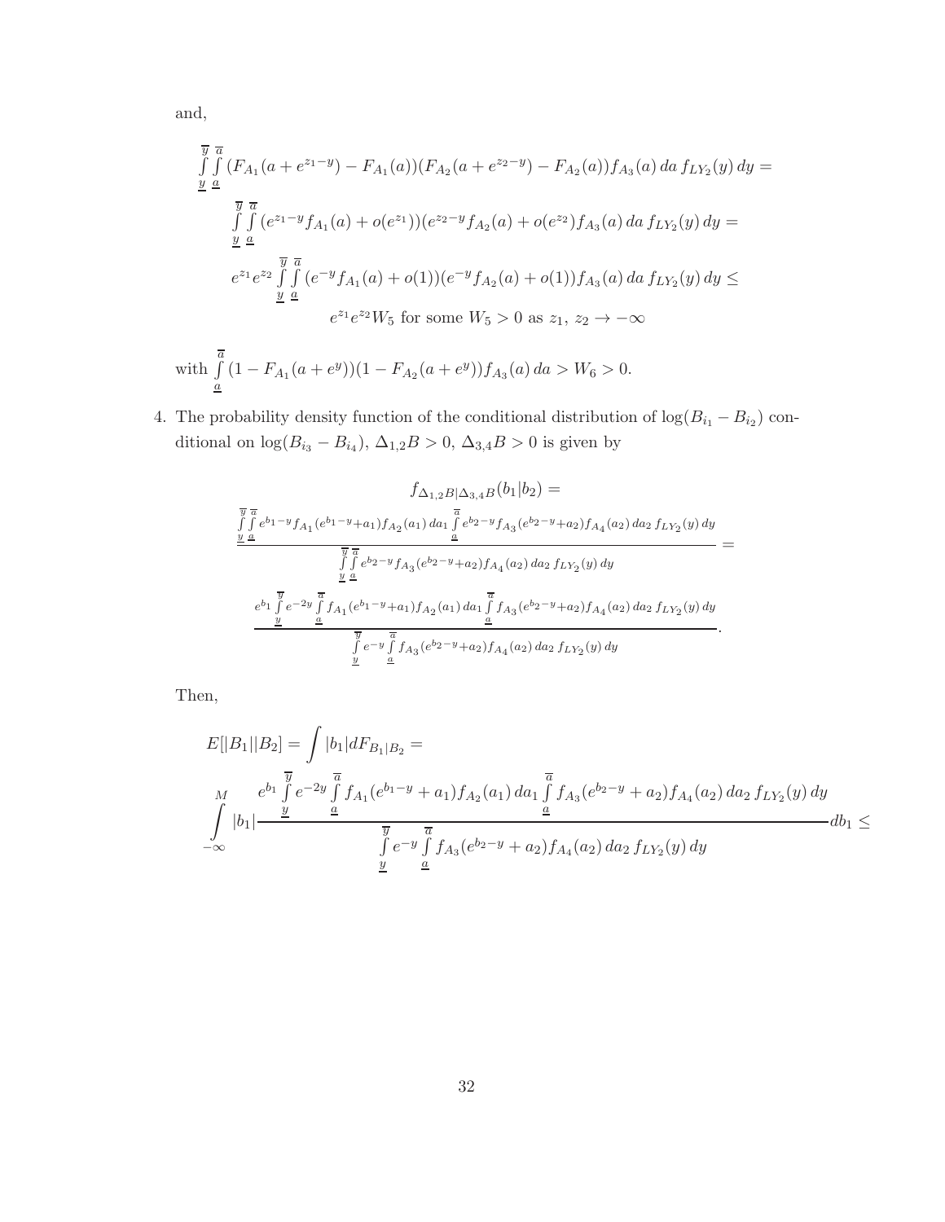and,

$$
\begin{gathered}
\int_{\underline{y}}^{\overline{y}}\int_{\underline{a}}^{\overline{a}}(F_{A_1}(a+e^{z_1-y})-F_{A_1}(a))(F_{A_2}(a+e^{z_2-y})-F_{A_2}(a))f_{A_3}(a)\,da\,f_{LY_2}(y)\,dy = \\
\int_{\underline{y}}^{\overline{y}}\int_{\underline{a}}^{\overline{a}}(e^{z_1-y}f_{A_1}(a)+o(e^{z_1}))(e^{z_2-y}f_{A_2}(a)+o(e^{z_2})f_{A_3}(a)\,da\,f_{LY_2}(y)\,dy = \\
e^{z_1}e^{z_2}\int_{\underline{y}}^{\overline{y}}\int_{\underline{a}}^{\overline{a}}(e^{-y}f_{A_1}(a)+o(1))(e^{-y}f_{A_2}(a)+o(1))f_{A_3}(a)\,da\,f_{LY_2}(y)\,dy \leq \\
e^{z_1}e^{z_2}W_5 \text{ for some } W_5>0 \text{ as } z_1,\, z_2 \to -\infty
\end{gathered}
$$

with $\int_{\underline{a}}^{\overline{a}}(1-F_{A_1}(a+e^{y}))(1-F_{A_2}(a+e^{y}))f_{A_3}(a)\,da > W_6 > 0$.

4. The probability density function of the conditional distribution of $\log(B_{i_1}-B_{i_2})$ conditional on $\log(B_{i_3}-B_{i_4})$, $\Delta_{1,2}B>0$, $\Delta_{3,4}B>0$ is given by

$$
\begin{gathered}
f_{\Delta_{1,2}B|\Delta_{3,4}B}(b_1|b_2) = \\
\frac{\int_{\underline{y}}^{\overline{y}}\int_{\underline{a}}^{\overline{a}}e^{b_1-y}f_{A_1}(e^{b_1-y}+a_1)f_{A_2}(a_1)\,da_1\int_{\underline{a}}^{\overline{a}}e^{b_2-y}f_{A_3}(e^{b_2-y}+a_2)f_{A_4}(a_2)\,da_2\,f_{LY_2}(y)\,dy}{\int_{\underline{y}}^{\overline{y}}\int_{\underline{a}}^{\overline{a}}e^{b_2-y}f_{A_3}(e^{b_2-y}+a_2)f_{A_4}(a_2)\,da_2\,f_{LY_2}(y)\,dy} = \\
\frac{e^{b_1}\int_{\underline{y}}^{\overline{y}}e^{-2y}\int_{\underline{a}}^{\overline{a}}f_{A_1}(e^{b_1-y}+a_1)f_{A_2}(a_1)\,da_1\int_{\underline{a}}^{\overline{a}}f_{A_3}(e^{b_2-y}+a_2)f_{A_4}(a_2)\,da_2\,f_{LY_2}(y)\,dy}{\int_{\underline{y}}^{\overline{y}}e^{-y}\int_{\underline{a}}^{\overline{a}}f_{A_3}(e^{b_2-y}+a_2)f_{A_4}(a_2)\,da_2\,f_{LY_2}(y)\,dy}.
\end{gathered}
$$

Then,

$$
\begin{gathered}
E[|B_1||B_2] = \int |b_1|dF_{B_1|B_2} = \\
\int_{-\infty}^{M}|b_1|\frac{e^{b_1}\int_{\underline{y}}^{\overline{y}}e^{-2y}\int_{\underline{a}}^{\overline{a}}f_{A_1}(e^{b_1-y}+a_1)f_{A_2}(a_1)\,da_1\int_{\underline{a}}^{\overline{a}}f_{A_3}(e^{b_2-y}+a_2)f_{A_4}(a_2)\,da_2\,f_{LY_2}(y)\,dy}{\int_{\underline{y}}^{\overline{y}}e^{-y}\int_{\underline{a}}^{\overline{a}}f_{A_3}(e^{b_2-y}+a_2)f_{A_4}(a_2)\,da_2\,f_{LY_2}(y)\,dy}db_1 \leq
\end{gathered}
$$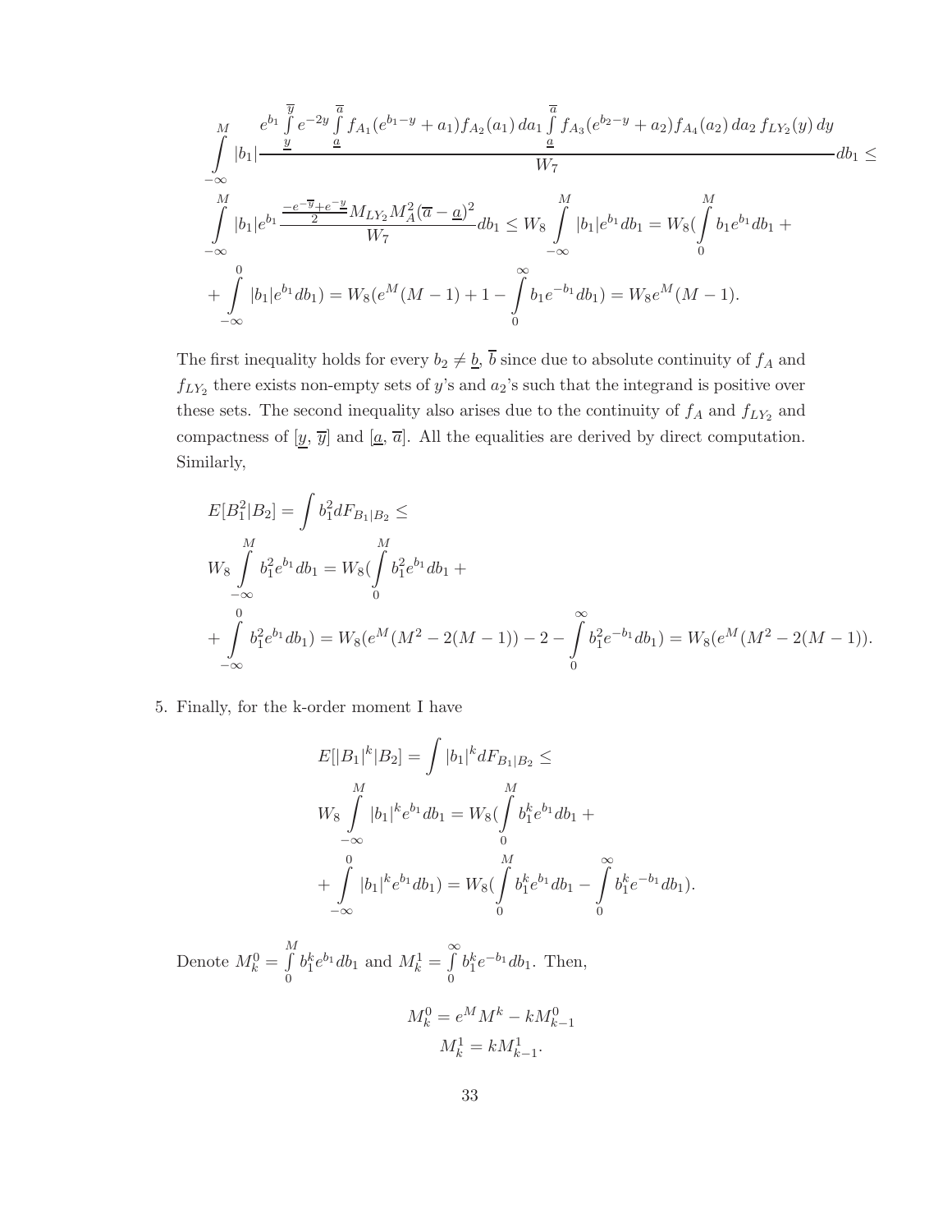$$
\int_{-\infty}^{M} |b_1| \frac{e^{b_1} \int_{\underline{y}}^{\overline{y}} e^{-2y} \int_{\underline{a}}^{\overline{a}} f_{A_1}(e^{b_1-y}+a_1) f_{A_2}(a_1)\, da_1 \int_{\underline{a}}^{\overline{a}} f_{A_3}(e^{b_2-y}+a_2) f_{A_4}(a_2)\, da_2\, f_{LY_2}(y)\, dy}{W_7} db_1 \le
$$

$$
\int_{-\infty}^{M} |b_1| e^{b_1} \frac{\frac{-e^{-\overline{y}}+e^{-\underline{y}}}{2} M_{LY_2} M_A^2 (\overline{a}-\underline{a})^2}{W_7} db_1 \le W_8 \int_{-\infty}^{M} |b_1| e^{b_1} db_1 = W_8 (\int_{0}^{M} b_1 e^{b_1} db_1 +
$$

$$
+ \int_{-\infty}^{0} |b_1| e^{b_1} db_1) = W_8 (e^M (M-1) + 1 - \int_{0}^{\infty} b_1 e^{-b_1} db_1) = W_8 e^M (M-1).
$$

The first inequality holds for every $b_2 \neq \underline{b}$, $\overline{b}$ since due to absolute continuity of $f_A$ and $f_{LY_2}$ there exists non-empty sets of $y$'s and $a_2$'s such that the integrand is positive over these sets. The second inequality also arises due to the continuity of $f_A$ and $f_{LY_2}$ and compactness of $[\underline{y}, \overline{y}]$ and $[\underline{a}, \overline{a}]$. All the equalities are derived by direct computation. Similarly,

$$
E[B_1^2 | B_2] = \int b_1^2 dF_{B_1|B_2} \le
$$

$$
W_8 \int_{-\infty}^{M} b_1^2 e^{b_1} db_1 = W_8 (\int_{0}^{M} b_1^2 e^{b_1} db_1 +
$$

$$
+ \int_{-\infty}^{0} b_1^2 e^{b_1} db_1) = W_8 (e^M (M^2 - 2(M-1)) - 2 - \int_{0}^{\infty} b_1^2 e^{-b_1} db_1) = W_8 (e^M (M^2 - 2(M-1)).
$$

5. Finally, for the k-order moment I have

$$
E[|B_1|^k | B_2] = \int |b_1|^k dF_{B_1|B_2} \le
$$

$$
W_8 \int_{-\infty}^{M} |b_1|^k e^{b_1} db_1 = W_8 (\int_{0}^{M} b_1^k e^{b_1} db_1 +
$$

$$
+ \int_{-\infty}^{0} |b_1|^k e^{b_1} db_1) = W_8 (\int_{0}^{M} b_1^k e^{b_1} db_1 - \int_{0}^{\infty} b_1^k e^{-b_1} db_1).
$$

Denote $M_k^0 = \int_0^M b_1^k e^{b_1} db_1$ and $M_k^1 = \int_0^\infty b_1^k e^{-b_1} db_1$. Then,

$$
M_k^0 = e^M M^k - k M_{k-1}^0
$$

$$
M_k^1 = k M_{k-1}^1.
$$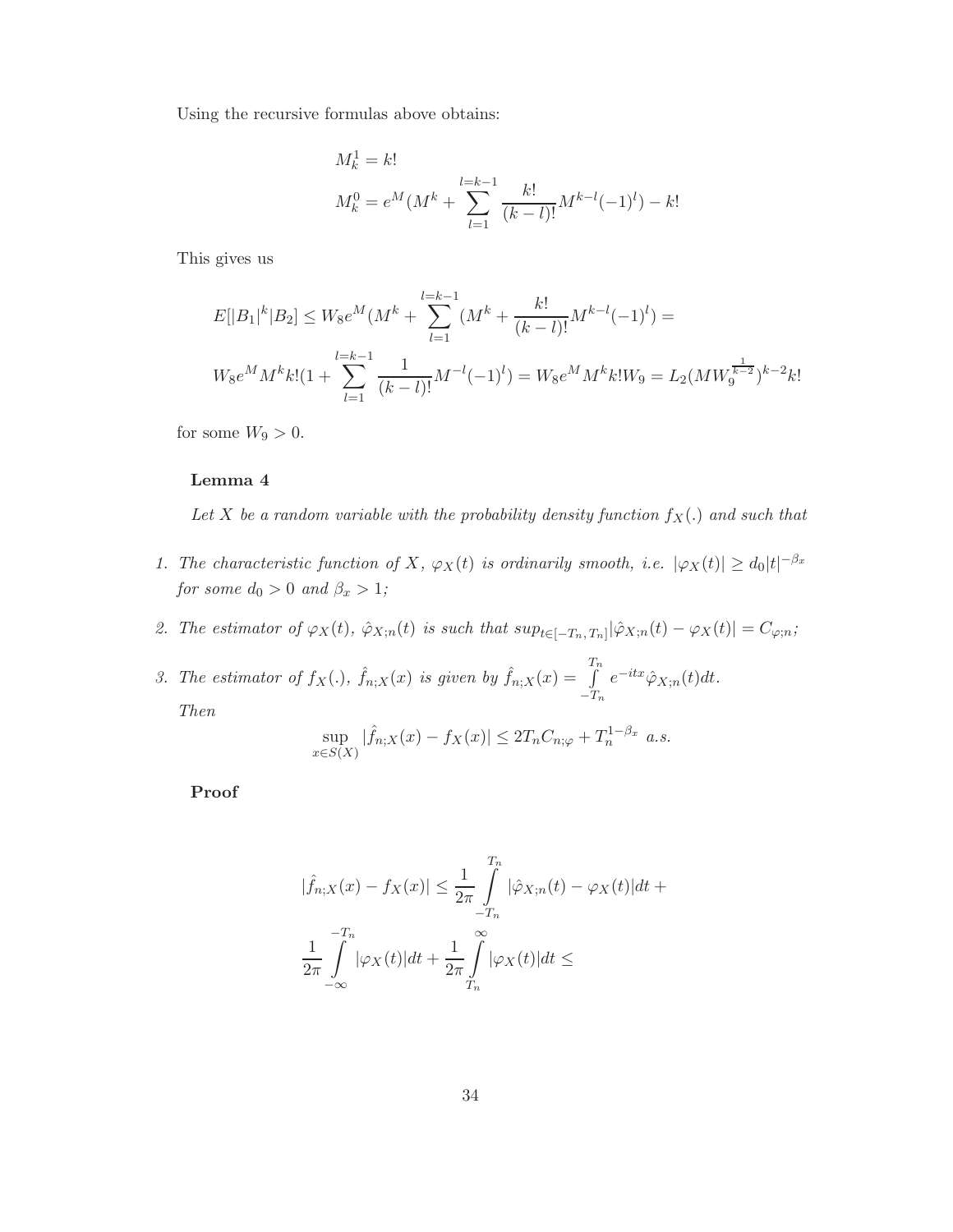Using the recursive formulas above obtains:

$$M_k^1 = k!$$

$$M_k^0 = e^M (M^k + \sum_{l=1}^{l=k-1} \frac{k!}{(k-l)!} M^{k-l}(-1)^l) - k!$$

This gives us

$$E[|B_1|^k | B_2] \leq W_8 e^M (M^k + \sum_{l=1}^{l=k-1} (M^k + \frac{k!}{(k-l)!} M^{k-l}(-1)^l) =$$

$$W_8 e^M M^k k! (1 + \sum_{l=1}^{l=k-1} \frac{1}{(k-l)!} M^{-l}(-1)^l) = W_8 e^M M^k k! W_9 = L_2 (M W_9^{\frac{1}{k-2}})^{k-2} k!$$

for some $W_9 > 0$.

**Lemma 4**

*Let $X$ be a random variable with the probability density function $f_X(.)$ and such that*

1. *The characteristic function of $X$, $\varphi_X(t)$ is ordinarily smooth, i.e. $|\varphi_X(t)| \geq d_0 |t|^{-\beta_x}$ for some $d_0 > 0$ and $\beta_x > 1$;*
2. *The estimator of $\varphi_X(t)$, $\hat{\varphi}_{X;n}(t)$ is such that $sup_{t \in [-T_n, T_n]} |\hat{\varphi}_{X;n}(t) - \varphi_X(t)| = C_{\varphi;n}$;*
3. *The estimator of $f_X(.)$, $\hat{f}_{n;X}(x)$ is given by $\hat{f}_{n;X}(x) = \int_{-T_n}^{T_n} e^{-itx} \hat{\varphi}_{X;n}(t) dt$.*

   *Then*

$$\sup_{x \in S(X)} |\hat{f}_{n;X}(x) - f_X(x)| \leq 2T_n C_{n;\varphi} + T_n^{1-\beta_x} \ a.s.$$

**Proof**

$$|\hat{f}_{n;X}(x) - f_X(x)| \leq \frac{1}{2\pi} \int_{-T_n}^{T_n} |\hat{\varphi}_{X;n}(t) - \varphi_X(t)| dt +$$

$$\frac{1}{2\pi} \int_{-\infty}^{-T_n} |\varphi_X(t)| dt + \frac{1}{2\pi} \int_{T_n}^{\infty} |\varphi_X(t)| dt \leq$$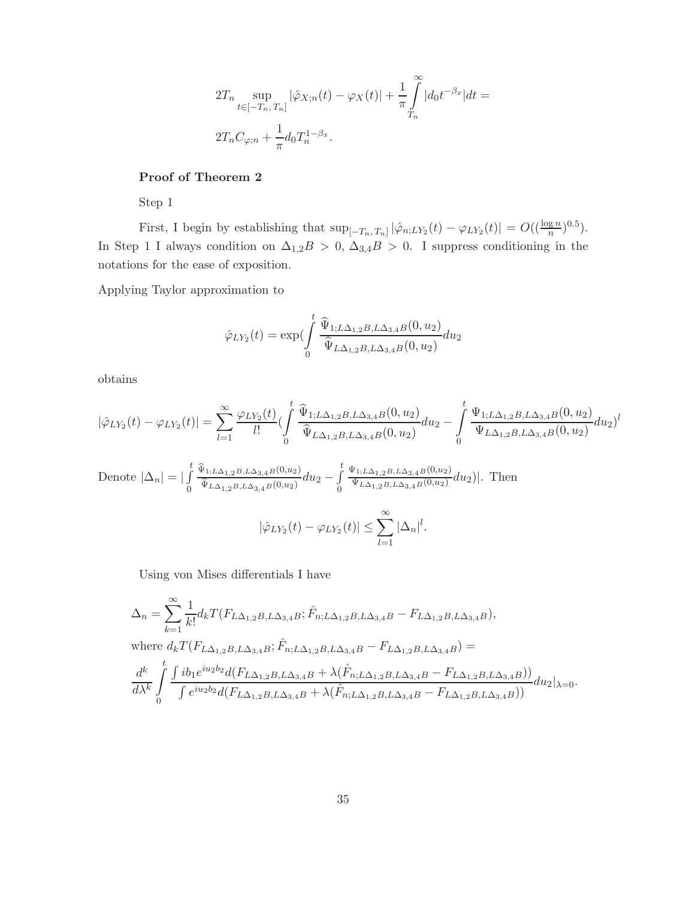$$2T_n \sup_{t\in[-T_n,\, T_n]} |\hat{\varphi}_{X;n}(t) - \varphi_X(t)| + \frac{1}{\pi}\int_{T_n}^{\infty} |d_0 t^{-\beta_x}| dt =$$

$$2T_n C_{\varphi;n} + \frac{1}{\pi} d_0 T_n^{1-\beta_x}.$$

**Proof of Theorem 2**

Step 1

First, I begin by establishing that $\sup_{[-T_n,\, T_n]} |\hat{\varphi}_{n;LY_2}(t) - \varphi_{LY_2}(t)| = O((\frac{\log n}{n})^{0.5})$. In Step 1 I always condition on $\Delta_{1,2}B > 0$, $\Delta_{3,4}B > 0$. I suppress conditioning in the notations for the ease of exposition.

Applying Taylor approximation to

$$\hat{\varphi}_{LY_2}(t) = \exp(\int_0^t \frac{\widehat{\Psi}_{1;L\Delta_{1,2}B, L\Delta_{3,4}B}(0, u_2)}{\widehat{\Psi}_{L\Delta_{1,2}B, L\Delta_{3,4}B}(0, u_2)} du_2$$

obtains

$$|\hat{\varphi}_{LY_2}(t) - \varphi_{LY_2}(t)| = \sum_{l=1}^{\infty} \frac{\varphi_{LY_2}(t)}{l!} (\int_0^t \frac{\widehat{\Psi}_{1;L\Delta_{1,2}B, L\Delta_{3,4}B}(0, u_2)}{\widehat{\Psi}_{L\Delta_{1,2}B, L\Delta_{3,4}B}(0, u_2)} du_2 - \int_0^t \frac{\Psi_{1;L\Delta_{1,2}B, L\Delta_{3,4}B}(0, u_2)}{\Psi_{L\Delta_{1,2}B, L\Delta_{3,4}B}(0, u_2)} du_2)^l$$

Denote $|\Delta_n| = |\int_0^t \frac{\widehat{\Psi}_{1;L\Delta_{1,2}B, L\Delta_{3,4}B}(0,u_2)}{\widehat{\Psi}_{L\Delta_{1,2}B, L\Delta_{3,4}B}(0,u_2)} du_2 - \int_0^t \frac{\Psi_{1;L\Delta_{1,2}B, L\Delta_{3,4}B}(0,u_2)}{\Psi_{L\Delta_{1,2}B, L\Delta_{3,4}B}(0,u_2)} du_2)|$. Then

$$|\hat{\varphi}_{LY_2}(t) - \varphi_{LY_2}(t)| \leq \sum_{l=1}^{\infty} |\Delta_n|^l.$$

Using von Mises differentials I have

$$\Delta_n = \sum_{k=1}^{\infty} \frac{1}{k!} d_k T(F_{L\Delta_{1,2}B, L\Delta_{3,4}B}; \hat{F}_{n;L\Delta_{1,2}B, L\Delta_{3,4}B} - F_{L\Delta_{1,2}B, L\Delta_{3,4}B}),$$

where $d_k T(F_{L\Delta_{1,2}B, L\Delta_{3,4}B}; \hat{F}_{n;L\Delta_{1,2}B, L\Delta_{3,4}B} - F_{L\Delta_{1,2}B, L\Delta_{3,4}B}) =$

$$\frac{d^k}{d\lambda^k} \int_0^t \frac{\int i b_1 e^{iu_2 b_2} d(F_{L\Delta_{1,2}B, L\Delta_{3,4}B} + \lambda(\hat{F}_{n;L\Delta_{1,2}B, L\Delta_{3,4}B} - F_{L\Delta_{1,2}B, L\Delta_{3,4}B}))}{\int e^{iu_2 b_2} d(F_{L\Delta_{1,2}B, L\Delta_{3,4}B} + \lambda(\hat{F}_{n;L\Delta_{1,2}B, L\Delta_{3,4}B} - F_{L\Delta_{1,2}B, L\Delta_{3,4}B}))} du_2 |_{\lambda=0}.$$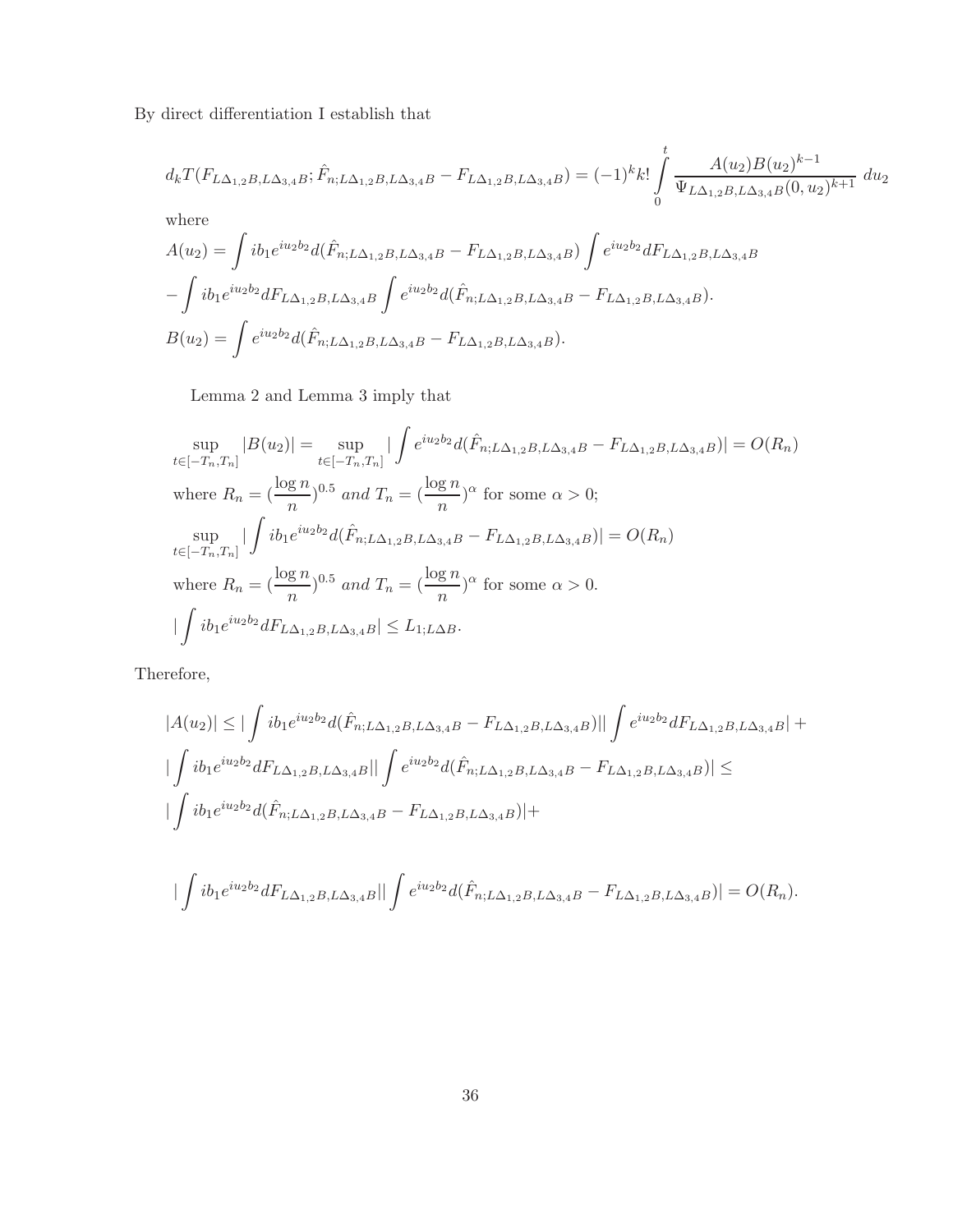By direct differentiation I establish that

$$d_k T(F_{L\Delta_{1,2}B,L\Delta_{3,4}B}; \hat{F}_{n;L\Delta_{1,2}B,L\Delta_{3,4}B} - F_{L\Delta_{1,2}B,L\Delta_{3,4}B}) = (-1)^k k! \int_0^t \frac{A(u_2)B(u_2)^{k-1}}{\Psi_{L\Delta_{1,2}B,L\Delta_{3,4}B}(0,u_2)^{k+1}}\, du_2$$

where

$$A(u_2) = \int ib_1 e^{iu_2 b_2} d(\hat{F}_{n;L\Delta_{1,2}B,L\Delta_{3,4}B} - F_{L\Delta_{1,2}B,L\Delta_{3,4}B}) \int e^{iu_2 b_2} dF_{L\Delta_{1,2}B,L\Delta_{3,4}B}$$
$$- \int ib_1 e^{iu_2 b_2} dF_{L\Delta_{1,2}B,L\Delta_{3,4}B} \int e^{iu_2 b_2} d(\hat{F}_{n;L\Delta_{1,2}B,L\Delta_{3,4}B} - F_{L\Delta_{1,2}B,L\Delta_{3,4}B}).$$
$$B(u_2) = \int e^{iu_2 b_2} d(\hat{F}_{n;L\Delta_{1,2}B,L\Delta_{3,4}B} - F_{L\Delta_{1,2}B,L\Delta_{3,4}B}).$$

Lemma 2 and Lemma 3 imply that

$$\sup_{t\in[-T_n,T_n]} |B(u_2)| = \sup_{t\in[-T_n,T_n]} \left|\int e^{iu_2 b_2} d(\hat{F}_{n;L\Delta_{1,2}B,L\Delta_{3,4}B} - F_{L\Delta_{1,2}B,L\Delta_{3,4}B})\right| = O(R_n)$$

where $R_n = (\frac{\log n}{n})^{0.5}$ *and* $T_n = (\frac{\log n}{n})^{\alpha}$ for some $\alpha > 0$;

$$\sup_{t\in[-T_n,T_n]} \left|\int ib_1 e^{iu_2 b_2} d(\hat{F}_{n;L\Delta_{1,2}B,L\Delta_{3,4}B} - F_{L\Delta_{1,2}B,L\Delta_{3,4}B})\right| = O(R_n)$$

where $R_n = (\frac{\log n}{n})^{0.5}$ *and* $T_n = (\frac{\log n}{n})^{\alpha}$ for some $\alpha > 0$.

$$\left|\int ib_1 e^{iu_2 b_2} dF_{L\Delta_{1,2}B,L\Delta_{3,4}B}\right| \leq L_{1;L\Delta B}.$$

Therefore,

$$|A(u_2)| \leq \left|\int ib_1 e^{iu_2 b_2} d(\hat{F}_{n;L\Delta_{1,2}B,L\Delta_{3,4}B} - F_{L\Delta_{1,2}B,L\Delta_{3,4}B})\right|\left|\int e^{iu_2 b_2} dF_{L\Delta_{1,2}B,L\Delta_{3,4}B}\right| +$$
$$\left|\int ib_1 e^{iu_2 b_2} dF_{L\Delta_{1,2}B,L\Delta_{3,4}B}\right|\left|\int e^{iu_2 b_2} d(\hat{F}_{n;L\Delta_{1,2}B,L\Delta_{3,4}B} - F_{L\Delta_{1,2}B,L\Delta_{3,4}B})\right| \leq$$
$$\left|\int ib_1 e^{iu_2 b_2} d(\hat{F}_{n;L\Delta_{1,2}B,L\Delta_{3,4}B} - F_{L\Delta_{1,2}B,L\Delta_{3,4}B})\right| +$$

$$\left|\int ib_1 e^{iu_2 b_2} dF_{L\Delta_{1,2}B,L\Delta_{3,4}B}\right|\left|\int e^{iu_2 b_2} d(\hat{F}_{n;L\Delta_{1,2}B,L\Delta_{3,4}B} - F_{L\Delta_{1,2}B,L\Delta_{3,4}B})\right| = O(R_n).$$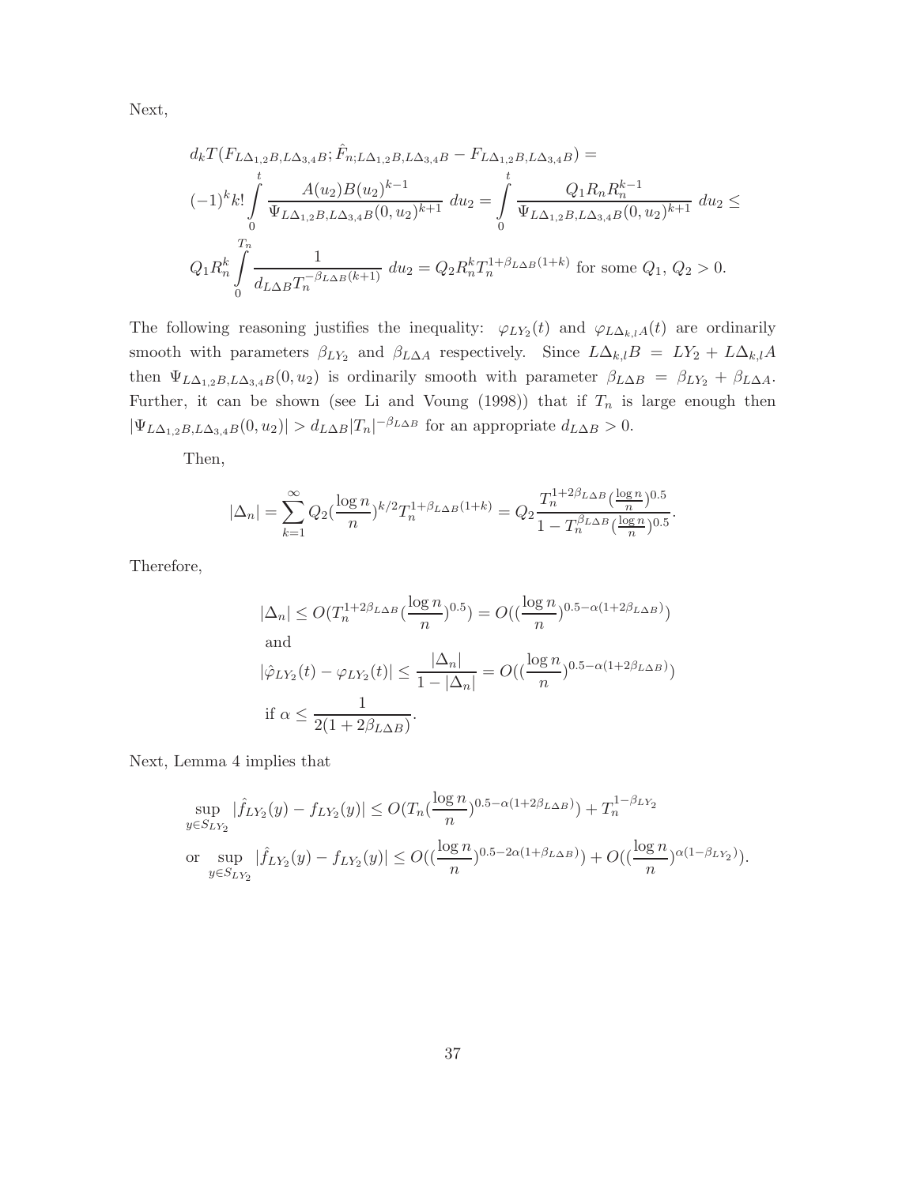Next,

$$
\begin{aligned}
&d_k T(F_{L\Delta_{1,2}B,L\Delta_{3,4}B};\hat{F}_{n;L\Delta_{1,2}B,L\Delta_{3,4}B} - F_{L\Delta_{1,2}B,L\Delta_{3,4}B}) = \\
&(-1)^k k! \int_0^t \frac{A(u_2)B(u_2)^{k-1}}{\Psi_{L\Delta_{1,2}B,L\Delta_{3,4}B}(0,u_2)^{k+1}}\, du_2 = \int_0^t \frac{Q_1 R_n R_n^{k-1}}{\Psi_{L\Delta_{1,2}B,L\Delta_{3,4}B}(0,u_2)^{k+1}}\, du_2 \leq \\
&Q_1 R_n^k \int_0^{T_n} \frac{1}{d_{L\Delta B} T_n^{-\beta_{L\Delta B}(k+1)}}\, du_2 = Q_2 R_n^k T_n^{1+\beta_{L\Delta B}(1+k)} \text{ for some } Q_1,\, Q_2 > 0.
\end{aligned}
$$

The following reasoning justifies the inequality: $\varphi_{LY_2}(t)$ and $\varphi_{L\Delta_{k,l}A}(t)$ are ordinarily smooth with parameters $\beta_{LY_2}$ and $\beta_{L\Delta A}$ respectively. Since $L\Delta_{k,l}B = LY_2 + L\Delta_{k,l}A$ then $\Psi_{L\Delta_{1,2}B,L\Delta_{3,4}B}(0,u_2)$ is ordinarily smooth with parameter $\beta_{L\Delta B} = \beta_{LY_2} + \beta_{L\Delta A}$. Further, it can be shown (see Li and Vuong (1998)) that if $T_n$ is large enough then $|\Psi_{L\Delta_{1,2}B,L\Delta_{3,4}B}(0,u_2)| > d_{L\Delta B}|T_n|^{-\beta_{L\Delta B}}$ for an appropriate $d_{L\Delta B} > 0$.

Then,

$$
|\Delta_n| = \sum_{k=1}^{\infty} Q_2 (\frac{\log n}{n})^{k/2} T_n^{1+\beta_{L\Delta B}(1+k)} = Q_2 \frac{T_n^{1+2\beta_{L\Delta B}}(\frac{\log n}{n})^{0.5}}{1 - T_n^{\beta_{L\Delta B}}(\frac{\log n}{n})^{0.5}}.
$$

Therefore,

$$
\begin{aligned}
&|\Delta_n| \leq O(T_n^{1+2\beta_{L\Delta B}}(\frac{\log n}{n})^{0.5}) = O((\frac{\log n}{n})^{0.5-\alpha(1+2\beta_{L\Delta B})}) \\
&\text{and} \\
&|\hat{\varphi}_{LY_2}(t) - \varphi_{LY_2}(t)| \leq \frac{|\Delta_n|}{1-|\Delta_n|} = O((\frac{\log n}{n})^{0.5-\alpha(1+2\beta_{L\Delta B})}) \\
&\text{if } \alpha \leq \frac{1}{2(1+2\beta_{L\Delta B})}.
\end{aligned}
$$

Next, Lemma 4 implies that

$$
\begin{aligned}
&\sup_{y \in S_{LY_2}} |\hat{f}_{LY_2}(y) - f_{LY_2}(y)| \leq O(T_n(\frac{\log n}{n})^{0.5-\alpha(1+2\beta_{L\Delta B})}) + T_n^{1-\beta_{LY_2}} \\
&\text{or } \sup_{y \in S_{LY_2}} |\hat{f}_{LY_2}(y) - f_{LY_2}(y)| \leq O((\frac{\log n}{n})^{0.5-2\alpha(1+\beta_{L\Delta B})}) + O((\frac{\log n}{n})^{\alpha(1-\beta_{LY_2})}).
\end{aligned}
$$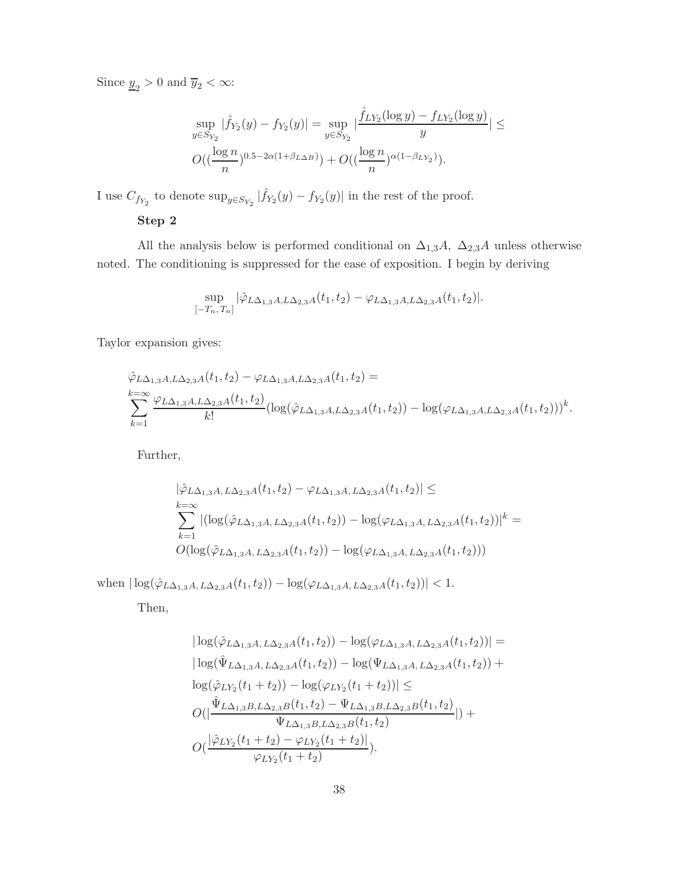Since $\underline{y}_2 > 0$ and $\overline{y}_2 < \infty$:

$$\sup_{y \in S_{Y_2}} |\hat{f}_{Y_2}(y) - f_{Y_2}(y)| = \sup_{y \in S_{Y_2}} |\frac{\hat{f}_{LY_2}(\log y) - f_{LY_2}(\log y)}{y}| \leq$$
$$O((\frac{\log n}{n})^{0.5 - 2\alpha(1+\beta_{L\Delta B})}) + O((\frac{\log n}{n})^{\alpha(1-\beta_{LY_2})}).$$

I use $C_{f_{Y_2}}$ to denote $\sup_{y \in S_{Y_2}} |\hat{f}_{Y_2}(y) - f_{Y_2}(y)|$ in the rest of the proof.

**Step 2**

All the analysis below is performed conditional on $\Delta_{1,3}A$, $\Delta_{2,3}A$ unless otherwise noted. The conditioning is suppressed for the ease of exposition. I begin by deriving

$$\sup_{[-T_n, T_n]} |\hat{\varphi}_{L\Delta_{1,3}A, L\Delta_{2,3}A}(t_1, t_2) - \varphi_{L\Delta_{1,3}A, L\Delta_{2,3}A}(t_1, t_2)|.$$

Taylor expansion gives:

$$\hat{\varphi}_{L\Delta_{1,3}A, L\Delta_{2,3}A}(t_1, t_2) - \varphi_{L\Delta_{1,3}A, L\Delta_{2,3}A}(t_1, t_2) =$$
$$\sum_{k=1}^{k=\infty} \frac{\varphi_{L\Delta_{1,3}A, L\Delta_{2,3}A}(t_1, t_2)}{k!} (\log(\hat{\varphi}_{L\Delta_{1,3}A, L\Delta_{2,3}A}(t_1, t_2)) - \log(\varphi_{L\Delta_{1,3}A, L\Delta_{2,3}A}(t_1, t_2)))^k.$$

Further,

$$|\hat{\varphi}_{L\Delta_{1,3}A, L\Delta_{2,3}A}(t_1, t_2) - \varphi_{L\Delta_{1,3}A, L\Delta_{2,3}A}(t_1, t_2)| \leq$$
$$\sum_{k=1}^{k=\infty} |(\log(\hat{\varphi}_{L\Delta_{1,3}A, L\Delta_{2,3}A}(t_1, t_2)) - \log(\varphi_{L\Delta_{1,3}A, L\Delta_{2,3}A}(t_1, t_2))|^k =$$
$$O(\log(\hat{\varphi}_{L\Delta_{1,3}A, L\Delta_{2,3}A}(t_1, t_2)) - \log(\varphi_{L\Delta_{1,3}A, L\Delta_{2,3}A}(t_1, t_2)))$$

when $|\log(\hat{\varphi}_{L\Delta_{1,3}A, L\Delta_{2,3}A}(t_1, t_2)) - \log(\varphi_{L\Delta_{1,3}A, L\Delta_{2,3}A}(t_1, t_2))| < 1$.

Then,

$$|\log(\hat{\varphi}_{L\Delta_{1,3}A, L\Delta_{2,3}A}(t_1, t_2)) - \log(\varphi_{L\Delta_{1,3}A, L\Delta_{2,3}A}(t_1, t_2))| =$$
$$|\log(\hat{\Psi}_{L\Delta_{1,3}A, L\Delta_{2,3}A}(t_1, t_2)) - \log(\Psi_{L\Delta_{1,3}A, L\Delta_{2,3}A}(t_1, t_2)) +$$
$$\log(\hat{\varphi}_{LY_2}(t_1 + t_2)) - \log(\varphi_{LY_2}(t_1 + t_2))| \leq$$
$$O(|\frac{\hat{\Psi}_{L\Delta_{1,3}B, L\Delta_{2,3}B}(t_1, t_2) - \Psi_{L\Delta_{1,3}B, L\Delta_{2,3}B}(t_1, t_2)}{\Psi_{L\Delta_{1,3}B, L\Delta_{2,3}B}(t_1, t_2)}|) +$$
$$O(\frac{|\hat{\varphi}_{LY_2}(t_1 + t_2) - \varphi_{LY_2}(t_1 + t_2)|}{\varphi_{LY_2}(t_1 + t_2)}).$$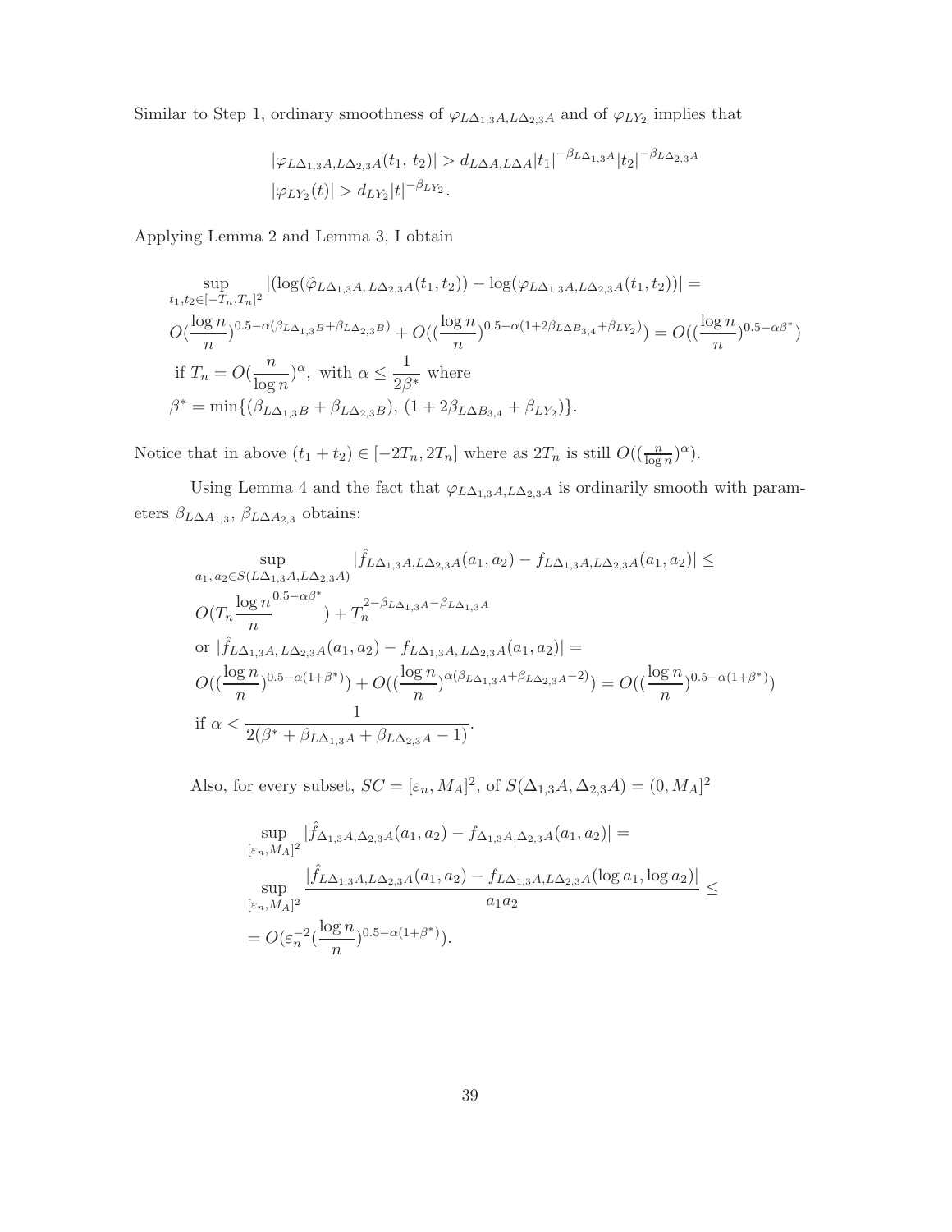Similar to Step 1, ordinary smoothness of $\varphi_{L\Delta_{1,3}A, L\Delta_{2,3}A}$ and of $\varphi_{LY_2}$ implies that

$$
\begin{aligned}
&|\varphi_{L\Delta_{1,3}A, L\Delta_{2,3}A}(t_1,\, t_2)| > d_{L\Delta A, L\Delta A}|t_1|^{-\beta_{L\Delta_{1,3}A}}|t_2|^{-\beta_{L\Delta_{2,3}A}} \\
&|\varphi_{LY_2}(t)| > d_{LY_2}|t|^{-\beta_{LY_2}}.
\end{aligned}
$$

Applying Lemma 2 and Lemma 3, I obtain

$$
\begin{aligned}
&\sup_{t_1,t_2\in[-T_n,T_n]^2} |(\log(\hat{\varphi}_{L\Delta_{1,3}A,\, L\Delta_{2,3}A}(t_1,t_2)) - \log(\varphi_{L\Delta_{1,3}A, L\Delta_{2,3}A}(t_1,t_2))| = \\
&O(\frac{\log n}{n})^{0.5-\alpha(\beta_{L\Delta_{1,3}B}+\beta_{L\Delta_{2,3}B})} + O((\frac{\log n}{n})^{0.5-\alpha(1+2\beta_{L\Delta B_{3,4}}+\beta_{LY_2})}) = O((\frac{\log n}{n})^{0.5-\alpha\beta^*}) \\
&\text{if } T_n = O(\frac{n}{\log n})^{\alpha}, \text{ with } \alpha \leq \frac{1}{2\beta^*} \text{ where} \\
&\beta^* = \min\{(\beta_{L\Delta_{1,3}B} + \beta_{L\Delta_{2,3}B}),\, (1 + 2\beta_{L\Delta B_{3,4}} + \beta_{LY_2})\}.
\end{aligned}
$$

Notice that in above $(t_1 + t_2) \in [-2T_n, 2T_n]$ where as $2T_n$ is still $O((\frac{n}{\log n})^{\alpha})$.

Using Lemma 4 and the fact that $\varphi_{L\Delta_{1,3}A, L\Delta_{2,3}A}$ is ordinarily smooth with parameters $\beta_{L\Delta A_{1,3}}$, $\beta_{L\Delta A_{2,3}}$ obtains:

$$
\begin{aligned}
&\sup_{a_1,\, a_2\in S(L\Delta_{1,3}A, L\Delta_{2,3}A)} |\hat{f}_{L\Delta_{1,3}A, L\Delta_{2,3}A}(a_1,a_2) - f_{L\Delta_{1,3}A, L\Delta_{2,3}A}(a_1,a_2)| \leq \\
&O(T_n \frac{\log n}{n}^{0.5-\alpha\beta^*}) + T_n^{2-\beta_{L\Delta_{1,3}A}-\beta_{L\Delta_{1,3}A}} \\
&\text{or } |\hat{f}_{L\Delta_{1,3}A,\, L\Delta_{2,3}A}(a_1,a_2) - f_{L\Delta_{1,3}A,\, L\Delta_{2,3}A}(a_1,a_2)| = \\
&O((\frac{\log n}{n})^{0.5-\alpha(1+\beta^*)}) + O((\frac{\log n}{n})^{\alpha(\beta_{L\Delta_{1,3}A}+\beta_{L\Delta_{2,3}A}-2)}) = O((\frac{\log n}{n})^{0.5-\alpha(1+\beta^*)}) \\
&\text{if } \alpha < \frac{1}{2(\beta^* + \beta_{L\Delta_{1,3}A} + \beta_{L\Delta_{2,3}A} - 1)}.
\end{aligned}
$$

Also, for every subset, $SC = [\varepsilon_n, M_A]^2$, of $S(\Delta_{1,3}A, \Delta_{2,3}A) = (0, M_A]^2$

$$
\begin{aligned}
&\sup_{[\varepsilon_n,M_A]^2} |\hat{f}_{\Delta_{1,3}A,\Delta_{2,3}A}(a_1,a_2) - f_{\Delta_{1,3}A,\Delta_{2,3}A}(a_1,a_2)| = \\
&\sup_{[\varepsilon_n,M_A]^2} \frac{|\hat{f}_{L\Delta_{1,3}A, L\Delta_{2,3}A}(a_1,a_2) - f_{L\Delta_{1,3}A, L\Delta_{2,3}A}(\log a_1, \log a_2)|}{a_1 a_2} \leq \\
&= O(\varepsilon_n^{-2}(\frac{\log n}{n})^{0.5-\alpha(1+\beta^*)}).
\end{aligned}
$$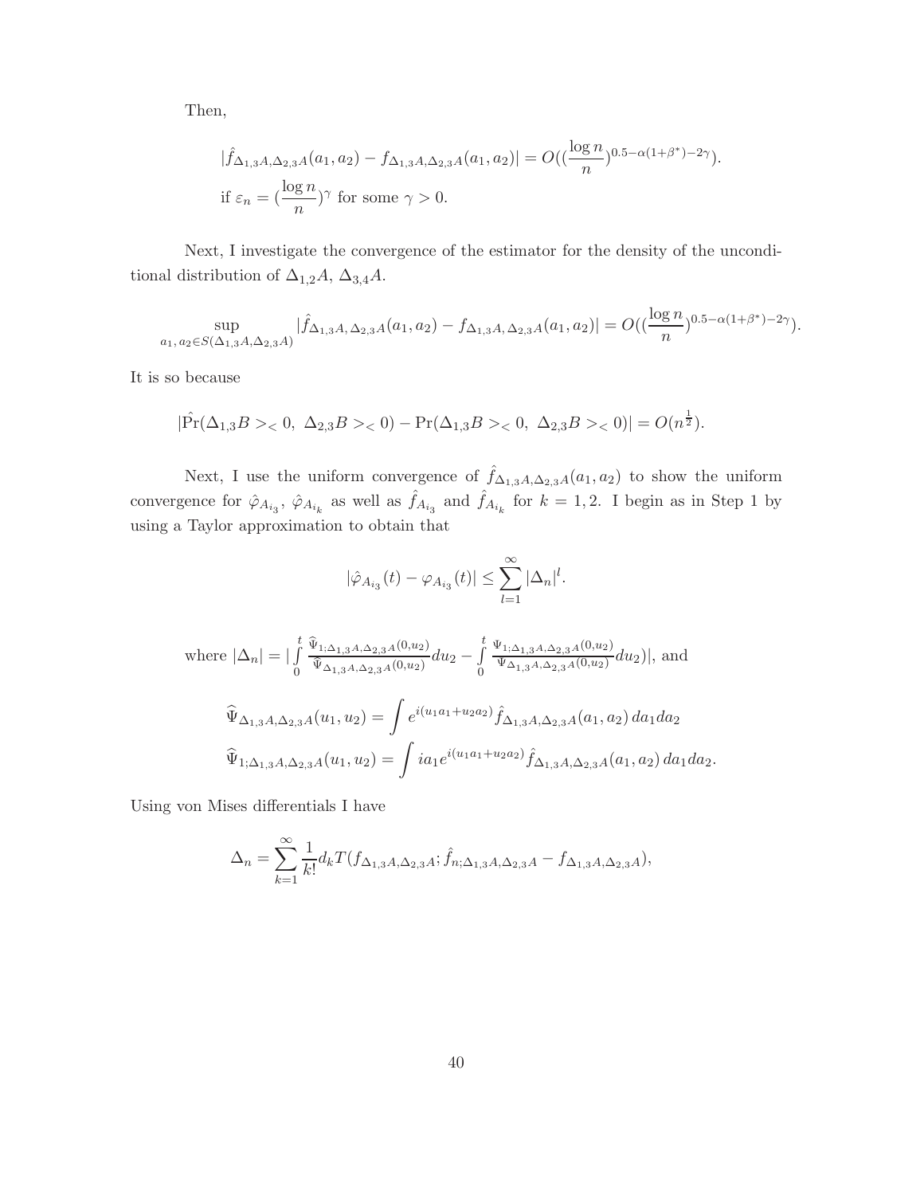Then,

$$
|\hat{f}_{\Delta_{1,3}A,\Delta_{2,3}A}(a_1,a_2) - f_{\Delta_{1,3}A,\Delta_{2,3}A}(a_1,a_2)| = O((\frac{\log n}{n})^{0.5-\alpha(1+\beta^*)-2\gamma}).
$$

$$
\text{if } \varepsilon_n = (\frac{\log n}{n})^{\gamma} \text{ for some } \gamma > 0.
$$

Next, I investigate the convergence of the estimator for the density of the unconditional distribution of $\Delta_{1,2}A$, $\Delta_{3,4}A$.

$$
\sup_{a_1,\, a_2 \in S(\Delta_{1,3}A, \Delta_{2,3}A)} |\hat{f}_{\Delta_{1,3}A,\, \Delta_{2,3}A}(a_1,a_2) - f_{\Delta_{1,3}A,\, \Delta_{2,3}A}(a_1,a_2)| = O((\frac{\log n}{n})^{0.5-\alpha(1+\beta^*)-2\gamma}).
$$

It is so because

$$
|\hat{\Pr}(\Delta_{1,3}B >_< 0,\ \Delta_{2,3}B >_< 0) - \Pr(\Delta_{1,3}B >_< 0,\ \Delta_{2,3}B >_< 0)| = O(n^{\frac{1}{2}}).
$$

Next, I use the uniform convergence of $\hat{f}_{\Delta_{1,3}A,\Delta_{2,3}A}(a_1,a_2)$ to show the uniform convergence for $\hat{\varphi}_{A_{i_3}}$, $\hat{\varphi}_{A_{i_k}}$ as well as $\hat{f}_{A_{i_3}}$ and $\hat{f}_{A_{i_k}}$ for $k=1,2$. I begin as in Step 1 by using a Taylor approximation to obtain that

$$
|\hat{\varphi}_{A_{i_3}}(t) - \varphi_{A_{i_3}}(t)| \le \sum_{l=1}^{\infty} |\Delta_n|^l.
$$

where $|\Delta_n| = |\int_0^t \frac{\widehat{\Psi}_{1;\Delta_{1,3}A,\Delta_{2,3}A}(0,u_2)}{\widehat{\Psi}_{\Delta_{1,3}A,\Delta_{2,3}A}(0,u_2)} du_2 - \int_0^t \frac{\Psi_{1;\Delta_{1,3}A,\Delta_{2,3}A}(0,u_2)}{\Psi_{\Delta_{1,3}A,\Delta_{2,3}A}(0,u_2)} du_2)|$, and

$$
\widehat{\Psi}_{\Delta_{1,3}A,\Delta_{2,3}A}(u_1,u_2) = \int e^{i(u_1a_1+u_2a_2)} \hat{f}_{\Delta_{1,3}A,\Delta_{2,3}A}(a_1,a_2)\, da_1 da_2
$$

$$
\widehat{\Psi}_{1;\Delta_{1,3}A,\Delta_{2,3}A}(u_1,u_2) = \int i a_1 e^{i(u_1a_1+u_2a_2)} \hat{f}_{\Delta_{1,3}A,\Delta_{2,3}A}(a_1,a_2)\, da_1 da_2.
$$

Using von Mises differentials I have

$$
\Delta_n = \sum_{k=1}^{\infty} \frac{1}{k!} d_k T(f_{\Delta_{1,3}A,\Delta_{2,3}A}; \hat{f}_{n;\Delta_{1,3}A,\Delta_{2,3}A} - f_{\Delta_{1,3}A,\Delta_{2,3}A}),
$$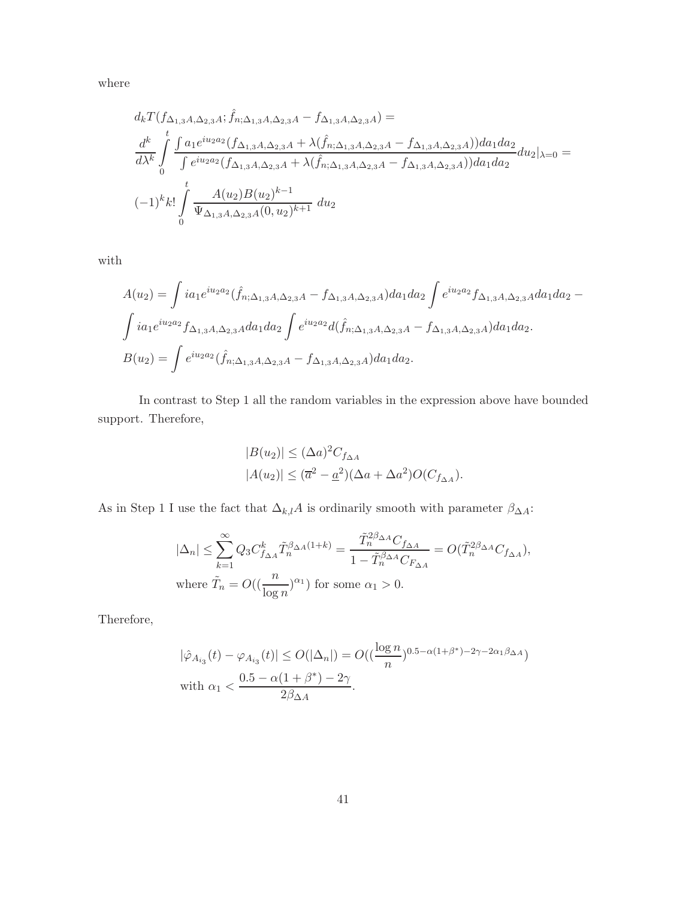where

$$
\begin{aligned}
&d_k T(f_{\Delta_{1,3}A,\Delta_{2,3}A}; \hat{f}_{n;\Delta_{1,3}A,\Delta_{2,3}A} - f_{\Delta_{1,3}A,\Delta_{2,3}A}) = \\
&\frac{d^k}{d\lambda^k} \int_0^t \frac{\int a_1 e^{iu_2 a_2}(f_{\Delta_{1,3}A,\Delta_{2,3}A} + \lambda(\hat{f}_{n;\Delta_{1,3}A,\Delta_{2,3}A} - f_{\Delta_{1,3}A,\Delta_{2,3}A}))da_1 da_2}{\int e^{iu_2 a_2}(f_{\Delta_{1,3}A,\Delta_{2,3}A} + \lambda(\hat{f}_{n;\Delta_{1,3}A,\Delta_{2,3}A} - f_{\Delta_{1,3}A,\Delta_{2,3}A}))da_1 da_2} du_2|_{\lambda=0} = \\
&(-1)^k k! \int_0^t \frac{A(u_2)B(u_2)^{k-1}}{\Psi_{\Delta_{1,3}A,\Delta_{2,3}A}(0,u_2)^{k+1}} \, du_2
\end{aligned}
$$

with

$$
\begin{aligned}
&A(u_2) = \int i a_1 e^{iu_2 a_2}(\hat{f}_{n;\Delta_{1,3}A,\Delta_{2,3}A} - f_{\Delta_{1,3}A,\Delta_{2,3}A})da_1 da_2 \int e^{iu_2 a_2} f_{\Delta_{1,3}A,\Delta_{2,3}A} da_1 da_2 - \\
&\int i a_1 e^{iu_2 a_2} f_{\Delta_{1,3}A,\Delta_{2,3}A} da_1 da_2 \int e^{iu_2 a_2} d(\hat{f}_{n;\Delta_{1,3}A,\Delta_{2,3}A} - f_{\Delta_{1,3}A,\Delta_{2,3}A})da_1 da_2. \\
&B(u_2) = \int e^{iu_2 a_2}(\hat{f}_{n;\Delta_{1,3}A,\Delta_{2,3}A} - f_{\Delta_{1,3}A,\Delta_{2,3}A})da_1 da_2.
\end{aligned}
$$

In contrast to Step 1 all the random variables in the expression above have bounded support. Therefore,

$$
\begin{aligned}
&|B(u_2)| \leq (\Delta a)^2 C_{f_{\Delta A}} \\
&|A(u_2)| \leq (\overline{a}^2 - \underline{a}^2)(\Delta a + \Delta a^2) O(C_{f_{\Delta A}}).
\end{aligned}
$$

As in Step 1 I use the fact that $\Delta_{k,l}A$ is ordinarily smooth with parameter $\beta_{\Delta A}$:

$$
\begin{aligned}
&|\Delta_n| \leq \sum_{k=1}^{\infty} Q_3 C_{f_{\Delta A}}^k \tilde{T}_n^{\beta_{\Delta A}(1+k)} = \frac{\tilde{T}_n^{2\beta_{\Delta A}} C_{f_{\Delta A}}}{1 - \tilde{T}_n^{\beta_{\Delta A}} C_{F_{\Delta A}}} = O(\tilde{T}_n^{2\beta_{\Delta A}} C_{f_{\Delta A}}), \\
&\text{where } \tilde{T}_n = O((\frac{n}{\log n})^{\alpha_1}) \text{ for some } \alpha_1 > 0.
\end{aligned}
$$

Therefore,

$$
\begin{aligned}
&|\hat{\varphi}_{A_{i_3}}(t) - \varphi_{A_{i_3}}(t)| \leq O(|\Delta_n|) = O((\frac{\log n}{n})^{0.5 - \alpha(1+\beta^*) - 2\gamma - 2\alpha_1 \beta_{\Delta A}}) \\
&\text{with } \alpha_1 < \frac{0.5 - \alpha(1+\beta^*) - 2\gamma}{2\beta_{\Delta A}}.
\end{aligned}
$$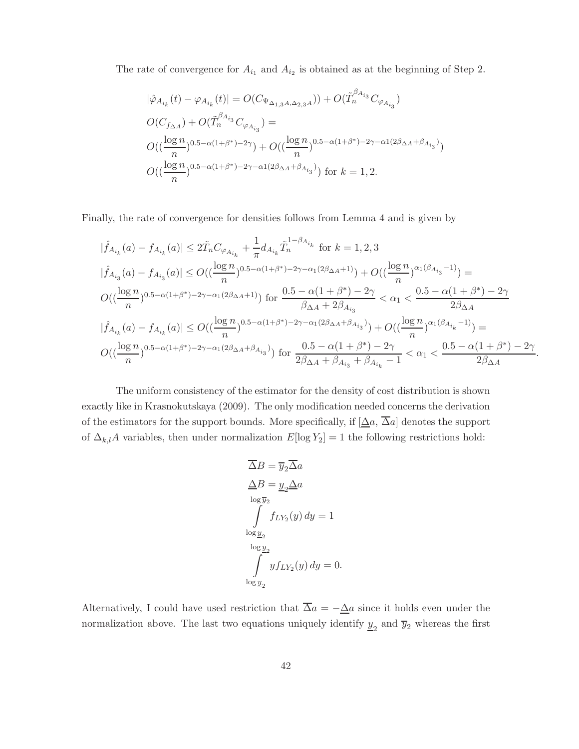The rate of convergence for $A_{i_1}$ and $A_{i_2}$ is obtained as at the beginning of Step 2.

$$
\begin{aligned}
&|\hat{\varphi}_{A_{i_k}}(t) - \varphi_{A_{i_k}}(t)| = O(C_{\Psi_{\Delta_{1,3}A,\Delta_{2,3}A}})) + O(\tilde{T}_n^{\beta_{A_{i_3}}} C_{\varphi_{A_{i_3}}}) \\
&O(C_{f_{\Delta A}}) + O(\tilde{T}_n^{\beta_{A_{i_3}}} C_{\varphi_{A_{i_3}}}) = \\
&O((\frac{\log n}{n})^{0.5-\alpha(1+\beta^*)-2\gamma}) + O((\frac{\log n}{n})^{0.5-\alpha(1+\beta^*)-2\gamma-\alpha 1(2\beta_{\Delta A}+\beta_{A_{i_3}})}) \\
&O((\frac{\log n}{n})^{0.5-\alpha(1+\beta^*)-2\gamma-\alpha 1(2\beta_{\Delta A}+\beta_{A_{i_3}})}) \text{ for } k = 1, 2.
\end{aligned}
$$

Finally, the rate of convergence for densities follows from Lemma 4 and is given by

$$
\begin{aligned}
&|\hat{f}_{A_{i_k}}(a) - f_{A_{i_k}}(a)| \leq 2\tilde{T}_n C_{\varphi_{A_{i_k}}} + \frac{1}{\pi} d_{A_{i_k}} \tilde{T}_n^{1-\beta_{A_{i_k}}} \text{ for } k = 1, 2, 3 \\
&|\hat{f}_{A_{i_3}}(a) - f_{A_{i_3}}(a)| \leq O((\frac{\log n}{n})^{0.5-\alpha(1+\beta^*)-2\gamma-\alpha_1(2\beta_{\Delta A}+1)}) + O((\frac{\log n}{n})^{\alpha_1(\beta_{A_{i_3}}-1)}) = \\
&O((\frac{\log n}{n})^{0.5-\alpha(1+\beta^*)-2\gamma-\alpha_1(2\beta_{\Delta A}+1)}) \text{ for } \frac{0.5-\alpha(1+\beta^*)-2\gamma}{\beta_{\Delta A}+2\beta_{A_{i_3}}} < \alpha_1 < \frac{0.5-\alpha(1+\beta^*)-2\gamma}{2\beta_{\Delta A}} \\
&|\hat{f}_{A_{i_k}}(a) - f_{A_{i_k}}(a)| \leq O((\frac{\log n}{n})^{0.5-\alpha(1+\beta^*)-2\gamma-\alpha_1(2\beta_{\Delta A}+\beta_{A_{i_3}})}) + O((\frac{\log n}{n})^{\alpha_1(\beta_{A_{i_k}}-1)}) = \\
&O((\frac{\log n}{n})^{0.5-\alpha(1+\beta^*)-2\gamma-\alpha_1(2\beta_{\Delta A}+\beta_{A_{i_3}})}) \text{ for } \frac{0.5-\alpha(1+\beta^*)-2\gamma}{2\beta_{\Delta A}+\beta_{A_{i_3}}+\beta_{A_{i_k}}-1} < \alpha_1 < \frac{0.5-\alpha(1+\beta^*)-2\gamma}{2\beta_{\Delta A}}.
\end{aligned}
$$

The uniform consistency of the estimator for the density of cost distribution is shown exactly like in Krasnokutskaya (2009). The only modification needed concerns the derivation of the estimators for the support bounds. More specifically, if $[\underline{\Delta}a, \overline{\Delta}a]$ denotes the support of $\Delta_{k,l}A$ variables, then under normalization $E[\log Y_2] = 1$ the following restrictions hold:

$$
\begin{aligned}
&\overline{\Delta}B = \overline{y}_2 \overline{\Delta}a \\
&\underline{\Delta}B = \underline{y}_2 \underline{\Delta}a \\
&\int_{\log \underline{y}_2}^{\log \overline{y}_2} f_{LY_2}(y)\, dy = 1 \\
&\int_{\log \underline{y}_2}^{\log \underline{y}_2} y f_{LY_2}(y)\, dy = 0.
\end{aligned}
$$

Alternatively, I could have used restriction that $\overline{\Delta}a = -\underline{\Delta}a$ since it holds even under the normalization above. The last two equations uniquely identify $\underline{y}_2$ and $\overline{y}_2$ whereas the first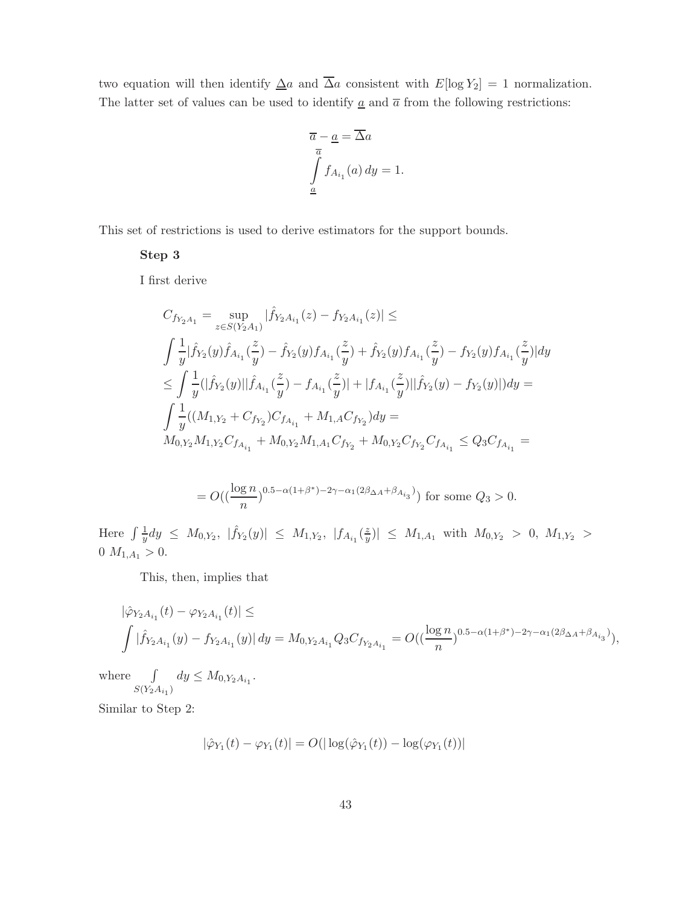two equation will then identify $\underline{\Delta}a$ and $\overline{\Delta}a$ consistent with $E[\log Y_2] = 1$ normalization. The latter set of values can be used to identify $\underline{a}$ and $\overline{a}$ from the following restrictions:

$$
\overline{a} - \underline{a} = \overline{\Delta}a
$$

$$
\int_{\underline{a}}^{\overline{a}} f_{A_{i_1}}(a)\, dy = 1.
$$

This set of restrictions is used to derive estimators for the support bounds.

**Step 3**

I first derive

$$
\begin{aligned}
&C_{f_{Y_2 A_1}} = \sup_{z \in S(Y_2 A_1)} |\hat{f}_{Y_2 A_{i_1}}(z) - f_{Y_2 A_{i_1}}(z)| \leq \\
&\int \frac{1}{y} |\hat{f}_{Y_2}(y) \hat{f}_{A_{i_1}}(\frac{z}{y}) - \hat{f}_{Y_2}(y) f_{A_{i_1}}(\frac{z}{y}) + \hat{f}_{Y_2}(y) f_{A_{i_1}}(\frac{z}{y}) - f_{Y_2}(y) f_{A_{i_1}}(\frac{z}{y})| dy \\
&\leq \int \frac{1}{y} (|\hat{f}_{Y_2}(y)||\hat{f}_{A_{i_1}}(\frac{z}{y}) - f_{A_{i_1}}(\frac{z}{y})| + |f_{A_{i_1}}(\frac{z}{y})||\hat{f}_{Y_2}(y) - f_{Y_2}(y)|) dy = \\
&\int \frac{1}{y} ((M_{1,Y_2} + C_{f_{Y_2}}) C_{f_{A_{i_1}}} + M_{1,A} C_{f_{Y_2}}) dy = \\
&M_{0,Y_2} M_{1,Y_2} C_{f_{A_{i_1}}} + M_{0,Y_2} M_{1,A_1} C_{f_{Y_2}} + M_{0,Y_2} C_{f_{Y_2}} C_{f_{A_{i_1}}} \leq Q_3 C_{f_{A_{i_1}}} =
\end{aligned}
$$

$$
= O((\frac{\log n}{n})^{0.5 - \alpha(1+\beta^*) - 2\gamma - \alpha_1(2\beta_{\Delta A} + \beta_{A_{i_3}})}) \text{ for some } Q_3 > 0.
$$

Here $\int \frac{1}{y} dy \leq M_{0,Y_2}$, $|\hat{f}_{Y_2}(y)| \leq M_{1,Y_2}$, $|f_{A_{i_1}}(\frac{z}{y})| \leq M_{1,A_1}$ with $M_{0,Y_2} > 0$, $M_{1,Y_2} > 0$ $M_{1,A_1} > 0$.

This, then, implies that

$$
\begin{aligned}
&|\hat{\varphi}_{Y_2 A_{i_1}}(t) - \varphi_{Y_2 A_{i_1}}(t)| \leq \\
&\int |\hat{f}_{Y_2 A_{i_1}}(y) - f_{Y_2 A_{i_1}}(y)|\, dy = M_{0,Y_2 A_{i_1}} Q_3 C_{f_{Y_2 A_{i_1}}} = O((\frac{\log n}{n})^{0.5 - \alpha(1+\beta^*) - 2\gamma - \alpha_1(2\beta_{\Delta A} + \beta_{A_{i_3}})}),
\end{aligned}
$$

where $\int\limits_{S(Y_2 A_{i_1})} dy \leq M_{0,Y_2 A_{i_1}}$.

Similar to Step 2:

$$
|\hat{\varphi}_{Y_1}(t) - \varphi_{Y_1}(t)| = O(|\log(\hat{\varphi}_{Y_1}(t)) - \log(\varphi_{Y_1}(t))|
$$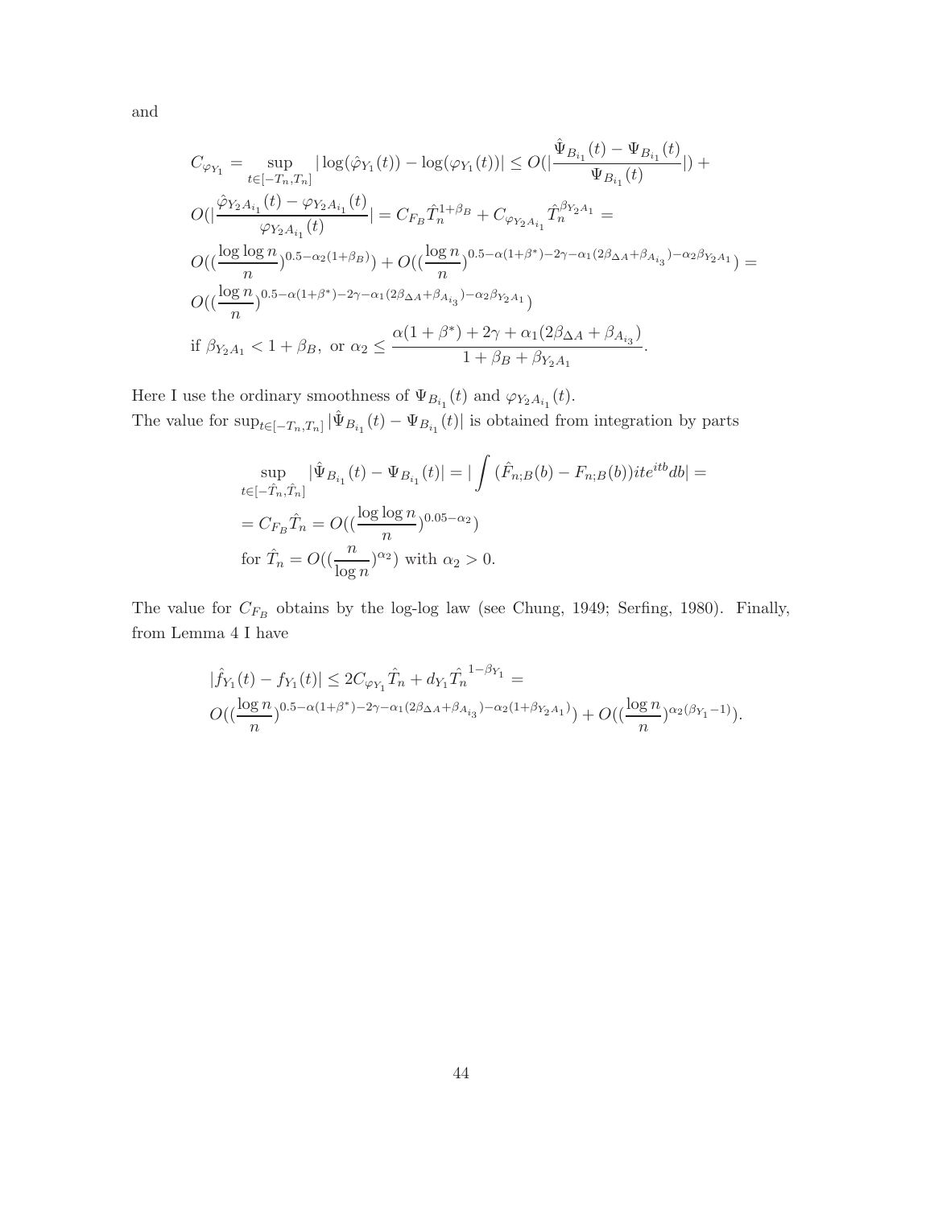and

$$
\begin{aligned}
&C_{\varphi_{Y_1}} = \sup_{t\in[-T_n,T_n]} |\log(\hat{\varphi}_{Y_1}(t)) - \log(\varphi_{Y_1}(t))| \leq O(|\frac{\hat{\Psi}_{B_{i_1}}(t) - \Psi_{B_{i_1}}(t)}{\Psi_{B_{i_1}}(t)}|) + \\
&O(|\frac{\hat{\varphi}_{Y_2 A_{i_1}}(t) - \varphi_{Y_2 A_{i_1}}(t)}{\varphi_{Y_2 A_{i_1}}(t)}| = C_{F_B}\hat{T}_n^{1+\beta_B} + C_{\varphi_{Y_2 A_{i_1}}}\hat{T}_n^{\beta_{Y_2 A_1}} = \\
&O((\frac{\log\log n}{n})^{0.5-\alpha_2(1+\beta_B)}) + O((\frac{\log n}{n})^{0.5-\alpha(1+\beta^*)-2\gamma-\alpha_1(2\beta_{\Delta A}+\beta_{A_{i_3}})-\alpha_2\beta_{Y_2 A_1}}) = \\
&O((\frac{\log n}{n})^{0.5-\alpha(1+\beta^*)-2\gamma-\alpha_1(2\beta_{\Delta A}+\beta_{A_{i_3}})-\alpha_2\beta_{Y_2 A_1}}) \\
&\text{if } \beta_{Y_2 A_1} < 1+\beta_B, \text{ or } \alpha_2 \leq \frac{\alpha(1+\beta^*)+2\gamma+\alpha_1(2\beta_{\Delta A}+\beta_{A_{i_3}})}{1+\beta_B+\beta_{Y_2 A_1}}.
\end{aligned}
$$

Here I use the ordinary smoothness of $\Psi_{B_{i_1}}(t)$ and $\varphi_{Y_2 A_{i_1}}(t)$.
The value for $\sup_{t\in[-T_n,T_n]} |\hat{\Psi}_{B_{i_1}}(t) - \Psi_{B_{i_1}}(t)|$ is obtained from integration by parts

$$
\begin{aligned}
&\sup_{t\in[-\hat{T}_n,\hat{T}_n]} |\hat{\Psi}_{B_{i_1}}(t) - \Psi_{B_{i_1}}(t)| = |\int (\hat{F}_{n;B}(b) - F_{n;B}(b)) ite^{itb} db| = \\
&= C_{F_B}\hat{T}_n = O((\frac{\log\log n}{n})^{0.05-\alpha_2}) \\
&\text{for } \hat{T}_n = O((\frac{n}{\log n})^{\alpha_2}) \text{ with } \alpha_2 > 0.
\end{aligned}
$$

The value for $C_{F_B}$ obtains by the log-log law (see Chung, 1949; Serfing, 1980). Finally, from Lemma 4 I have

$$
\begin{aligned}
&|\hat{f}_{Y_1}(t) - f_{Y_1}(t)| \leq 2C_{\varphi_{Y_1}}\hat{T}_n + d_{Y_1}\hat{T_n}^{1-\beta_{Y_1}} = \\
&O((\frac{\log n}{n})^{0.5-\alpha(1+\beta^*)-2\gamma-\alpha_1(2\beta_{\Delta A}+\beta_{A_{i_3}})-\alpha_2(1+\beta_{Y_2 A_1})}) + O((\frac{\log n}{n})^{\alpha_2(\beta_{Y_1}-1)}).
\end{aligned}
$$